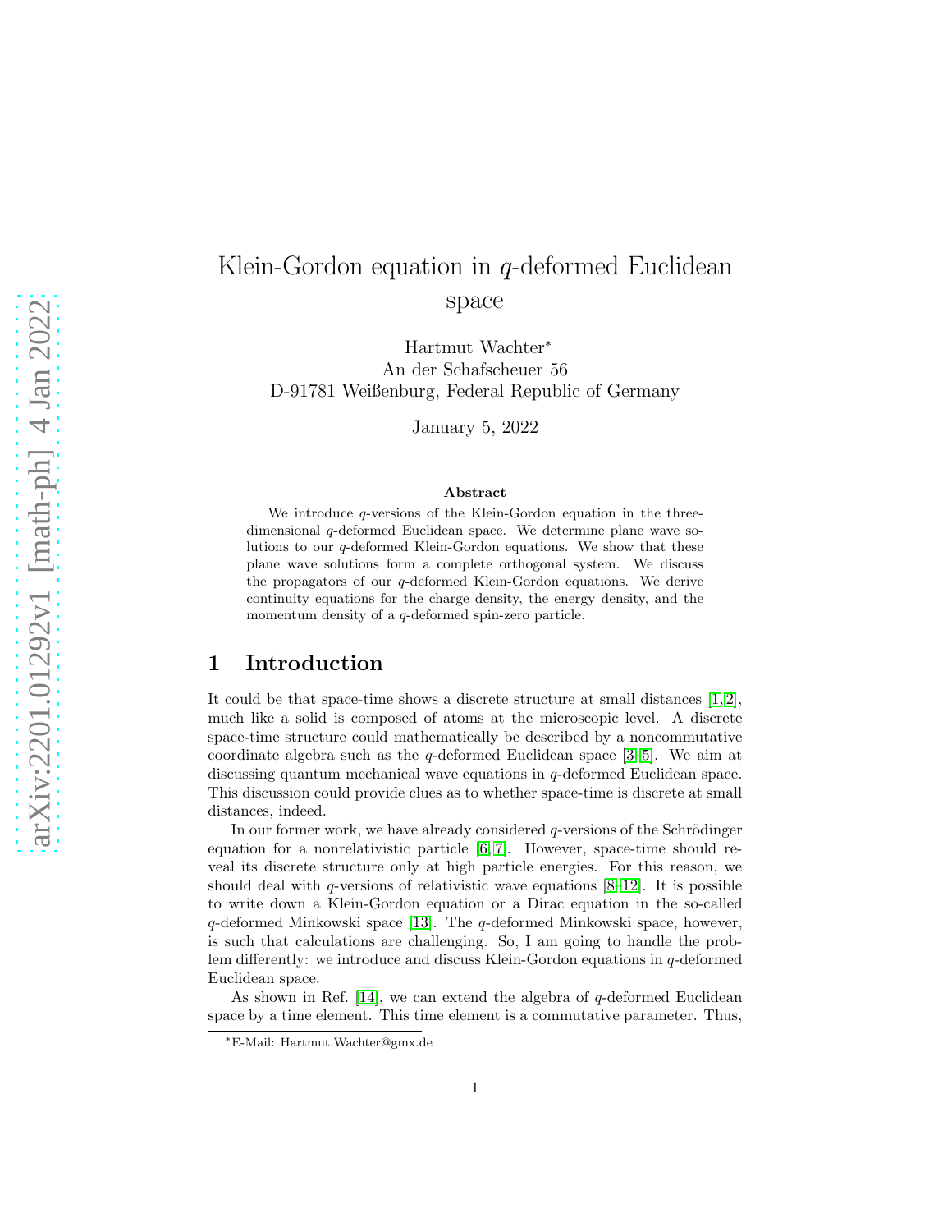# Klein-Gordon equation in $q$-deformed Euclidean space

Hartmut Wachter*
An der Schafscheuer 56
D-91781 Weißenburg, Federal Republic of Germany

January 5, 2022

### Abstract

We introduce $q$-versions of the Klein-Gordon equation in the three-dimensional $q$-deformed Euclidean space. We determine plane wave solutions to our $q$-deformed Klein-Gordon equations. We show that these plane wave solutions form a complete orthogonal system. We discuss the propagators of our $q$-deformed Klein-Gordon equations. We derive continuity equations for the charge density, the energy density, and the momentum density of a $q$-deformed spin-zero particle.

## 1 Introduction

It could be that space-time shows a discrete structure at small distances [1, 2], much like a solid is composed of atoms at the microscopic level. A discrete space-time structure could mathematically be described by a noncommutative coordinate algebra such as the $q$-deformed Euclidean space [3–5]. We aim at discussing quantum mechanical wave equations in $q$-deformed Euclidean space. This discussion could provide clues as to whether space-time is discrete at small distances, indeed.

In our former work, we have already considered $q$-versions of the Schrödinger equation for a nonrelativistic particle [6, 7]. However, space-time should reveal its discrete structure only at high particle energies. For this reason, we should deal with $q$-versions of relativistic wave equations [8–12]. It is possible to write down a Klein-Gordon equation or a Dirac equation in the so-called $q$-deformed Minkowski space [13]. The $q$-deformed Minkowski space, however, is such that calculations are challenging. So, I am going to handle the problem differently: we introduce and discuss Klein-Gordon equations in $q$-deformed Euclidean space.

As shown in Ref. [14], we can extend the algebra of $q$-deformed Euclidean space by a time element. This time element is a commutative parameter. Thus,

*E-Mail: Hartmut.Wachter@gmx.de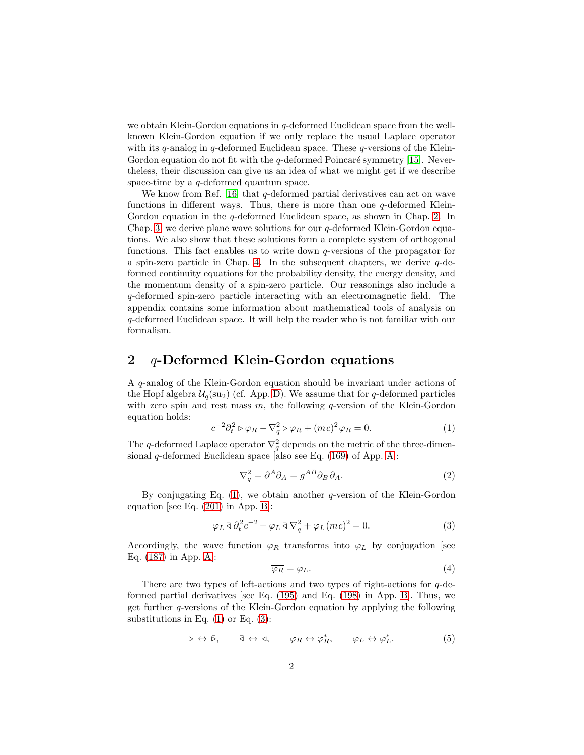we obtain Klein-Gordon equations in $q$-deformed Euclidean space from the well-known Klein-Gordon equation if we only replace the usual Laplace operator with its $q$-analog in $q$-deformed Euclidean space. These $q$-versions of the Klein-Gordon equation do not fit with the $q$-deformed Poincaré symmetry [15]. Nevertheless, their discussion can give us an idea of what we might get if we describe space-time by a $q$-deformed quantum space.

We know from Ref. [16] that $q$-deformed partial derivatives can act on wave functions in different ways. Thus, there is more than one $q$-deformed Klein-Gordon equation in the $q$-deformed Euclidean space, as shown in Chap. 2. In Chap. 3, we derive plane wave solutions for our $q$-deformed Klein-Gordon equations. We also show that these solutions form a complete system of orthogonal functions. This fact enables us to write down $q$-versions of the propagator for a spin-zero particle in Chap. 4. In the subsequent chapters, we derive $q$-deformed continuity equations for the probability density, the energy density, and the momentum density of a spin-zero particle. Our reasonings also include a $q$-deformed spin-zero particle interacting with an electromagnetic field. The appendix contains some information about mathematical tools of analysis on $q$-deformed Euclidean space. It will help the reader who is not familiar with our formalism.

## 2 $q$-Deformed Klein-Gordon equations

A $q$-analog of the Klein-Gordon equation should be invariant under actions of the Hopf algebra $\mathcal{U}_q(\mathrm{su}_2)$ (cf. App. D). We assume that for $q$-deformed particles with zero spin and rest mass $m$, the following $q$-version of the Klein-Gordon equation holds:

$$c^{-2}\partial_t^2 \triangleright \varphi_R - \nabla_q^2 \triangleright \varphi_R + (mc)^2 \varphi_R = 0. \tag{1}$$

The $q$-deformed Laplace operator $\nabla_q^2$ depends on the metric of the three-dimensional $q$-deformed Euclidean space [also see Eq. (169) of App. A]:

$$\nabla_q^2 = \partial^A \partial_A = g^{AB} \partial_B \partial_A. \tag{2}$$

By conjugating Eq. (1), we obtain another $q$-version of the Klein-Gordon equation [see Eq. (201) in App. B]:

$$\varphi_L \,\bar{\triangleleft}\, \partial_t^2 c^{-2} - \varphi_L \,\bar{\triangleleft}\, \nabla_q^2 + \varphi_L \,(mc)^2 = 0. \tag{3}$$

Accordingly, the wave function $\varphi_R$ transforms into $\varphi_L$ by conjugation [see Eq. (187) in App. A]:

$$\overline{\varphi_R} = \varphi_L. \tag{4}$$

There are two types of left-actions and two types of right-actions for $q$-deformed partial derivatives [see Eq. (195) and Eq. (198) in App. B]. Thus, we get further $q$-versions of the Klein-Gordon equation by applying the following substitutions in Eq. (1) or Eq. (3):

$$\triangleright \leftrightarrow \bar{\triangleright}, \qquad \bar{\triangleleft} \leftrightarrow \triangleleft, \qquad \varphi_R \leftrightarrow \varphi_R^*, \qquad \varphi_L \leftrightarrow \varphi_L^*. \tag{5}$$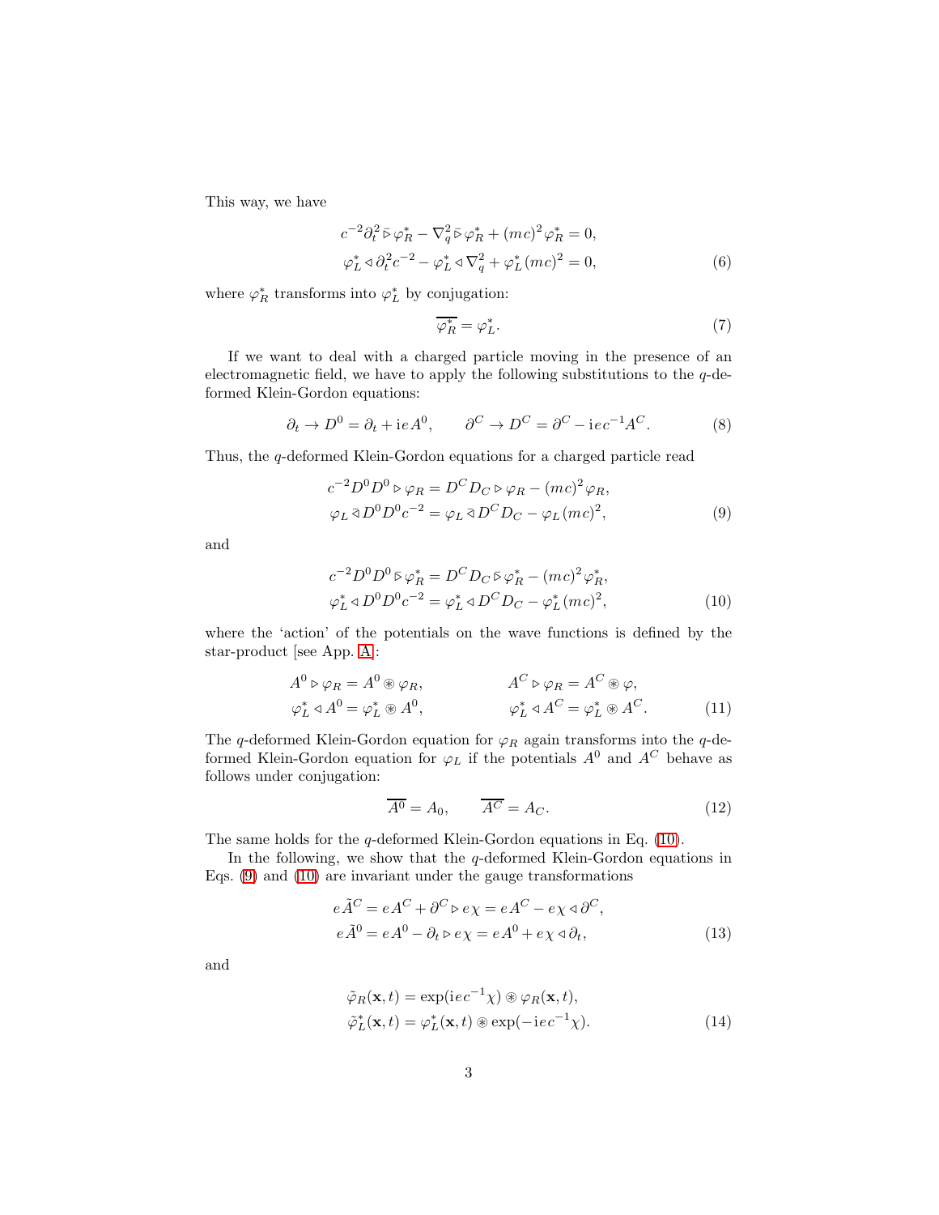This way, we have

$$
\begin{aligned}
c^{-2}\partial_t^2 \,\bar{\triangleright}\, \varphi_R^* - \nabla_q^2 \,\bar{\triangleright}\, \varphi_R^* + (mc)^2 \varphi_R^* &= 0, \\
\varphi_L^* \triangleleft \partial_t^2 c^{-2} - \varphi_L^* \triangleleft \nabla_q^2 + \varphi_L^* (mc)^2 &= 0,
\end{aligned} \tag{6}
$$

where $\varphi_R^*$ transforms into $\varphi_L^*$ by conjugation:

$$
\overline{\varphi_R^*} = \varphi_L^*. \tag{7}
$$

If we want to deal with a charged particle moving in the presence of an electromagnetic field, we have to apply the following substitutions to the $q$-deformed Klein-Gordon equations:

$$
\partial_t \to D^0 = \partial_t + \mathrm{i}eA^0, \qquad \partial^C \to D^C = \partial^C - \mathrm{i}ec^{-1}A^C. \tag{8}
$$

Thus, the $q$-deformed Klein-Gordon equations for a charged particle read

$$
\begin{aligned}
c^{-2}D^0 D^0 \triangleright \varphi_R &= D^C D_C \triangleright \varphi_R - (mc)^2 \varphi_R, \\
\varphi_L \,\bar{\triangleleft}\, D^0 D^0 c^{-2} &= \varphi_L \,\bar{\triangleleft}\, D^C D_C - \varphi_L (mc)^2,
\end{aligned} \tag{9}
$$

and

$$
\begin{aligned}
c^{-2}D^0 D^0 \,\bar{\triangleright}\, \varphi_R^* &= D^C D_C \,\bar{\triangleright}\, \varphi_R^* - (mc)^2 \varphi_R^*, \\
\varphi_L^* \triangleleft D^0 D^0 c^{-2} &= \varphi_L^* \triangleleft D^C D_C - \varphi_L^* (mc)^2,
\end{aligned} \tag{10}
$$

where the 'action' of the potentials on the wave functions is defined by the star-product [see App. A]:

$$
\begin{aligned}
A^0 \triangleright \varphi_R &= A^0 \circledast \varphi_R, & A^C \triangleright \varphi_R &= A^C \circledast \varphi, \\
\varphi_L^* \triangleleft A^0 &= \varphi_L^* \circledast A^0, & \varphi_L^* \triangleleft A^C &= \varphi_L^* \circledast A^C.
\end{aligned} \tag{11}
$$

The $q$-deformed Klein-Gordon equation for $\varphi_R$ again transforms into the $q$-deformed Klein-Gordon equation for $\varphi_L$ if the potentials $A^0$ and $A^C$ behave as follows under conjugation:

$$
\overline{A^0} = A_0, \qquad \overline{A^C} = A_C. \tag{12}
$$

The same holds for the $q$-deformed Klein-Gordon equations in Eq. (10).

In the following, we show that the $q$-deformed Klein-Gordon equations in Eqs. (9) and (10) are invariant under the gauge transformations

$$
\begin{aligned}
e\tilde{A}^C &= eA^C + \partial^C \triangleright e\chi = eA^C - e\chi \triangleleft \partial^C, \\
e\tilde{A}^0 &= eA^0 - \partial_t \triangleright e\chi = eA^0 + e\chi \triangleleft \partial_t,
\end{aligned} \tag{13}
$$

and

$$
\begin{aligned}
\tilde{\varphi}_R(\mathbf{x}, t) &= \exp(\mathrm{i}ec^{-1}\chi) \circledast \varphi_R(\mathbf{x}, t), \\
\tilde{\varphi}_L^*(\mathbf{x}, t) &= \varphi_L^*(\mathbf{x}, t) \circledast \exp(-\mathrm{i}ec^{-1}\chi).
\end{aligned} \tag{14}
$$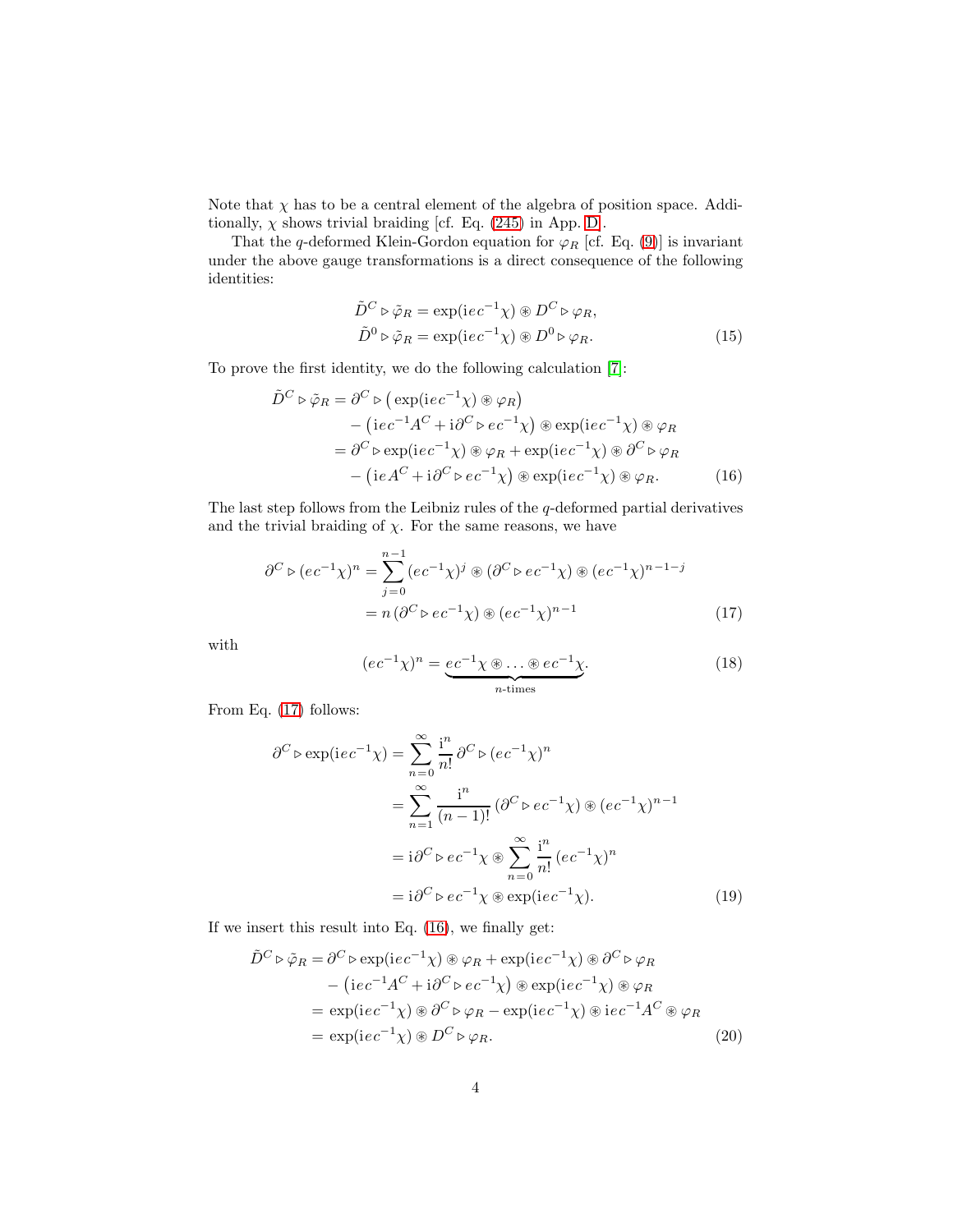Note that $\chi$ has to be a central element of the algebra of position space. Additionally, $\chi$ shows trivial braiding [cf. Eq. (245) in App. D].

That the $q$-deformed Klein-Gordon equation for $\varphi_R$ [cf. Eq. (9)] is invariant under the above gauge transformations is a direct consequence of the following identities:

$$
\begin{aligned}
\tilde{D}^C \triangleright \tilde{\varphi}_R &= \exp(\mathrm{i}ec^{-1}\chi) \circledast D^C \triangleright \varphi_R, \\
\tilde{D}^0 \triangleright \tilde{\varphi}_R &= \exp(\mathrm{i}ec^{-1}\chi) \circledast D^0 \triangleright \varphi_R.
\end{aligned} \tag{15}
$$

To prove the first identity, we do the following calculation [7]:

$$
\begin{aligned}
\tilde{D}^C \triangleright \tilde{\varphi}_R &= \partial^C \triangleright \big(\exp(\mathrm{i}ec^{-1}\chi) \circledast \varphi_R\big) \\
&\quad - \big(\mathrm{i}ec^{-1}A^C + \mathrm{i}\partial^C \triangleright ec^{-1}\chi\big) \circledast \exp(\mathrm{i}ec^{-1}\chi) \circledast \varphi_R \\
&= \partial^C \triangleright \exp(\mathrm{i}ec^{-1}\chi) \circledast \varphi_R + \exp(\mathrm{i}ec^{-1}\chi) \circledast \partial^C \triangleright \varphi_R \\
&\quad - \big(\mathrm{i}eA^C + \mathrm{i}\partial^C \triangleright ec^{-1}\chi\big) \circledast \exp(\mathrm{i}ec^{-1}\chi) \circledast \varphi_R.
\end{aligned} \tag{16}
$$

The last step follows from the Leibniz rules of the $q$-deformed partial derivatives and the trivial braiding of $\chi$. For the same reasons, we have

$$
\begin{aligned}
\partial^C \triangleright (ec^{-1}\chi)^n &= \sum_{j=0}^{n-1} (ec^{-1}\chi)^j \circledast (\partial^C \triangleright ec^{-1}\chi) \circledast (ec^{-1}\chi)^{n-1-j} \\
&= n\,(\partial^C \triangleright ec^{-1}\chi) \circledast (ec^{-1}\chi)^{n-1}
\end{aligned} \tag{17}
$$

with

$$
(ec^{-1}\chi)^n = \underbrace{ec^{-1}\chi \circledast \ldots \circledast ec^{-1}\chi}_{n\text{-times}}. \tag{18}
$$

From Eq. (17) follows:

$$
\begin{aligned}
\partial^C \triangleright \exp(\mathrm{i}ec^{-1}\chi) &= \sum_{n=0}^{\infty} \frac{\mathrm{i}^n}{n!}\, \partial^C \triangleright (ec^{-1}\chi)^n \\
&= \sum_{n=1}^{\infty} \frac{\mathrm{i}^n}{(n-1)!}\, (\partial^C \triangleright ec^{-1}\chi) \circledast (ec^{-1}\chi)^{n-1} \\
&= \mathrm{i}\partial^C \triangleright ec^{-1}\chi \circledast \sum_{n=0}^{\infty} \frac{\mathrm{i}^n}{n!}\, (ec^{-1}\chi)^n \\
&= \mathrm{i}\partial^C \triangleright ec^{-1}\chi \circledast \exp(\mathrm{i}ec^{-1}\chi).
\end{aligned} \tag{19}
$$

If we insert this result into Eq. (16), we finally get:

$$
\begin{aligned}
\tilde{D}^C \triangleright \tilde{\varphi}_R &= \partial^C \triangleright \exp(\mathrm{i}ec^{-1}\chi) \circledast \varphi_R + \exp(\mathrm{i}ec^{-1}\chi) \circledast \partial^C \triangleright \varphi_R \\
&\quad - \big(\mathrm{i}ec^{-1}A^C + \mathrm{i}\partial^C \triangleright ec^{-1}\chi\big) \circledast \exp(\mathrm{i}ec^{-1}\chi) \circledast \varphi_R \\
&= \exp(\mathrm{i}ec^{-1}\chi) \circledast \partial^C \triangleright \varphi_R - \exp(\mathrm{i}ec^{-1}\chi) \circledast \mathrm{i}ec^{-1}A^C \circledast \varphi_R \\
&= \exp(\mathrm{i}ec^{-1}\chi) \circledast D^C \triangleright \varphi_R.
\end{aligned} \tag{20}
$$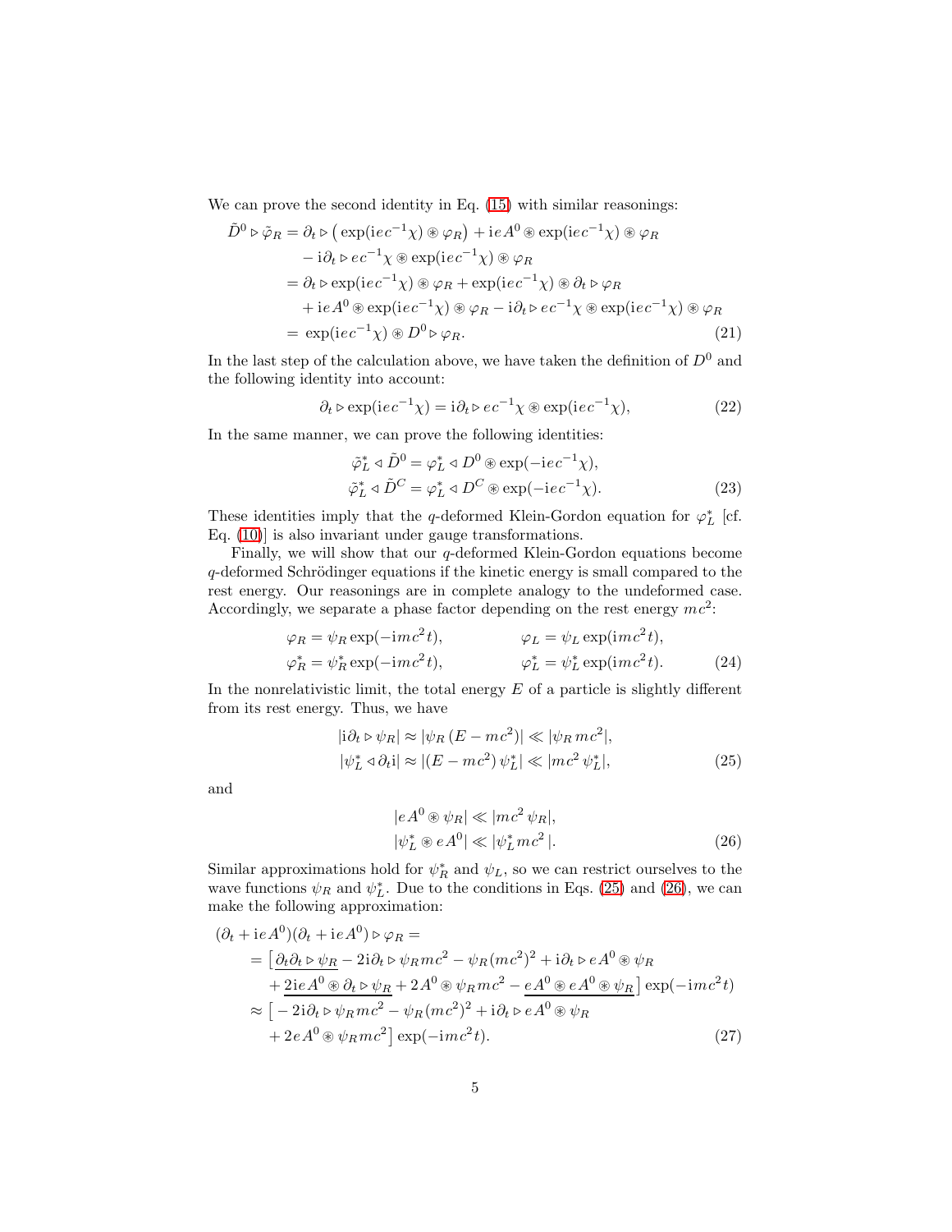We can prove the second identity in Eq. (15) with similar reasonings:

$$
\begin{aligned}
\tilde{D}^0 \triangleright \tilde{\varphi}_R &= \partial_t \triangleright \big( \exp(\mathrm{i}ec^{-1}\chi) \circledast \varphi_R \big) + \mathrm{i}eA^0 \circledast \exp(\mathrm{i}ec^{-1}\chi) \circledast \varphi_R \\
&\quad - \mathrm{i}\partial_t \triangleright ec^{-1}\chi \circledast \exp(\mathrm{i}ec^{-1}\chi) \circledast \varphi_R \\
&= \partial_t \triangleright \exp(\mathrm{i}ec^{-1}\chi) \circledast \varphi_R + \exp(\mathrm{i}ec^{-1}\chi) \circledast \partial_t \triangleright \varphi_R \\
&\quad + \mathrm{i}eA^0 \circledast \exp(\mathrm{i}ec^{-1}\chi) \circledast \varphi_R - \mathrm{i}\partial_t \triangleright ec^{-1}\chi \circledast \exp(\mathrm{i}ec^{-1}\chi) \circledast \varphi_R \\
&= \exp(\mathrm{i}ec^{-1}\chi) \circledast D^0 \triangleright \varphi_R.
\end{aligned} \tag{21}
$$

In the last step of the calculation above, we have taken the definition of $D^0$ and the following identity into account:

$$
\partial_t \triangleright \exp(\mathrm{i}ec^{-1}\chi) = \mathrm{i}\partial_t \triangleright ec^{-1}\chi \circledast \exp(\mathrm{i}ec^{-1}\chi), \tag{22}
$$

In the same manner, we can prove the following identities:

$$
\begin{aligned}
\tilde{\varphi}^*_L \triangleleft \tilde{D}^0 &= \varphi^*_L \triangleleft D^0 \circledast \exp(-\mathrm{i}ec^{-1}\chi), \\
\tilde{\varphi}^*_L \triangleleft \tilde{D}^C &= \varphi^*_L \triangleleft D^C \circledast \exp(-\mathrm{i}ec^{-1}\chi).
\end{aligned} \tag{23}
$$

These identities imply that the $q$-deformed Klein-Gordon equation for $\varphi^*_L$ [cf. Eq. (10)] is also invariant under gauge transformations.

Finally, we will show that our $q$-deformed Klein-Gordon equations become $q$-deformed Schrödinger equations if the kinetic energy is small compared to the rest energy. Our reasonings are in complete analogy to the undeformed case. Accordingly, we separate a phase factor depending on the rest energy $mc^2$:

$$
\begin{aligned}
\varphi_R &= \psi_R \exp(-\mathrm{i}mc^2 t), & \varphi_L &= \psi_L \exp(\mathrm{i}mc^2 t), \\
\varphi^*_R &= \psi^*_R \exp(-\mathrm{i}mc^2 t), & \varphi^*_L &= \psi^*_L \exp(\mathrm{i}mc^2 t).
\end{aligned} \tag{24}
$$

In the nonrelativistic limit, the total energy $E$ of a particle is slightly different from its rest energy. Thus, we have

$$
\begin{aligned}
|\mathrm{i}\partial_t \triangleright \psi_R| &\approx |\psi_R\,(E - mc^2)| \ll |\psi_R\, mc^2|, \\
|\psi^*_L \triangleleft \partial_t \mathrm{i}| &\approx |(E - mc^2)\,\psi^*_L| \ll |mc^2\, \psi^*_L|,
\end{aligned} \tag{25}
$$

and

$$
\begin{aligned}
|eA^0 \circledast \psi_R| &\ll |mc^2\, \psi_R|, \\
|\psi^*_L \circledast eA^0| &\ll |\psi^*_L mc^2\,|.
\end{aligned} \tag{26}
$$

Similar approximations hold for $\psi^*_R$ and $\psi_L$, so we can restrict ourselves to the wave functions $\psi_R$ and $\psi^*_L$. Due to the conditions in Eqs. (25) and (26), we can make the following approximation:

$$
\begin{aligned}
(\partial_t &+ \mathrm{i}eA^0)(\partial_t + \mathrm{i}eA^0) \triangleright \varphi_R = \\
&= \big[\, \underline{\partial_t\partial_t \triangleright \psi_R} - 2\mathrm{i}\partial_t \triangleright \psi_R mc^2 - \psi_R (mc^2)^2 + \mathrm{i}\partial_t \triangleright eA^0 \circledast \psi_R \\
&\quad + \underline{2\mathrm{i}eA^0 \circledast \partial_t \triangleright \psi_R} + 2A^0 \circledast \psi_R mc^2 - \underline{eA^0 \circledast eA^0 \circledast \psi_R}\,\big] \exp(-\mathrm{i}mc^2 t) \\
&\approx \big[ -2\mathrm{i}\partial_t \triangleright \psi_R mc^2 - \psi_R (mc^2)^2 + \mathrm{i}\partial_t \triangleright eA^0 \circledast \psi_R \\
&\quad + 2eA^0 \circledast \psi_R mc^2 \big] \exp(-\mathrm{i}mc^2 t).
\end{aligned} \tag{27}
$$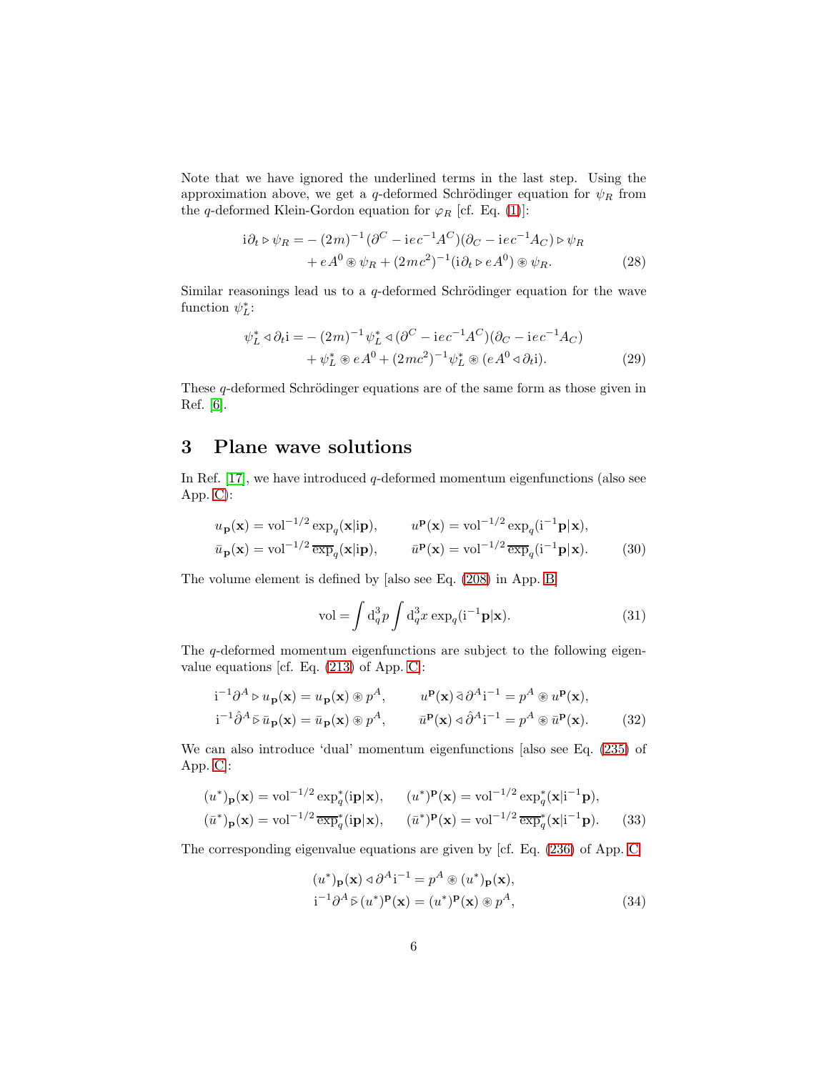Note that we have ignored the underlined terms in the last step. Using the approximation above, we get a $q$-deformed Schrödinger equation for $\psi_R$ from the $q$-deformed Klein-Gordon equation for $\varphi_R$ [cf. Eq. (1)]:

$$
\begin{aligned}
\mathrm{i}\partial_t \triangleright \psi_R = &-(2m)^{-1}(\partial^C - \mathrm{i}ec^{-1}A^C)(\partial_C - \mathrm{i}ec^{-1}A_C) \triangleright \psi_R \\
&+ eA^0 \circledast \psi_R + (2mc^2)^{-1}(\mathrm{i}\partial_t \triangleright eA^0) \circledast \psi_R.
\end{aligned} \tag{28}
$$

Similar reasonings lead us to a $q$-deformed Schrödinger equation for the wave function $\psi_L^*$:

$$
\begin{aligned}
\psi_L^* \triangleleft \partial_t \mathrm{i} = &-(2m)^{-1}\psi_L^* \triangleleft (\partial^C - \mathrm{i}ec^{-1}A^C)(\partial_C - \mathrm{i}ec^{-1}A_C) \\
&+ \psi_L^* \circledast eA^0 + (2mc^2)^{-1}\psi_L^* \circledast (eA^0 \triangleleft \partial_t \mathrm{i}).
\end{aligned} \tag{29}
$$

These $q$-deformed Schrödinger equations are of the same form as those given in Ref. [6].

## 3 Plane wave solutions

In Ref. [17], we have introduced $q$-deformed momentum eigenfunctions (also see App. C):

$$
\begin{aligned}
u_{\mathbf{p}}(\mathbf{x}) &= \mathrm{vol}^{-1/2} \exp_q(\mathbf{x}|\mathrm{i}\mathbf{p}), \qquad & u^{\mathbf{p}}(\mathbf{x}) &= \mathrm{vol}^{-1/2} \exp_q(\mathrm{i}^{-1}\mathbf{p}|\mathbf{x}), \\
\bar{u}_{\mathbf{p}}(\mathbf{x}) &= \mathrm{vol}^{-1/2} \,\overline{\exp}_q(\mathbf{x}|\mathrm{i}\mathbf{p}), \qquad & \bar{u}^{\mathbf{p}}(\mathbf{x}) &= \mathrm{vol}^{-1/2} \,\overline{\exp}_q(\mathrm{i}^{-1}\mathbf{p}|\mathbf{x}).
\end{aligned} \tag{30}
$$

The volume element is defined by [also see Eq. (208) in App. B]

$$
\mathrm{vol} = \int \mathrm{d}_q^3 p \int \mathrm{d}_q^3 x \, \exp_q(\mathrm{i}^{-1}\mathbf{p}|\mathbf{x}). \tag{31}
$$

The $q$-deformed momentum eigenfunctions are subject to the following eigenvalue equations [cf. Eq. (213) of App. C]:

$$
\begin{aligned}
\mathrm{i}^{-1}\partial^A \triangleright u_{\mathbf{p}}(\mathbf{x}) &= u_{\mathbf{p}}(\mathbf{x}) \circledast p^A, \qquad & u^{\mathbf{p}}(\mathbf{x}) \,\bar{\triangleleft}\, \partial^A \mathrm{i}^{-1} &= p^A \circledast u^{\mathbf{p}}(\mathbf{x}), \\
\mathrm{i}^{-1}\hat{\partial}^A \,\bar{\triangleright}\, \bar{u}_{\mathbf{p}}(\mathbf{x}) &= \bar{u}_{\mathbf{p}}(\mathbf{x}) \circledast p^A, \qquad & \bar{u}^{\mathbf{p}}(\mathbf{x}) \triangleleft \hat{\partial}^A \mathrm{i}^{-1} &= p^A \circledast \bar{u}^{\mathbf{p}}(\mathbf{x}).
\end{aligned} \tag{32}
$$

We can also introduce 'dual' momentum eigenfunctions [also see Eq. (235) of App. C]:

$$
\begin{aligned}
(u^*)_{\mathbf{p}}(\mathbf{x}) &= \mathrm{vol}^{-1/2} \exp_q^*(\mathrm{i}\mathbf{p}|\mathbf{x}), \qquad & (u^*)^{\mathbf{p}}(\mathbf{x}) &= \mathrm{vol}^{-1/2} \exp_q^*(\mathbf{x}|\mathrm{i}^{-1}\mathbf{p}), \\
(\bar{u}^*)_{\mathbf{p}}(\mathbf{x}) &= \mathrm{vol}^{-1/2} \,\overline{\exp}_q^*(\mathrm{i}\mathbf{p}|\mathbf{x}), \qquad & (\bar{u}^*)^{\mathbf{p}}(\mathbf{x}) &= \mathrm{vol}^{-1/2} \,\overline{\exp}_q^*(\mathbf{x}|\mathrm{i}^{-1}\mathbf{p}).
\end{aligned} \tag{33}
$$

The corresponding eigenvalue equations are given by [cf. Eq. (236) of App. C]

$$
\begin{aligned}
&(u^*)_{\mathbf{p}}(\mathbf{x}) \triangleleft \partial^A \mathrm{i}^{-1} = p^A \circledast (u^*)_{\mathbf{p}}(\mathbf{x}), \\
&\mathrm{i}^{-1}\partial^A \,\bar{\triangleright}\, (u^*)^{\mathbf{p}}(\mathbf{x}) = (u^*)^{\mathbf{p}}(\mathbf{x}) \circledast p^A,
\end{aligned} \tag{34}
$$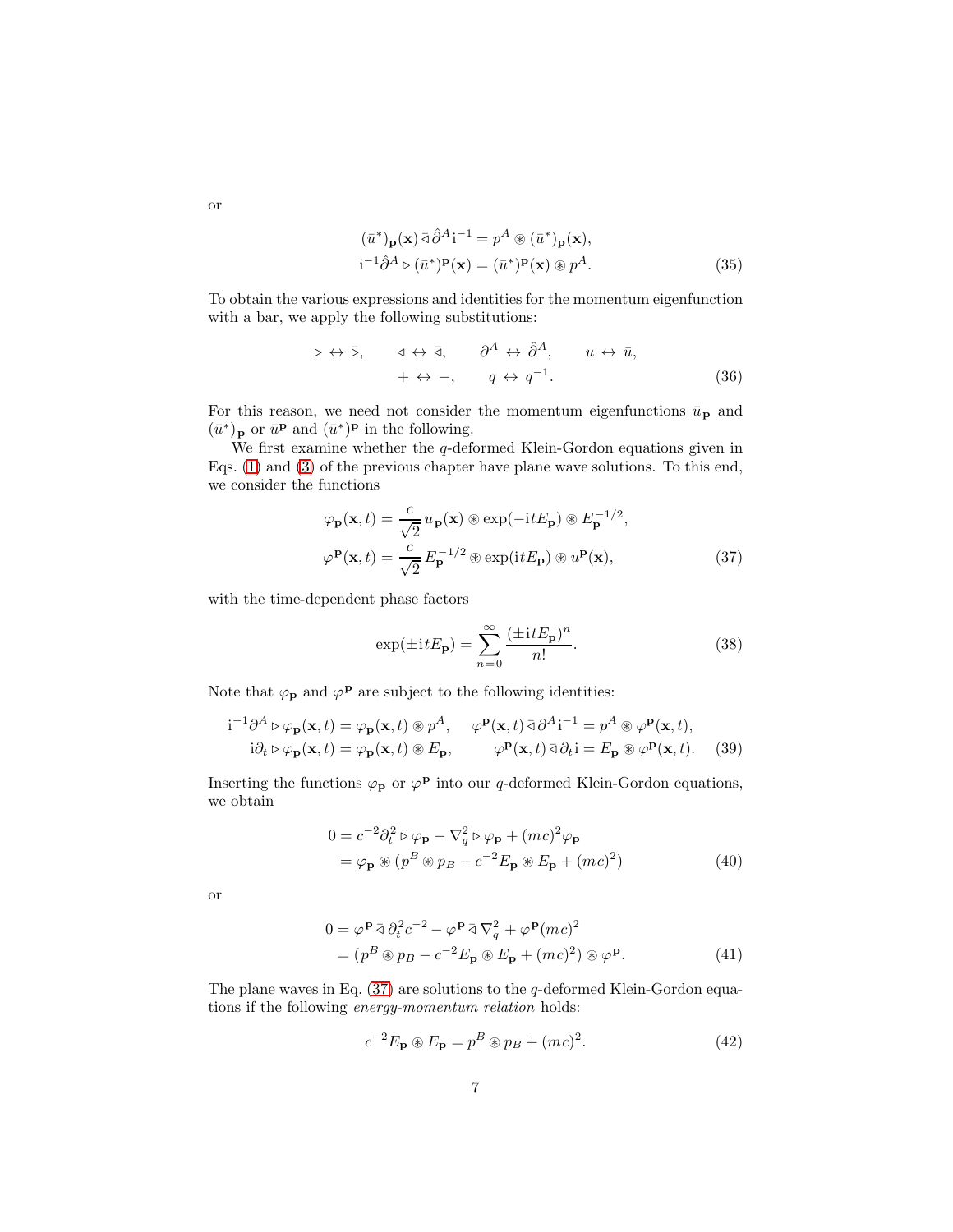or

$$
\begin{aligned}
(\bar{u}^*)_{\mathbf{p}}(\mathbf{x}) \,\bar{\triangleleft}\, \hat{\partial}^A \mathrm{i}^{-1} &= p^A \circledast (\bar{u}^*)_{\mathbf{p}}(\mathbf{x}), \\
\mathrm{i}^{-1} \hat{\partial}^A \triangleright (\bar{u}^*)^{\mathbf{p}}(\mathbf{x}) &= (\bar{u}^*)^{\mathbf{p}}(\mathbf{x}) \circledast p^A.
\end{aligned} \tag{35}
$$

To obtain the various expressions and identities for the momentum eigenfunction with a bar, we apply the following substitutions:

$$
\begin{aligned}
\triangleright \leftrightarrow \bar{\triangleright}, \qquad \triangleleft \leftrightarrow \bar{\triangleleft}, \qquad \partial^A \leftrightarrow \hat{\partial}^A, \qquad u \leftrightarrow \bar{u}, \\
+ \leftrightarrow -, \qquad q \leftrightarrow q^{-1}.
\end{aligned} \tag{36}
$$

For this reason, we need not consider the momentum eigenfunctions $\bar{u}_{\mathbf{p}}$ and $(\bar{u}^*)_{\mathbf{p}}$ or $\bar{u}^{\mathbf{p}}$ and $(\bar{u}^*)^{\mathbf{p}}$ in the following.

We first examine whether the $q$-deformed Klein-Gordon equations given in Eqs. (1) and (3) of the previous chapter have plane wave solutions. To this end, we consider the functions

$$
\begin{aligned}
\varphi_{\mathbf{p}}(\mathbf{x}, t) &= \frac{c}{\sqrt{2}}\, u_{\mathbf{p}}(\mathbf{x}) \circledast \exp(-\mathrm{i}tE_{\mathbf{p}}) \circledast E_{\mathbf{p}}^{-1/2}, \\
\varphi^{\mathbf{p}}(\mathbf{x}, t) &= \frac{c}{\sqrt{2}}\, E_{\mathbf{p}}^{-1/2} \circledast \exp(\mathrm{i}tE_{\mathbf{p}}) \circledast u^{\mathbf{p}}(\mathbf{x}),
\end{aligned} \tag{37}
$$

with the time-dependent phase factors

$$
\exp(\pm \mathrm{i}tE_{\mathbf{p}}) = \sum_{n=0}^{\infty} \frac{(\pm \mathrm{i}tE_{\mathbf{p}})^n}{n!}. \tag{38}
$$

Note that $\varphi_{\mathbf{p}}$ and $\varphi^{\mathbf{p}}$ are subject to the following identities:

$$
\begin{aligned}
\mathrm{i}^{-1}\partial^A \triangleright \varphi_{\mathbf{p}}(\mathbf{x}, t) &= \varphi_{\mathbf{p}}(\mathbf{x}, t) \circledast p^A, \qquad \varphi^{\mathbf{p}}(\mathbf{x}, t) \,\bar{\triangleleft}\, \partial^A \mathrm{i}^{-1} = p^A \circledast \varphi^{\mathbf{p}}(\mathbf{x}, t), \\
\mathrm{i}\partial_t \triangleright \varphi_{\mathbf{p}}(\mathbf{x}, t) &= \varphi_{\mathbf{p}}(\mathbf{x}, t) \circledast E_{\mathbf{p}}, \qquad \varphi^{\mathbf{p}}(\mathbf{x}, t) \,\bar{\triangleleft}\, \partial_t \mathrm{i} = E_{\mathbf{p}} \circledast \varphi^{\mathbf{p}}(\mathbf{x}, t).
\end{aligned} \tag{39}
$$

Inserting the functions $\varphi_{\mathbf{p}}$ or $\varphi^{\mathbf{p}}$ into our $q$-deformed Klein-Gordon equations, we obtain

$$
\begin{aligned}
0 &= c^{-2}\partial_t^2 \triangleright \varphi_{\mathbf{p}} - \nabla_q^2 \triangleright \varphi_{\mathbf{p}} + (mc)^2 \varphi_{\mathbf{p}} \\
&= \varphi_{\mathbf{p}} \circledast (p^B \circledast p_B - c^{-2} E_{\mathbf{p}} \circledast E_{\mathbf{p}} + (mc)^2)
\end{aligned} \tag{40}
$$

or

$$
\begin{aligned}
0 &= \varphi^{\mathbf{p}} \,\bar{\triangleleft}\, \partial_t^2 c^{-2} - \varphi^{\mathbf{p}} \,\bar{\triangleleft}\, \nabla_q^2 + \varphi^{\mathbf{p}} (mc)^2 \\
&= (p^B \circledast p_B - c^{-2} E_{\mathbf{p}} \circledast E_{\mathbf{p}} + (mc)^2) \circledast \varphi^{\mathbf{p}}.
\end{aligned} \tag{41}
$$

The plane waves in Eq. (37) are solutions to the $q$-deformed Klein-Gordon equations if the following *energy-momentum relation* holds:

$$
c^{-2} E_{\mathbf{p}} \circledast E_{\mathbf{p}} = p^B \circledast p_B + (mc)^2. \tag{42}
$$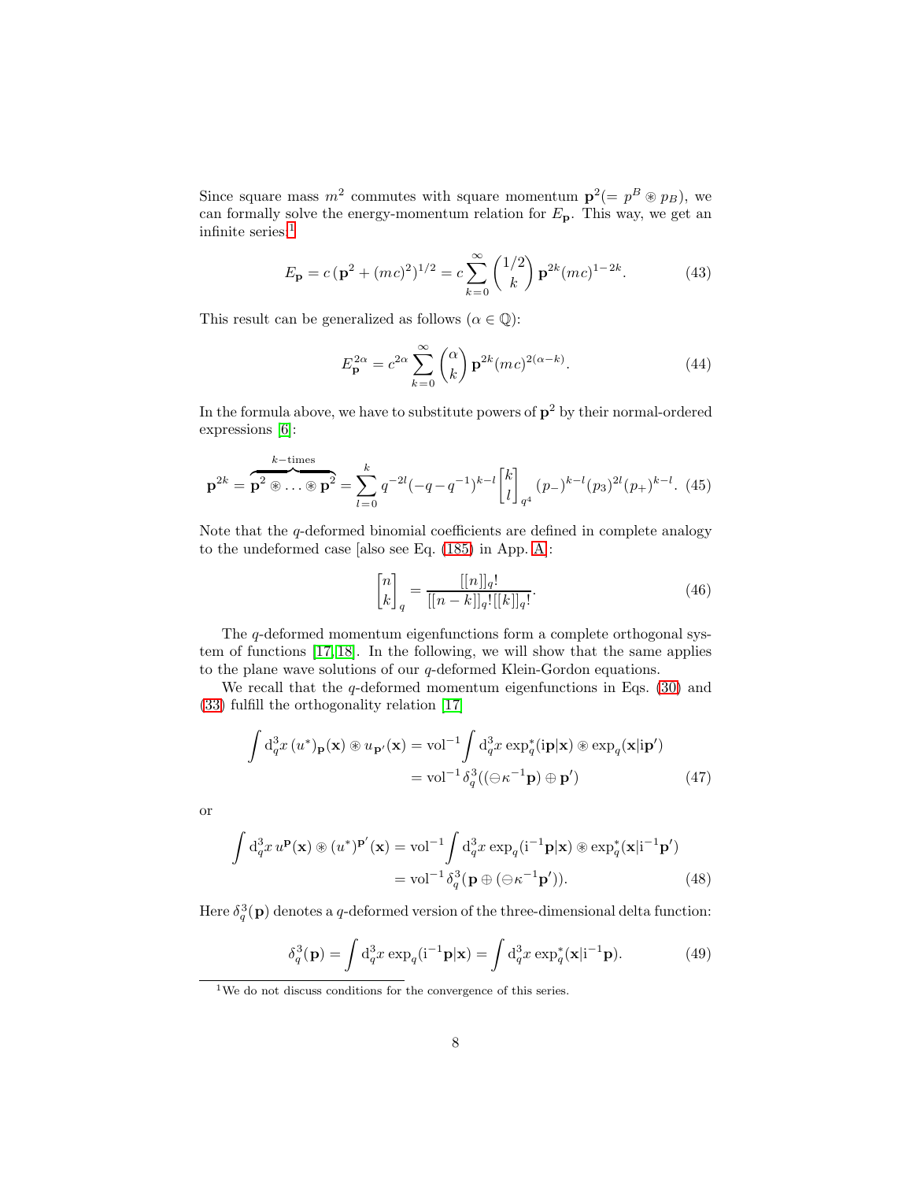Since square mass $m^2$ commutes with square momentum $\mathbf{p}^2(= p^B \circledast p_B)$, we can formally solve the energy-momentum relation for $E_\mathbf{p}$. This way, we get an infinite series:[1]

$$E_\mathbf{p} = c\,(\mathbf{p}^2 + (mc)^2)^{1/2} = c\sum_{k=0}^{\infty} \binom{1/2}{k}\, \mathbf{p}^{2k}(mc)^{1-2k}. \tag{43}$$

This result can be generalized as follows ($\alpha \in \mathbb{Q}$):

$$E_\mathbf{p}^{2\alpha} = c^{2\alpha} \sum_{k=0}^{\infty} \binom{\alpha}{k}\, \mathbf{p}^{2k}(mc)^{2(\alpha-k)}. \tag{44}$$

In the formula above, we have to substitute powers of $\mathbf{p}^2$ by their normal-ordered expressions [6]:

$$\mathbf{p}^{2k} = \overbrace{\mathbf{p}^2 \circledast \ldots \circledast \mathbf{p}^2}^{k-\text{times}} = \sum_{l=0}^{k} q^{-2l}(-q-q^{-1})^{k-l} \begin{bmatrix} k \\ l \end{bmatrix}_{q^4} (p_-)^{k-l}(p_3)^{2l}(p_+)^{k-l}. \tag{45}$$

Note that the $q$-deformed binomial coefficients are defined in complete analogy to the undeformed case [also see Eq. (185) in App. A]:

$$\begin{bmatrix} n \\ k \end{bmatrix}_q = \frac{[[n]]_q!}{[[n-k]]_q!\,[[k]]_q!}. \tag{46}$$

The $q$-deformed momentum eigenfunctions form a complete orthogonal system of functions [17, 18]. In the following, we will show that the same applies to the plane wave solutions of our $q$-deformed Klein-Gordon equations.

We recall that the $q$-deformed momentum eigenfunctions in Eqs. (30) and (33) fulfill the orthogonality relation [17]

$$\begin{aligned} \int \mathrm{d}_q^3 x\, (u^*)_\mathbf{p}(\mathbf{x}) \circledast u_{\mathbf{p}'}(\mathbf{x}) &= \mathrm{vol}^{-1} \int \mathrm{d}_q^3 x\, \exp_q^*(\mathrm{i}\mathbf{p}|\mathbf{x}) \circledast \exp_q(\mathbf{x}|\mathrm{i}\mathbf{p}') \\ &= \mathrm{vol}^{-1}\, \delta_q^3((\ominus \kappa^{-1}\mathbf{p}) \oplus \mathbf{p}') \end{aligned} \tag{47}$$

or

$$\begin{aligned} \int \mathrm{d}_q^3 x\, u^\mathbf{p}(\mathbf{x}) \circledast (u^*)^{\mathbf{p}'}(\mathbf{x}) &= \mathrm{vol}^{-1} \int \mathrm{d}_q^3 x\, \exp_q(\mathrm{i}^{-1}\mathbf{p}|\mathbf{x}) \circledast \exp_q^*(\mathbf{x}|\mathrm{i}^{-1}\mathbf{p}') \\ &= \mathrm{vol}^{-1}\, \delta_q^3(\mathbf{p} \oplus (\ominus \kappa^{-1}\mathbf{p}')). \end{aligned} \tag{48}$$

Here $\delta_q^3(\mathbf{p})$ denotes a $q$-deformed version of the three-dimensional delta function:

$$\delta_q^3(\mathbf{p}) = \int \mathrm{d}_q^3 x\, \exp_q(\mathrm{i}^{-1}\mathbf{p}|\mathbf{x}) = \int \mathrm{d}_q^3 x\, \exp_q^*(\mathbf{x}|\mathrm{i}^{-1}\mathbf{p}). \tag{49}$$

[1] We do not discuss conditions for the convergence of this series.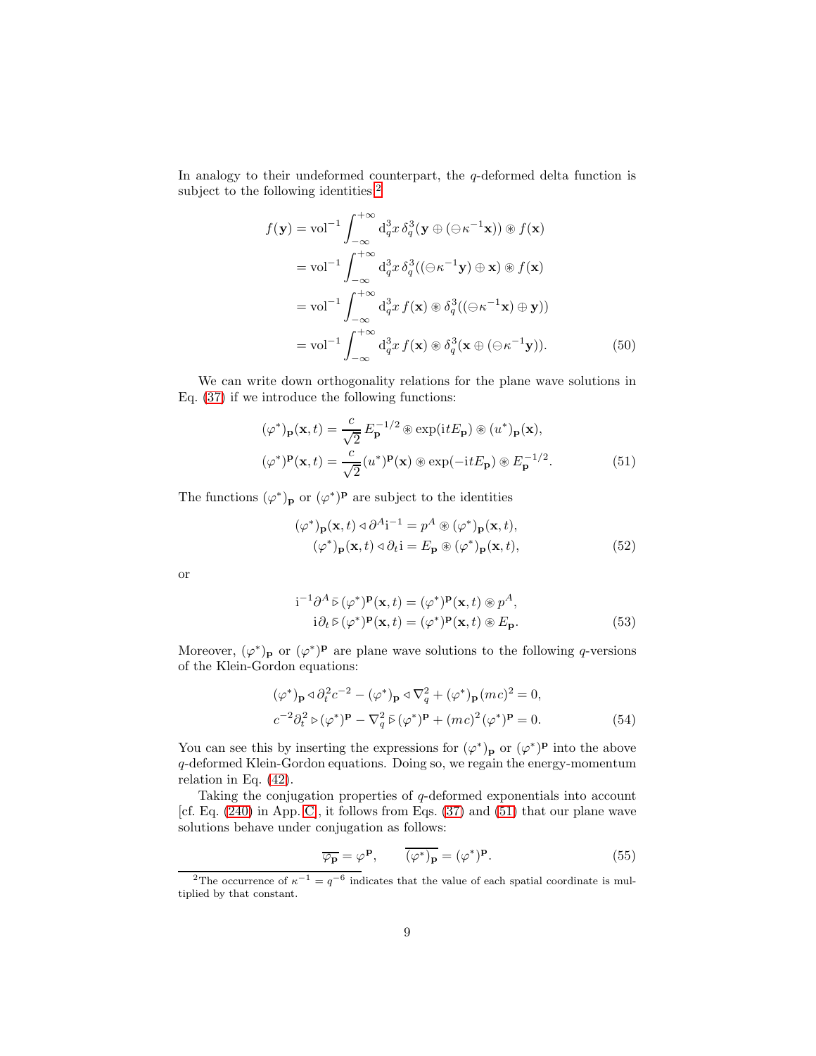In analogy to their undeformed counterpart, the $q$-deformed delta function is subject to the following identities:[2]

$$
\begin{aligned}
f(\mathbf{y}) &= \mathrm{vol}^{-1} \int_{-\infty}^{+\infty} \mathrm{d}_q^3 x \, \delta_q^3(\mathbf{y} \oplus (\ominus \kappa^{-1} \mathbf{x})) \circledast f(\mathbf{x}) \\
&= \mathrm{vol}^{-1} \int_{-\infty}^{+\infty} \mathrm{d}_q^3 x \, \delta_q^3((\ominus \kappa^{-1} \mathbf{y}) \oplus \mathbf{x}) \circledast f(\mathbf{x}) \\
&= \mathrm{vol}^{-1} \int_{-\infty}^{+\infty} \mathrm{d}_q^3 x \, f(\mathbf{x}) \circledast \delta_q^3((\ominus \kappa^{-1} \mathbf{x}) \oplus \mathbf{y})) \\
&= \mathrm{vol}^{-1} \int_{-\infty}^{+\infty} \mathrm{d}_q^3 x \, f(\mathbf{x}) \circledast \delta_q^3(\mathbf{x} \oplus (\ominus \kappa^{-1} \mathbf{y})).
\end{aligned} \tag{50}
$$

We can write down orthogonality relations for the plane wave solutions in Eq. (37) if we introduce the following functions:

$$
\begin{aligned}
(\varphi^*)_{\mathbf{p}}(\mathbf{x}, t) &= \frac{c}{\sqrt{2}} \, E_{\mathbf{p}}^{-1/2} \circledast \exp(\mathrm{i} t E_{\mathbf{p}}) \circledast (u^*)_{\mathbf{p}}(\mathbf{x}), \\
(\varphi^*)^{\mathbf{p}}(\mathbf{x}, t) &= \frac{c}{\sqrt{2}} (u^*)^{\mathbf{p}}(\mathbf{x}) \circledast \exp(-\mathrm{i} t E_{\mathbf{p}}) \circledast E_{\mathbf{p}}^{-1/2}.
\end{aligned} \tag{51}
$$

The functions $(\varphi^*)_{\mathbf{p}}$ or $(\varphi^*)^{\mathbf{p}}$ are subject to the identities

$$
\begin{aligned}
(\varphi^*)_{\mathbf{p}}(\mathbf{x}, t) \triangleleft \partial^A \mathrm{i}^{-1} &= p^A \circledast (\varphi^*)_{\mathbf{p}}(\mathbf{x}, t), \\
(\varphi^*)_{\mathbf{p}}(\mathbf{x}, t) \triangleleft \partial_t \mathrm{i} &= E_{\mathbf{p}} \circledast (\varphi^*)_{\mathbf{p}}(\mathbf{x}, t),
\end{aligned} \tag{52}
$$

or

$$
\begin{aligned}
\mathrm{i}^{-1} \partial^A \,\bar{\triangleright}\, (\varphi^*)^{\mathbf{p}}(\mathbf{x}, t) &= (\varphi^*)^{\mathbf{p}}(\mathbf{x}, t) \circledast p^A, \\
\mathrm{i} \partial_t \,\bar{\triangleright}\, (\varphi^*)^{\mathbf{p}}(\mathbf{x}, t) &= (\varphi^*)^{\mathbf{p}}(\mathbf{x}, t) \circledast E_{\mathbf{p}}.
\end{aligned} \tag{53}
$$

Moreover, $(\varphi^*)_{\mathbf{p}}$ or $(\varphi^*)^{\mathbf{p}}$ are plane wave solutions to the following $q$-versions of the Klein-Gordon equations:

$$
\begin{aligned}
(\varphi^*)_{\mathbf{p}} \triangleleft \partial_t^2 c^{-2} - (\varphi^*)_{\mathbf{p}} \triangleleft \nabla_q^2 + (\varphi^*)_{\mathbf{p}} (mc)^2 &= 0, \\
c^{-2} \partial_t^2 \triangleright (\varphi^*)^{\mathbf{p}} - \nabla_q^2 \,\bar{\triangleright}\, (\varphi^*)^{\mathbf{p}} + (mc)^2 (\varphi^*)^{\mathbf{p}} &= 0.
\end{aligned} \tag{54}
$$

You can see this by inserting the expressions for $(\varphi^*)_{\mathbf{p}}$ or $(\varphi^*)^{\mathbf{p}}$ into the above $q$-deformed Klein-Gordon equations. Doing so, we regain the energy-momentum relation in Eq. (42).

Taking the conjugation properties of $q$-deformed exponentials into account [cf. Eq. (240) in App. C], it follows from Eqs. (37) and (51) that our plane wave solutions behave under conjugation as follows:

$$
\overline{\varphi_{\mathbf{p}}} = \varphi^{\mathbf{p}}, \qquad \overline{(\varphi^*)_{\mathbf{p}}} = (\varphi^*)^{\mathbf{p}}. \tag{55}
$$

[2] The occurrence of $\kappa^{-1} = q^{-6}$ indicates that the value of each spatial coordinate is multiplied by that constant.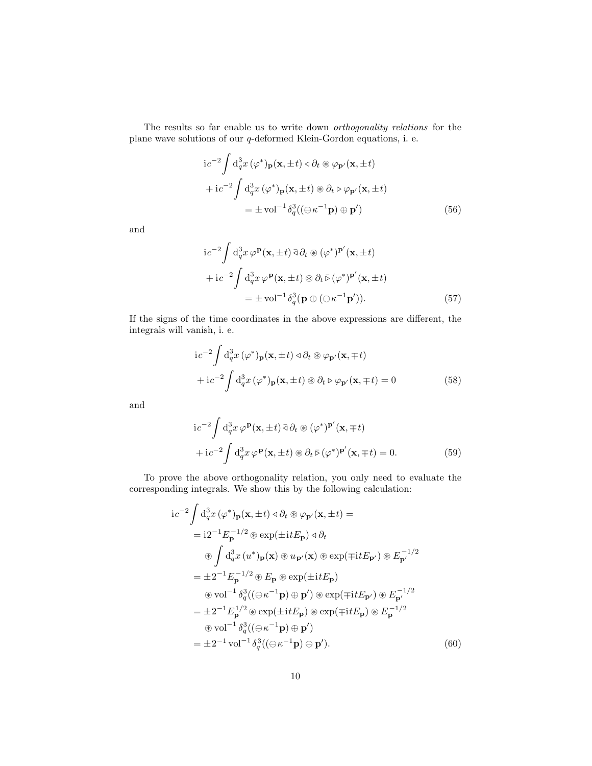The results so far enable us to write down *orthogonality relations* for the plane wave solutions of our $q$-deformed Klein-Gordon equations, i. e.

$$
\begin{aligned}
&\mathrm{i}c^{-2}\int \mathrm{d}_q^3x\,(\varphi^*)_{\mathbf{p}}(\mathbf{x},\pm t)\triangleleft\partial_t\circledast\varphi_{\mathbf{p}'}(\mathbf{x},\pm t)\\
&\quad+\mathrm{i}c^{-2}\int \mathrm{d}_q^3x\,(\varphi^*)_{\mathbf{p}}(\mathbf{x},\pm t)\circledast\partial_t\triangleright\varphi_{\mathbf{p}'}(\mathbf{x},\pm t)\\
&\qquad=\pm\,\mathrm{vol}^{-1}\,\delta_q^3((\ominus\kappa^{-1}\mathbf{p})\oplus\mathbf{p}')
\end{aligned}
\tag{56}
$$

and

$$
\begin{aligned}
&\mathrm{i}c^{-2}\int \mathrm{d}_q^3x\,\varphi^{\mathbf{p}}(\mathbf{x},\pm t)\,\bar{\triangleleft}\,\partial_t\circledast(\varphi^*)^{\mathbf{p}'}(\mathbf{x},\pm t)\\
&\quad+\mathrm{i}c^{-2}\int \mathrm{d}_q^3x\,\varphi^{\mathbf{p}}(\mathbf{x},\pm t)\circledast\partial_t\,\bar{\triangleright}\,(\varphi^*)^{\mathbf{p}'}(\mathbf{x},\pm t)\\
&\qquad=\pm\,\mathrm{vol}^{-1}\,\delta_q^3(\mathbf{p}\oplus(\ominus\kappa^{-1}\mathbf{p}')).
\end{aligned}
\tag{57}
$$

If the signs of the time coordinates in the above expressions are different, the integrals will vanish, i. e.

$$
\begin{aligned}
&\mathrm{i}c^{-2}\int \mathrm{d}_q^3x\,(\varphi^*)_{\mathbf{p}}(\mathbf{x},\pm t)\triangleleft\partial_t\circledast\varphi_{\mathbf{p}'}(\mathbf{x},\mp t)\\
&\quad+\mathrm{i}c^{-2}\int \mathrm{d}_q^3x\,(\varphi^*)_{\mathbf{p}}(\mathbf{x},\pm t)\circledast\partial_t\triangleright\varphi_{\mathbf{p}'}(\mathbf{x},\mp t)=0
\end{aligned}
\tag{58}
$$

and

$$
\begin{aligned}
&\mathrm{i}c^{-2}\int \mathrm{d}_q^3x\,\varphi^{\mathbf{p}}(\mathbf{x},\pm t)\,\bar{\triangleleft}\,\partial_t\circledast(\varphi^*)^{\mathbf{p}'}(\mathbf{x},\mp t)\\
&\quad+\mathrm{i}c^{-2}\int \mathrm{d}_q^3x\,\varphi^{\mathbf{p}}(\mathbf{x},\pm t)\circledast\partial_t\,\bar{\triangleright}\,(\varphi^*)^{\mathbf{p}'}(\mathbf{x},\mp t)=0.
\end{aligned}
\tag{59}
$$

To prove the above orthogonality relation, you only need to evaluate the corresponding integrals. We show this by the following calculation:

$$
\begin{aligned}
&\mathrm{i}c^{-2}\int \mathrm{d}_q^3x\,(\varphi^*)_{\mathbf{p}}(\mathbf{x},\pm t)\triangleleft\partial_t\circledast\varphi_{\mathbf{p}'}(\mathbf{x},\pm t)=\\
&\quad=\mathrm{i}2^{-1}E_{\mathbf{p}}^{-1/2}\circledast\exp(\pm\mathrm{i}tE_{\mathbf{p}})\triangleleft\partial_t\\
&\qquad\circledast\int \mathrm{d}_q^3x\,(u^*)_{\mathbf{p}}(\mathbf{x})\circledast u_{\mathbf{p}'}(\mathbf{x})\circledast\exp(\mp\mathrm{i}tE_{\mathbf{p}'})\circledast E_{\mathbf{p}'}^{-1/2}\\
&\quad=\pm 2^{-1}E_{\mathbf{p}}^{-1/2}\circledast E_{\mathbf{p}}\circledast\exp(\pm\mathrm{i}tE_{\mathbf{p}})\\
&\qquad\circledast\mathrm{vol}^{-1}\,\delta_q^3((\ominus\kappa^{-1}\mathbf{p})\oplus\mathbf{p}')\circledast\exp(\mp\mathrm{i}tE_{\mathbf{p}'})\circledast E_{\mathbf{p}'}^{-1/2}\\
&\quad=\pm 2^{-1}E_{\mathbf{p}}^{1/2}\circledast\exp(\pm\mathrm{i}tE_{\mathbf{p}})\circledast\exp(\mp\mathrm{i}tE_{\mathbf{p}})\circledast E_{\mathbf{p}}^{-1/2}\\
&\qquad\circledast\mathrm{vol}^{-1}\,\delta_q^3((\ominus\kappa^{-1}\mathbf{p})\oplus\mathbf{p}')\\
&\quad=\pm 2^{-1}\,\mathrm{vol}^{-1}\,\delta_q^3((\ominus\kappa^{-1}\mathbf{p})\oplus\mathbf{p}').
\end{aligned}
\tag{60}
$$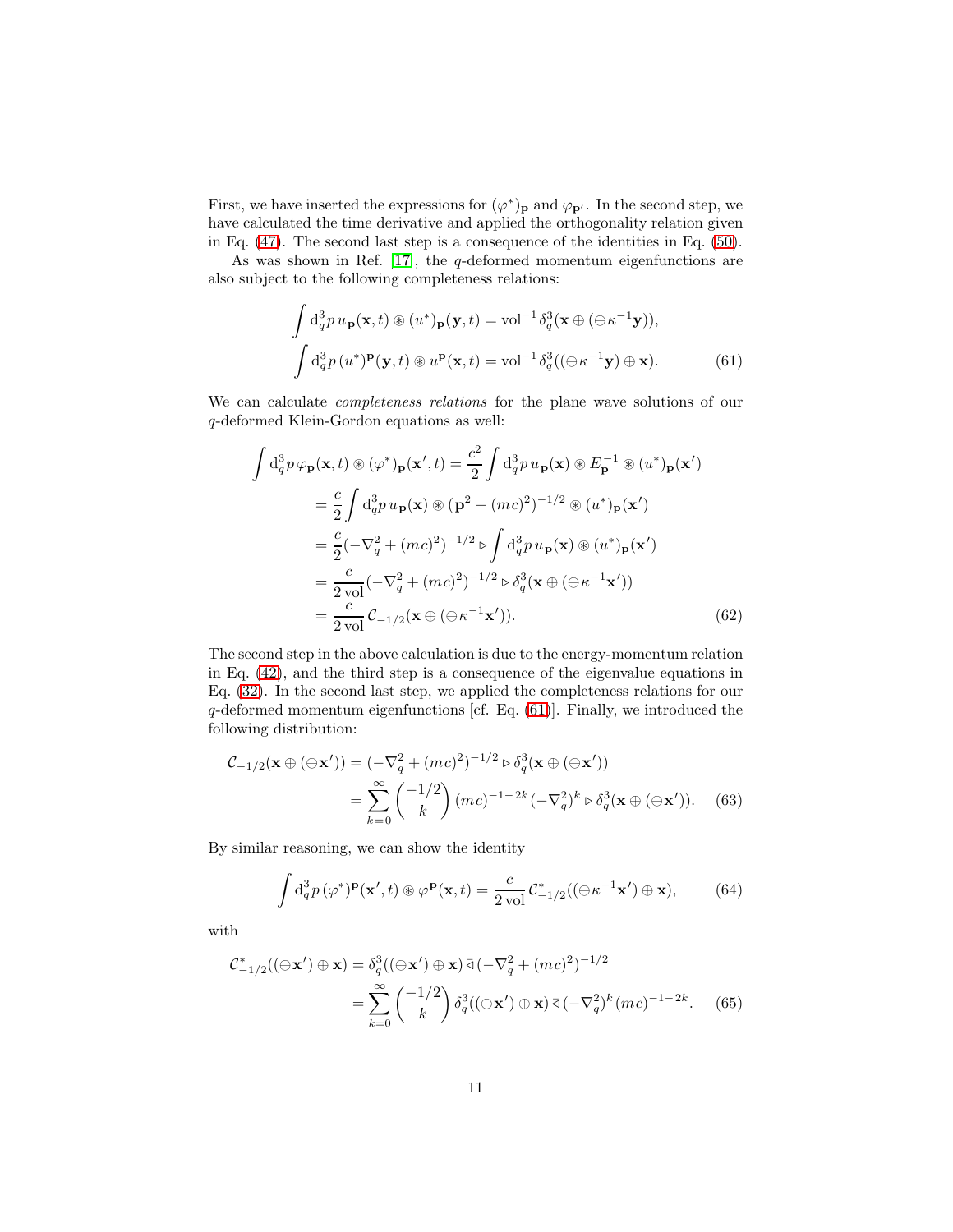First, we have inserted the expressions for $(\varphi^*)_{\mathbf{p}}$ and $\varphi_{\mathbf{p}'}$. In the second step, we have calculated the time derivative and applied the orthogonality relation given in Eq. (47). The second last step is a consequence of the identities in Eq. (50).

As was shown in Ref. [17], the $q$-deformed momentum eigenfunctions are also subject to the following completeness relations:

$$
\begin{aligned}
\int \mathrm{d}_q^3 p \, u_{\mathbf{p}}(\mathbf{x},t) \circledast (u^*)_{\mathbf{p}}(\mathbf{y},t) &= \mathrm{vol}^{-1} \, \delta_q^3(\mathbf{x} \oplus (\ominus \kappa^{-1}\mathbf{y})), \\
\int \mathrm{d}_q^3 p \, (u^*)^{\mathbf{p}}(\mathbf{y},t) \circledast u^{\mathbf{p}}(\mathbf{x},t) &= \mathrm{vol}^{-1} \, \delta_q^3((\ominus \kappa^{-1}\mathbf{y}) \oplus \mathbf{x}).
\end{aligned}
\tag{61}
$$

We can calculate *completeness relations* for the plane wave solutions of our $q$-deformed Klein-Gordon equations as well:

$$
\begin{aligned}
\int \mathrm{d}_q^3 p \, \varphi_{\mathbf{p}}(\mathbf{x},t) \circledast (\varphi^*)_{\mathbf{p}}(\mathbf{x}',t) &= \frac{c^2}{2} \int \mathrm{d}_q^3 p \, u_{\mathbf{p}}(\mathbf{x}) \circledast E_{\mathbf{p}}^{-1} \circledast (u^*)_{\mathbf{p}}(\mathbf{x}') \\
&= \frac{c}{2} \int \mathrm{d}_q^3 p \, u_{\mathbf{p}}(\mathbf{x}) \circledast (\mathbf{p}^2 + (mc)^2)^{-1/2} \circledast (u^*)_{\mathbf{p}}(\mathbf{x}') \\
&= \frac{c}{2} (-\nabla_q^2 + (mc)^2)^{-1/2} \triangleright \int \mathrm{d}_q^3 p \, u_{\mathbf{p}}(\mathbf{x}) \circledast (u^*)_{\mathbf{p}}(\mathbf{x}') \\
&= \frac{c}{2\,\mathrm{vol}} (-\nabla_q^2 + (mc)^2)^{-1/2} \triangleright \delta_q^3(\mathbf{x} \oplus (\ominus \kappa^{-1}\mathbf{x}')) \\
&= \frac{c}{2\,\mathrm{vol}} \, \mathcal{C}_{-1/2}(\mathbf{x} \oplus (\ominus \kappa^{-1}\mathbf{x}')).
\end{aligned}
\tag{62}
$$

The second step in the above calculation is due to the energy-momentum relation in Eq. (42), and the third step is a consequence of the eigenvalue equations in Eq. (32). In the second last step, we applied the completeness relations for our $q$-deformed momentum eigenfunctions [cf. Eq. (61)]. Finally, we introduced the following distribution:

$$
\begin{aligned}
\mathcal{C}_{-1/2}(\mathbf{x} \oplus (\ominus \mathbf{x}')) &= (-\nabla_q^2 + (mc)^2)^{-1/2} \triangleright \delta_q^3(\mathbf{x} \oplus (\ominus \mathbf{x}')) \\
&= \sum_{k=0}^{\infty} \binom{-1/2}{k} (mc)^{-1-2k} (-\nabla_q^2)^k \triangleright \delta_q^3(\mathbf{x} \oplus (\ominus \mathbf{x}')).
\end{aligned}
\tag{63}
$$

By similar reasoning, we can show the identity

$$
\int \mathrm{d}_q^3 p \, (\varphi^*)^{\mathbf{p}}(\mathbf{x}',t) \circledast \varphi^{\mathbf{p}}(\mathbf{x},t) = \frac{c}{2\,\mathrm{vol}} \, \mathcal{C}^*_{-1/2}((\ominus \kappa^{-1}\mathbf{x}') \oplus \mathbf{x}),
\tag{64}
$$

with

$$
\begin{aligned}
\mathcal{C}^*_{-1/2}((\ominus \mathbf{x}') \oplus \mathbf{x}) &= \delta_q^3((\ominus \mathbf{x}') \oplus \mathbf{x}) \triangleleft (-\nabla_q^2 + (mc)^2)^{-1/2} \\
&= \sum_{k=0}^{\infty} \binom{-1/2}{k} \delta_q^3((\ominus \mathbf{x}') \oplus \mathbf{x}) \triangleleft (-\nabla_q^2)^k (mc)^{-1-2k}.
\end{aligned}
\tag{65}
$$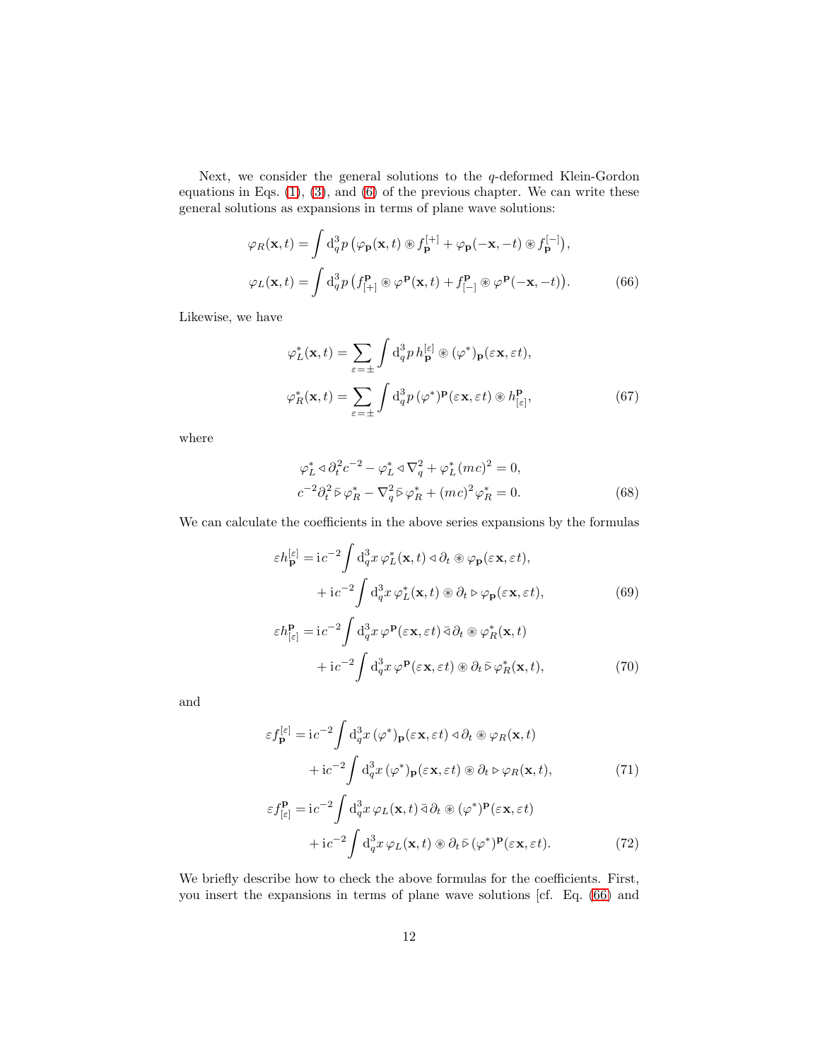Next, we consider the general solutions to the $q$-deformed Klein-Gordon equations in Eqs. (1), (3), and (6) of the previous chapter. We can write these general solutions as expansions in terms of plane wave solutions:

$$
\begin{aligned}
\varphi_R(\mathbf{x},t) &= \int \mathrm{d}_q^3 p \left( \varphi_{\mathbf{p}}(\mathbf{x},t) \circledast f_{\mathbf{p}}^{[+]} + \varphi_{\mathbf{p}}(-\mathbf{x},-t) \circledast f_{\mathbf{p}}^{[-]} \right), \\
\varphi_L(\mathbf{x},t) &= \int \mathrm{d}_q^3 p \left( f_{[+]}^{\mathbf{p}} \circledast \varphi^{\mathbf{p}}(\mathbf{x},t) + f_{[-]}^{\mathbf{p}} \circledast \varphi^{\mathbf{p}}(-\mathbf{x},-t) \right).
\end{aligned} \tag{66}
$$

Likewise, we have

$$
\begin{aligned}
\varphi_L^*(\mathbf{x},t) &= \sum_{\varepsilon=\pm} \int \mathrm{d}_q^3 p \, h_{\mathbf{p}}^{[\varepsilon]} \circledast (\varphi^*)_{\mathbf{p}}(\varepsilon\mathbf{x},\varepsilon t), \\
\varphi_R^*(\mathbf{x},t) &= \sum_{\varepsilon=\pm} \int \mathrm{d}_q^3 p \, (\varphi^*)^{\mathbf{p}}(\varepsilon\mathbf{x},\varepsilon t) \circledast h_{[\varepsilon]}^{\mathbf{p}},
\end{aligned} \tag{67}
$$

where

$$
\begin{aligned}
\varphi_L^* \triangleleft \partial_t^2 c^{-2} - \varphi_L^* \triangleleft \nabla_q^2 + \varphi_L^* \, (mc)^2 &= 0, \\
c^{-2} \partial_t^2 \,\bar{\triangleright}\, \varphi_R^* - \nabla_q^2 \,\bar{\triangleright}\, \varphi_R^* + (mc)^2 \varphi_R^* &= 0.
\end{aligned} \tag{68}
$$

We can calculate the coefficients in the above series expansions by the formulas

$$
\begin{aligned}
\varepsilon h_{\mathbf{p}}^{[\varepsilon]} &= \mathrm{i}c^{-2} \int \mathrm{d}_q^3 x \, \varphi_L^*(\mathbf{x},t) \triangleleft \partial_t \circledast \varphi_{\mathbf{p}}(\varepsilon\mathbf{x},\varepsilon t), \\
&\quad + \mathrm{i}c^{-2} \int \mathrm{d}_q^3 x \, \varphi_L^*(\mathbf{x},t) \circledast \partial_t \triangleright \varphi_{\mathbf{p}}(\varepsilon\mathbf{x},\varepsilon t),
\end{aligned} \tag{69}
$$

$$
\begin{aligned}
\varepsilon h_{[\varepsilon]}^{\mathbf{p}} &= \mathrm{i}c^{-2} \int \mathrm{d}_q^3 x \, \varphi^{\mathbf{p}}(\varepsilon\mathbf{x},\varepsilon t) \,\bar{\triangleleft}\, \partial_t \circledast \varphi_R^*(\mathbf{x},t) \\
&\quad + \mathrm{i}c^{-2} \int \mathrm{d}_q^3 x \, \varphi^{\mathbf{p}}(\varepsilon\mathbf{x},\varepsilon t) \circledast \partial_t \,\bar{\triangleright}\, \varphi_R^*(\mathbf{x},t),
\end{aligned} \tag{70}
$$

and

$$
\begin{aligned}
\varepsilon f_{\mathbf{p}}^{[\varepsilon]} &= \mathrm{i}c^{-2} \int \mathrm{d}_q^3 x \, (\varphi^*)_{\mathbf{p}}(\varepsilon\mathbf{x},\varepsilon t) \triangleleft \partial_t \circledast \varphi_R(\mathbf{x},t) \\
&\quad + \mathrm{i}c^{-2} \int \mathrm{d}_q^3 x \, (\varphi^*)_{\mathbf{p}}(\varepsilon\mathbf{x},\varepsilon t) \circledast \partial_t \triangleright \varphi_R(\mathbf{x},t),
\end{aligned} \tag{71}
$$

$$
\begin{aligned}
\varepsilon f_{[\varepsilon]}^{\mathbf{p}} &= \mathrm{i}c^{-2} \int \mathrm{d}_q^3 x \, \varphi_L(\mathbf{x},t) \,\bar{\triangleleft}\, \partial_t \circledast (\varphi^*)^{\mathbf{p}}(\varepsilon\mathbf{x},\varepsilon t) \\
&\quad + \mathrm{i}c^{-2} \int \mathrm{d}_q^3 x \, \varphi_L(\mathbf{x},t) \circledast \partial_t \,\bar{\triangleright}\, (\varphi^*)^{\mathbf{p}}(\varepsilon\mathbf{x},\varepsilon t).
\end{aligned} \tag{72}
$$

We briefly describe how to check the above formulas for the coefficients. First, you insert the expansions in terms of plane wave solutions [cf. Eq. (66) and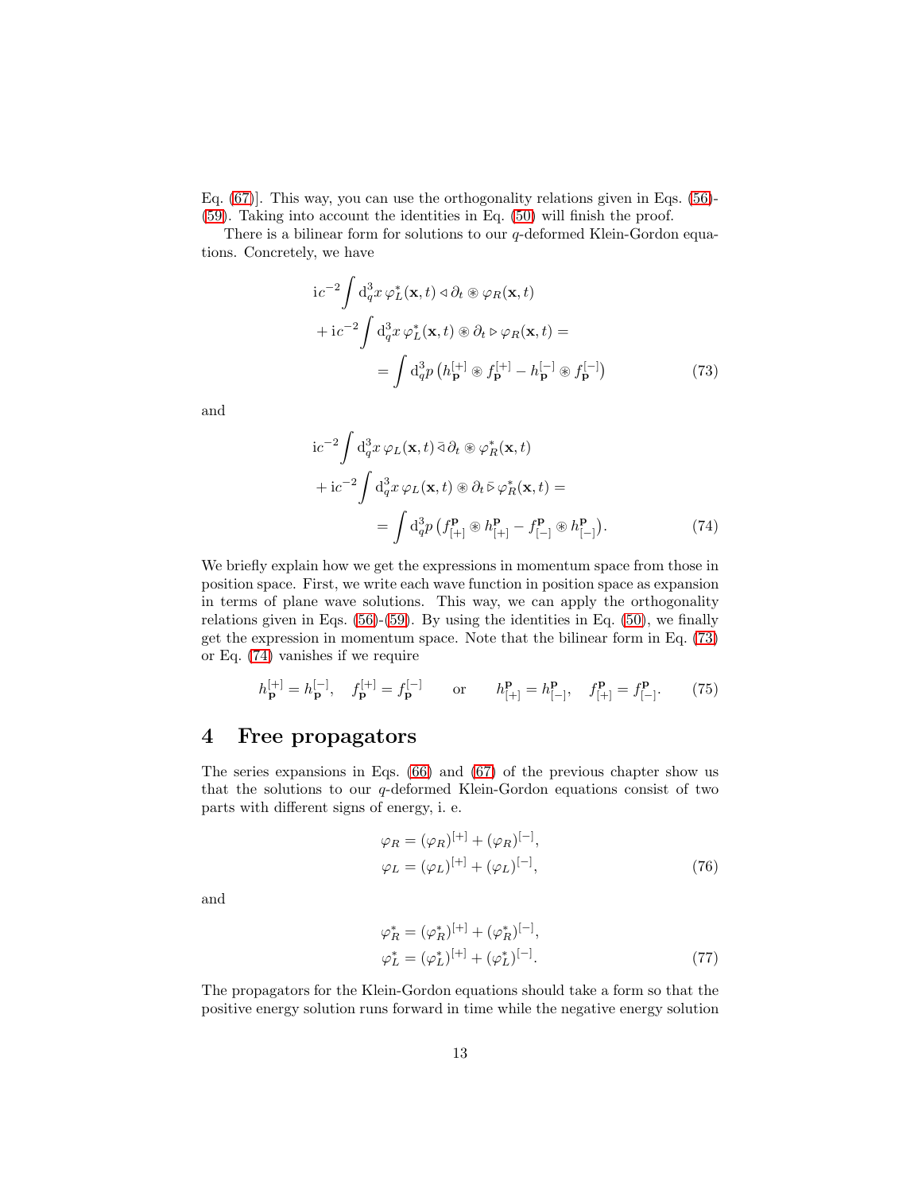Eq. (67)]. This way, you can use the orthogonality relations given in Eqs. (56)-(59). Taking into account the identities in Eq. (50) will finish the proof.

There is a bilinear form for solutions to our $q$-deformed Klein-Gordon equations. Concretely, we have

$$
\begin{aligned}
&\mathrm{i}c^{-2}\int \mathrm{d}_q^3x\,\varphi_L^*(\mathbf{x},t)\triangleleft\partial_t\circledast\varphi_R(\mathbf{x},t) \\
&\quad+\mathrm{i}c^{-2}\int \mathrm{d}_q^3x\,\varphi_L^*(\mathbf{x},t)\circledast\partial_t\triangleright\varphi_R(\mathbf{x},t) = \\
&\qquad\qquad= \int \mathrm{d}_q^3p\,\big(h_{\mathbf{p}}^{[+]}\circledast f_{\mathbf{p}}^{[+]} - h_{\mathbf{p}}^{[-]}\circledast f_{\mathbf{p}}^{[-]}\big)
\end{aligned}
\tag{73}
$$

and

$$
\begin{aligned}
&\mathrm{i}c^{-2}\int \mathrm{d}_q^3x\,\varphi_L(\mathbf{x},t)\,\bar{\triangleleft}\,\partial_t\circledast\varphi_R^*(\mathbf{x},t) \\
&\quad+\mathrm{i}c^{-2}\int \mathrm{d}_q^3x\,\varphi_L(\mathbf{x},t)\circledast\partial_t\,\bar{\triangleright}\,\varphi_R^*(\mathbf{x},t) = \\
&\qquad\qquad= \int \mathrm{d}_q^3p\,\big(f^{\mathbf{p}}_{[+]}\circledast h^{\mathbf{p}}_{[+]} - f^{\mathbf{p}}_{[-]}\circledast h^{\mathbf{p}}_{[-]}\big).
\end{aligned}
\tag{74}
$$

We briefly explain how we get the expressions in momentum space from those in position space. First, we write each wave function in position space as expansion in terms of plane wave solutions. This way, we can apply the orthogonality relations given in Eqs. (56)-(59). By using the identities in Eq. (50), we finally get the expression in momentum space. Note that the bilinear form in Eq. (73) or Eq. (74) vanishes if we require

$$
h_{\mathbf{p}}^{[+]} = h_{\mathbf{p}}^{[-]},\quad f_{\mathbf{p}}^{[+]} = f_{\mathbf{p}}^{[-]}\qquad\text{or}\qquad h^{\mathbf{p}}_{[+]} = h^{\mathbf{p}}_{[-]},\quad f^{\mathbf{p}}_{[+]} = f^{\mathbf{p}}_{[-]}.
\tag{75}
$$

# 4 Free propagators

The series expansions in Eqs. (66) and (67) of the previous chapter show us that the solutions to our $q$-deformed Klein-Gordon equations consist of two parts with different signs of energy, i. e.

$$
\begin{aligned}
\varphi_R &= (\varphi_R)^{[+]} + (\varphi_R)^{[-]}, \\
\varphi_L &= (\varphi_L)^{[+]} + (\varphi_L)^{[-]},
\end{aligned}
\tag{76}
$$

and

$$
\begin{aligned}
\varphi_R^* &= (\varphi_R^*)^{[+]} + (\varphi_R^*)^{[-]}, \\
\varphi_L^* &= (\varphi_L^*)^{[+]} + (\varphi_L^*)^{[-]}.
\end{aligned}
\tag{77}
$$

The propagators for the Klein-Gordon equations should take a form so that the positive energy solution runs forward in time while the negative energy solution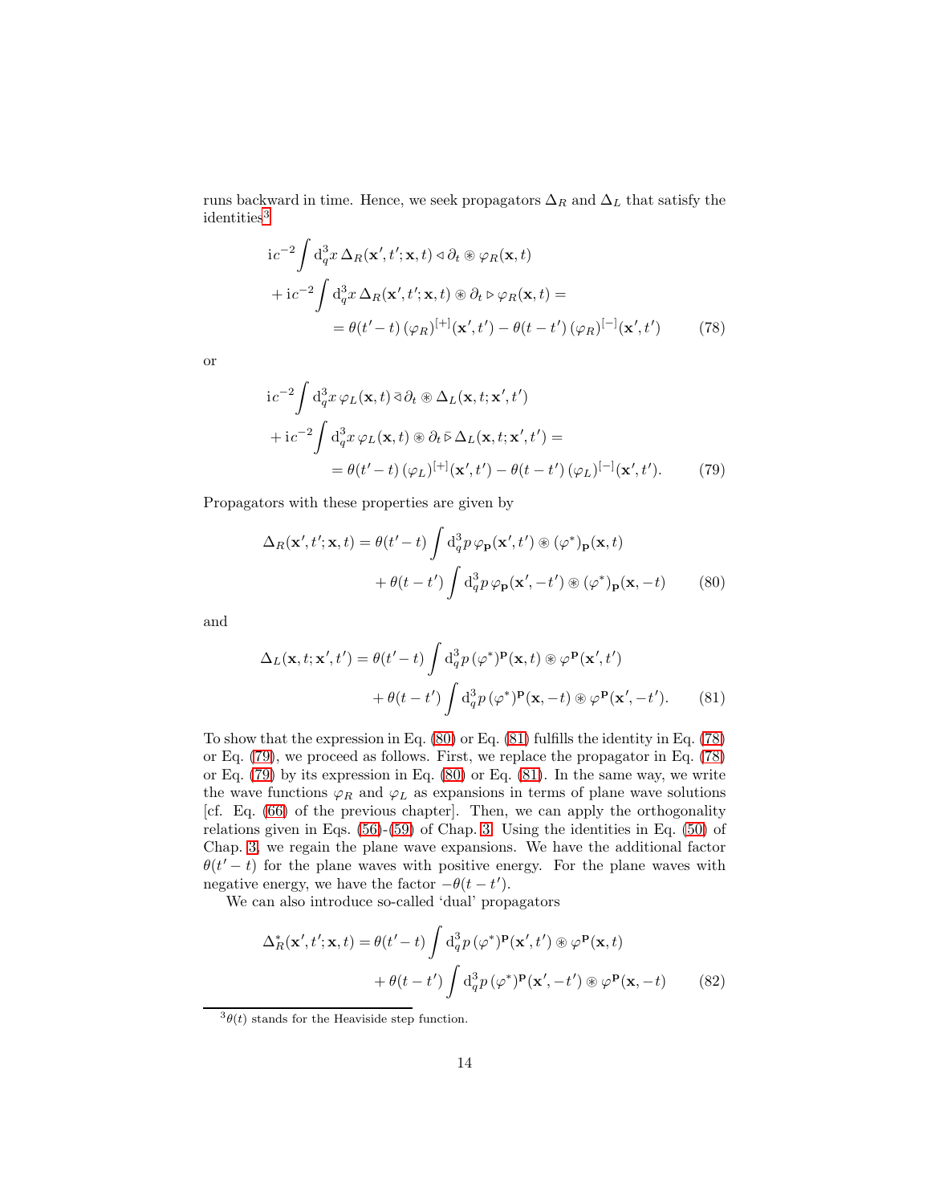runs backward in time. Hence, we seek propagators $\Delta_R$ and $\Delta_L$ that satisfy the identities[3]

$$
\begin{aligned}
&\mathrm{i}c^{-2}\int \mathrm{d}_q^3x\, \Delta_R(\mathbf{x}', t'; \mathbf{x}, t) \triangleleft \partial_t \circledast \varphi_R(\mathbf{x}, t) \\
&+ \mathrm{i}c^{-2}\int \mathrm{d}_q^3x\, \Delta_R(\mathbf{x}', t'; \mathbf{x}, t) \circledast \partial_t \triangleright \varphi_R(\mathbf{x}, t) = \\
&\qquad = \theta(t'-t)\,(\varphi_R)^{[+]}(\mathbf{x}', t') - \theta(t-t')\,(\varphi_R)^{[-]}(\mathbf{x}', t')
\end{aligned}
\tag{78}
$$

or

$$
\begin{aligned}
&\mathrm{i}c^{-2}\int \mathrm{d}_q^3x\, \varphi_L(\mathbf{x}, t) \,\bar{\triangleleft}\, \partial_t \circledast \Delta_L(\mathbf{x}, t; \mathbf{x}', t') \\
&+ \mathrm{i}c^{-2}\int \mathrm{d}_q^3x\, \varphi_L(\mathbf{x}, t) \circledast \partial_t \,\bar{\triangleright}\, \Delta_L(\mathbf{x}, t; \mathbf{x}', t') = \\
&\qquad = \theta(t'-t)\,(\varphi_L)^{[+]}(\mathbf{x}', t') - \theta(t-t')\,(\varphi_L)^{[-]}(\mathbf{x}', t').
\end{aligned}
\tag{79}
$$

Propagators with these properties are given by

$$
\begin{aligned}
\Delta_R(\mathbf{x}', t'; \mathbf{x}, t) = {}& \theta(t'-t)\int \mathrm{d}_q^3p\, \varphi_{\mathbf{p}}(\mathbf{x}', t') \circledast (\varphi^*)_{\mathbf{p}}(\mathbf{x}, t) \\
&+ \theta(t-t')\int \mathrm{d}_q^3p\, \varphi_{\mathbf{p}}(\mathbf{x}', -t') \circledast (\varphi^*)_{\mathbf{p}}(\mathbf{x}, -t)
\end{aligned}
\tag{80}
$$

and

$$
\begin{aligned}
\Delta_L(\mathbf{x}, t; \mathbf{x}', t') = {}& \theta(t'-t)\int \mathrm{d}_q^3p\, (\varphi^*)^{\mathbf{p}}(\mathbf{x}, t) \circledast \varphi^{\mathbf{p}}(\mathbf{x}', t') \\
&+ \theta(t-t')\int \mathrm{d}_q^3p\, (\varphi^*)^{\mathbf{p}}(\mathbf{x}, -t) \circledast \varphi^{\mathbf{p}}(\mathbf{x}', -t').
\end{aligned}
\tag{81}
$$

To show that the expression in Eq. (80) or Eq. (81) fulfills the identity in Eq. (78) or Eq. (79), we proceed as follows. First, we replace the propagator in Eq. (78) or Eq. (79) by its expression in Eq. (80) or Eq. (81). In the same way, we write the wave functions $\varphi_R$ and $\varphi_L$ as expansions in terms of plane wave solutions [cf. Eq. (66) of the previous chapter]. Then, we can apply the orthogonality relations given in Eqs. (56)-(59) of Chap. 3. Using the identities in Eq. (50) of Chap. 3, we regain the plane wave expansions. We have the additional factor $\theta(t'-t)$ for the plane waves with positive energy. For the plane waves with negative energy, we have the factor $-\theta(t-t')$.

We can also introduce so-called 'dual' propagators

$$
\begin{aligned}
\Delta_R^*(\mathbf{x}', t'; \mathbf{x}, t) = {}& \theta(t'-t)\int \mathrm{d}_q^3p\, (\varphi^*)^{\mathbf{p}}(\mathbf{x}', t') \circledast \varphi^{\mathbf{p}}(\mathbf{x}, t) \\
&+ \theta(t-t')\int \mathrm{d}_q^3p\, (\varphi^*)^{\mathbf{p}}(\mathbf{x}', -t') \circledast \varphi^{\mathbf{p}}(\mathbf{x}, -t)
\end{aligned}
\tag{82}
$$

[3] $\theta(t)$ stands for the Heaviside step function.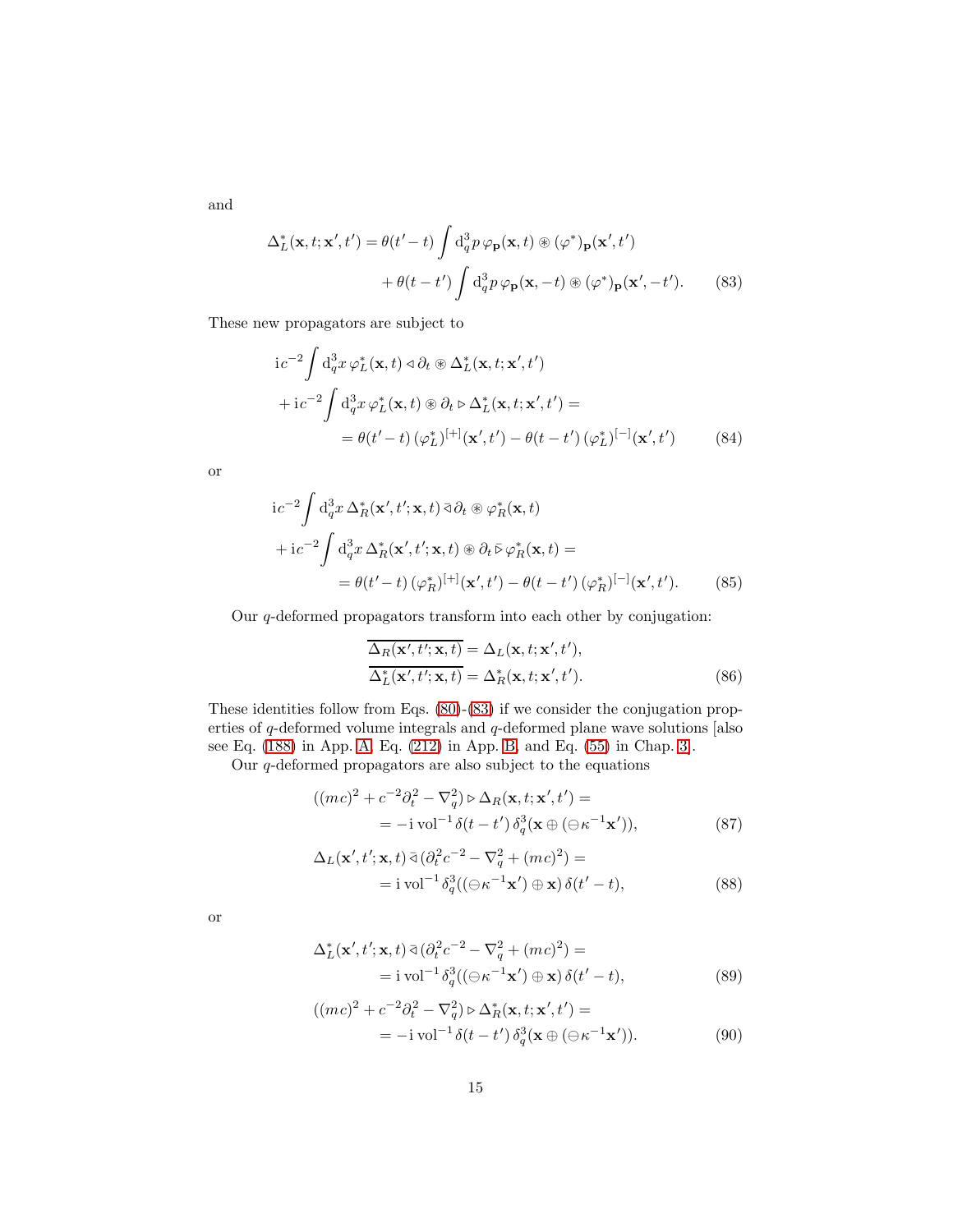and

$$
\Delta_L^*(\mathbf{x},t;\mathbf{x}',t') = \theta(t'-t)\int \mathrm{d}_q^3 p\, \varphi_{\mathbf{p}}(\mathbf{x},t) \circledast (\varphi^*)_{\mathbf{p}}(\mathbf{x}',t') \\
+ \theta(t-t')\int \mathrm{d}_q^3 p\, \varphi_{\mathbf{p}}(\mathbf{x},-t) \circledast (\varphi^*)_{\mathbf{p}}(\mathbf{x}',-t'). \qquad (83)
$$

These new propagators are subject to

$$
\mathrm{i}c^{-2}\int \mathrm{d}_q^3 x\, \varphi_L^*(\mathbf{x},t) \triangleleft \partial_t \circledast \Delta_L^*(\mathbf{x},t;\mathbf{x}',t') \\
+ \mathrm{i}c^{-2}\int \mathrm{d}_q^3 x\, \varphi_L^*(\mathbf{x},t) \circledast \partial_t \triangleright \Delta_L^*(\mathbf{x},t;\mathbf{x}',t') = \\
= \theta(t'-t)\, (\varphi_L^*)^{[+]}(\mathbf{x}',t') - \theta(t-t')\, (\varphi_L^*)^{[-]}(\mathbf{x}',t') \qquad (84)
$$

or

$$
\mathrm{i}c^{-2}\int \mathrm{d}_q^3 x\, \Delta_R^*(\mathbf{x}',t';\mathbf{x},t) \,\bar{\triangleleft}\, \partial_t \circledast \varphi_R^*(\mathbf{x},t) \\
+ \mathrm{i}c^{-2}\int \mathrm{d}_q^3 x\, \Delta_R^*(\mathbf{x}',t';\mathbf{x},t) \circledast \partial_t \,\bar{\triangleright}\, \varphi_R^*(\mathbf{x},t) = \\
= \theta(t'-t)\, (\varphi_R^*)^{[+]}(\mathbf{x}',t') - \theta(t-t')\, (\varphi_R^*)^{[-]}(\mathbf{x}',t'). \qquad (85)
$$

Our $q$-deformed propagators transform into each other by conjugation:

$$
\overline{\Delta_R(\mathbf{x}',t';\mathbf{x},t)} = \Delta_L(\mathbf{x},t;\mathbf{x}',t'), \\
\overline{\Delta_L^*(\mathbf{x}',t';\mathbf{x},t)} = \Delta_R^*(\mathbf{x},t;\mathbf{x}',t'). \qquad (86)
$$

These identities follow from Eqs. (80)-(83) if we consider the conjugation properties of $q$-deformed volume integrals and $q$-deformed plane wave solutions [also see Eq. (188) in App. A, Eq. (212) in App. B, and Eq. (55) in Chap. 3].

Our $q$-deformed propagators are also subject to the equations

$$
((mc)^2 + c^{-2}\partial_t^2 - \nabla_q^2) \triangleright \Delta_R(\mathbf{x},t;\mathbf{x}',t') = \\
= -\mathrm{i}\,\mathrm{vol}^{-1}\,\delta(t-t')\,\delta_q^3(\mathbf{x} \oplus (\ominus\kappa^{-1}\mathbf{x}')), \qquad (87)
$$

$$
\Delta_L(\mathbf{x}',t';\mathbf{x},t) \,\bar{\triangleleft}\, (\partial_t^2 c^{-2} - \nabla_q^2 + (mc)^2) = \\
= \mathrm{i}\,\mathrm{vol}^{-1}\,\delta_q^3((\ominus\kappa^{-1}\mathbf{x}') \oplus \mathbf{x})\,\delta(t'-t), \qquad (88)
$$

or

$$
\Delta_L^*(\mathbf{x}',t';\mathbf{x},t) \,\bar{\triangleleft}\, (\partial_t^2 c^{-2} - \nabla_q^2 + (mc)^2) = \\
= \mathrm{i}\,\mathrm{vol}^{-1}\,\delta_q^3((\ominus\kappa^{-1}\mathbf{x}') \oplus \mathbf{x})\,\delta(t'-t), \qquad (89)
$$

$$
((mc)^2 + c^{-2}\partial_t^2 - \nabla_q^2) \triangleright \Delta_R^*(\mathbf{x},t;\mathbf{x}',t') = \\
= -\mathrm{i}\,\mathrm{vol}^{-1}\,\delta(t-t')\,\delta_q^3(\mathbf{x} \oplus (\ominus\kappa^{-1}\mathbf{x}')). \qquad (90)
$$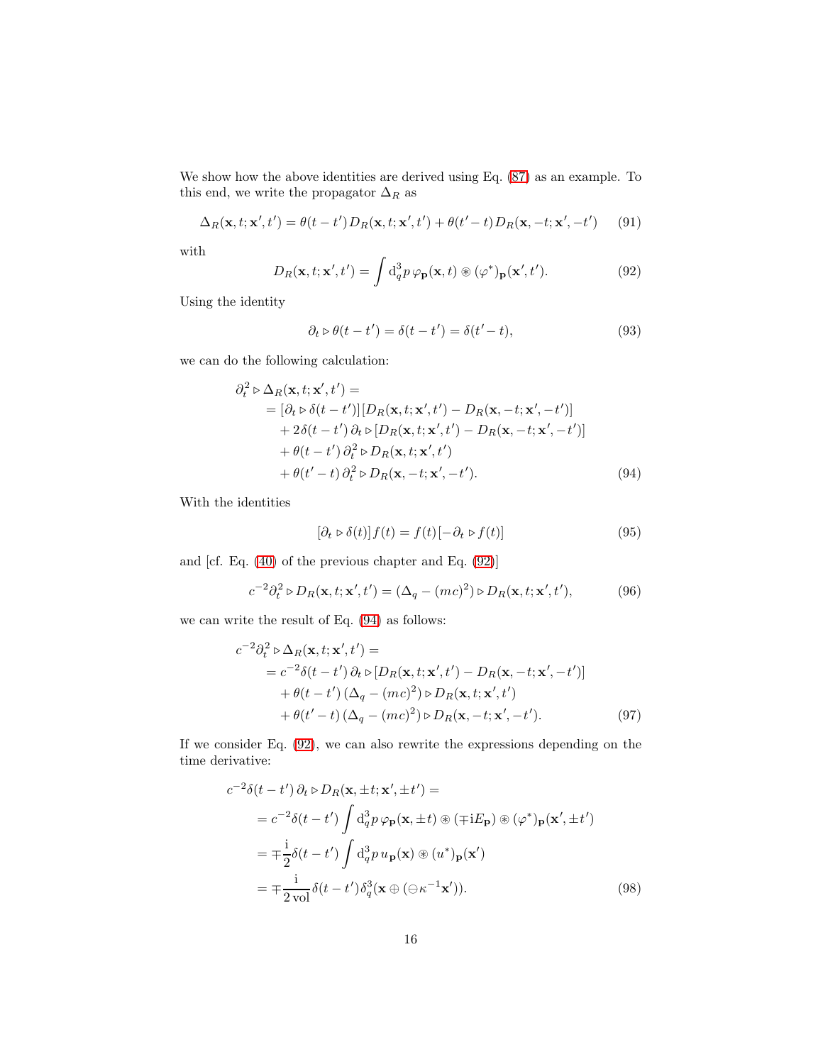We show how the above identities are derived using Eq. (87) as an example. To this end, we write the propagator $\Delta_R$ as

$$\Delta_R(\mathbf{x},t;\mathbf{x}',t') = \theta(t-t')\,D_R(\mathbf{x},t;\mathbf{x}',t') + \theta(t'-t)\,D_R(\mathbf{x},-t;\mathbf{x}',-t') \tag{91}$$

with

$$D_R(\mathbf{x},t;\mathbf{x}',t') = \int \mathrm{d}_q^3 p\,\varphi_{\mathbf{p}}(\mathbf{x},t) \circledast (\varphi^*)_{\mathbf{p}}(\mathbf{x}',t'). \tag{92}$$

Using the identity

$$\partial_t \triangleright \theta(t-t') = \delta(t-t') = \delta(t'-t), \tag{93}$$

we can do the following calculation:

$$\begin{aligned}
\partial_t^2 \triangleright \Delta_R(\mathbf{x},t;\mathbf{x}',t') &= \\
&= [\partial_t \triangleright \delta(t-t')]\,[D_R(\mathbf{x},t;\mathbf{x}',t') - D_R(\mathbf{x},-t;\mathbf{x}',-t')] \\
&\quad + 2\delta(t-t')\,\partial_t \triangleright [D_R(\mathbf{x},t;\mathbf{x}',t') - D_R(\mathbf{x},-t;\mathbf{x}',-t')] \\
&\quad + \theta(t-t')\,\partial_t^2 \triangleright D_R(\mathbf{x},t;\mathbf{x}',t') \\
&\quad + \theta(t'-t)\,\partial_t^2 \triangleright D_R(\mathbf{x},-t;\mathbf{x}',-t').
\end{aligned} \tag{94}$$

With the identities

$$[\partial_t \triangleright \delta(t)]\,f(t) = f(t)\,[-\partial_t \triangleright f(t)] \tag{95}$$

and [cf. Eq. (40) of the previous chapter and Eq. (92)]

$$c^{-2}\partial_t^2 \triangleright D_R(\mathbf{x},t;\mathbf{x}',t') = (\Delta_q - (mc)^2) \triangleright D_R(\mathbf{x},t;\mathbf{x}',t'), \tag{96}$$

we can write the result of Eq. (94) as follows:

$$\begin{aligned}
c^{-2}\partial_t^2 \triangleright \Delta_R(\mathbf{x},t;\mathbf{x}',t') &= \\
&= c^{-2}\delta(t-t')\,\partial_t \triangleright [D_R(\mathbf{x},t;\mathbf{x}',t') - D_R(\mathbf{x},-t;\mathbf{x}',-t')] \\
&\quad + \theta(t-t')\,(\Delta_q - (mc)^2) \triangleright D_R(\mathbf{x},t;\mathbf{x}',t') \\
&\quad + \theta(t'-t)\,(\Delta_q - (mc)^2) \triangleright D_R(\mathbf{x},-t;\mathbf{x}',-t').
\end{aligned} \tag{97}$$

If we consider Eq. (92), we can also rewrite the expressions depending on the time derivative:

$$\begin{aligned}
c^{-2}\delta(t-t')\,\partial_t \triangleright D_R(\mathbf{x},\pm t;\mathbf{x}',\pm t') &= \\
&= c^{-2}\delta(t-t') \int \mathrm{d}_q^3 p\,\varphi_{\mathbf{p}}(\mathbf{x},\pm t) \circledast (\mp \mathrm{i}E_{\mathbf{p}}) \circledast (\varphi^*)_{\mathbf{p}}(\mathbf{x}',\pm t') \\
&= \mp\frac{\mathrm{i}}{2}\delta(t-t') \int \mathrm{d}_q^3 p\,u_{\mathbf{p}}(\mathbf{x}) \circledast (u^*)_{\mathbf{p}}(\mathbf{x}') \\
&= \mp\frac{\mathrm{i}}{2\,\mathrm{vol}}\,\delta(t-t')\,\delta_q^3(\mathbf{x} \oplus (\ominus\kappa^{-1}\mathbf{x}')).
\end{aligned} \tag{98}$$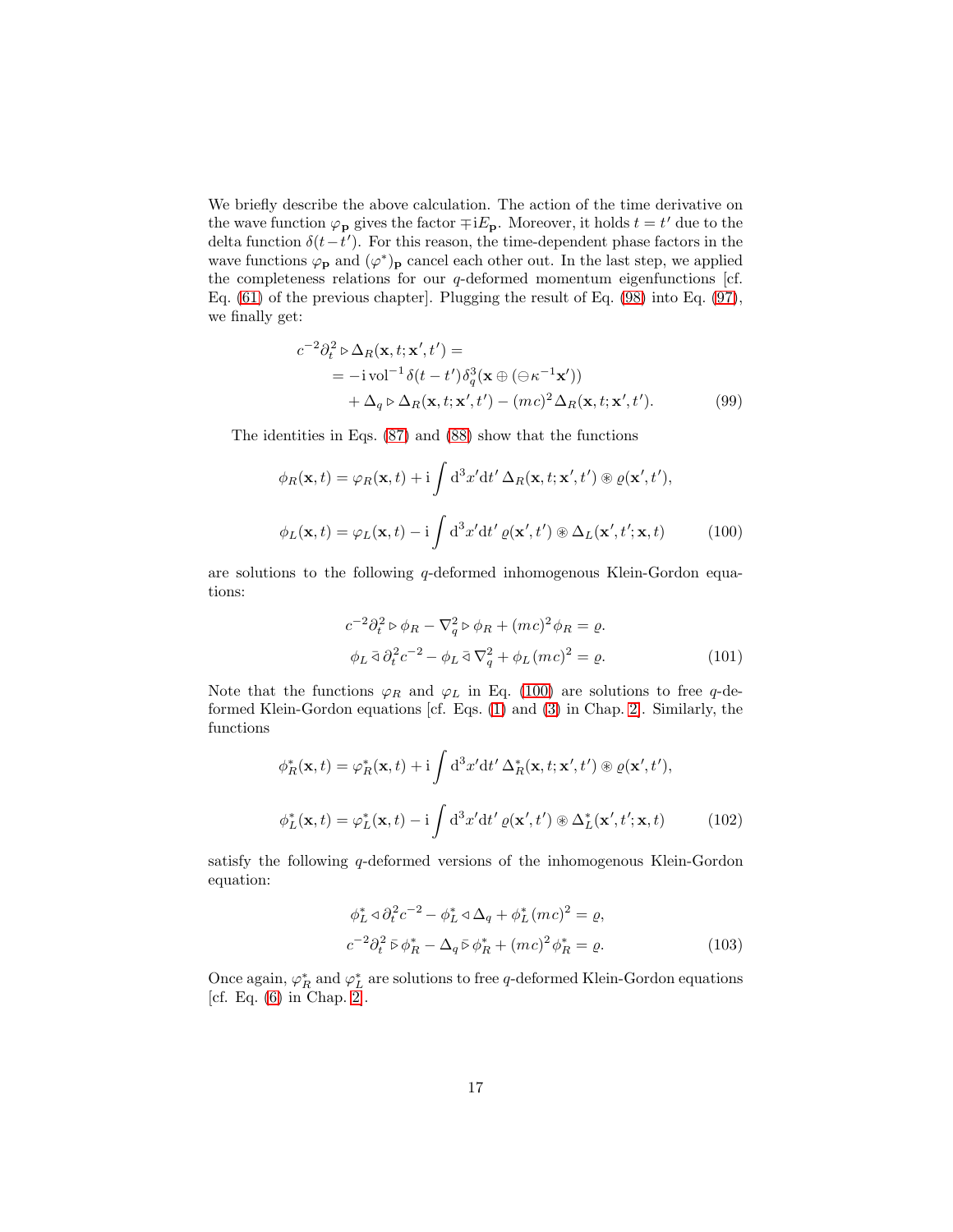We briefly describe the above calculation. The action of the time derivative on the wave function $\varphi_{\mathbf{p}}$ gives the factor $\mp\mathrm{i}E_{\mathbf{p}}$. Moreover, it holds $t = t'$ due to the delta function $\delta(t-t')$. For this reason, the time-dependent phase factors in the wave functions $\varphi_{\mathbf{p}}$ and $(\varphi^*)_{\mathbf{p}}$ cancel each other out. In the last step, we applied the completeness relations for our $q$-deformed momentum eigenfunctions [cf. Eq. (61) of the previous chapter]. Plugging the result of Eq. (98) into Eq. (97), we finally get:

$$
\begin{aligned}
c^{-2}\partial_t^2 \triangleright \Delta_R(\mathbf{x},t;\mathbf{x}',t') &= \\
&= -\mathrm{i}\,\mathrm{vol}^{-1}\,\delta(t-t')\,\delta_q^3(\mathbf{x}\oplus(\ominus\kappa^{-1}\mathbf{x}')) \\
&\quad + \Delta_q \triangleright \Delta_R(\mathbf{x},t;\mathbf{x}',t') - (mc)^2\,\Delta_R(\mathbf{x},t;\mathbf{x}',t').
\end{aligned} \tag{99}
$$

The identities in Eqs. (87) and (88) show that the functions

$$
\begin{aligned}
\phi_R(\mathbf{x},t) &= \varphi_R(\mathbf{x},t) + \mathrm{i}\int \mathrm{d}^3x'\mathrm{d}t'\,\Delta_R(\mathbf{x},t;\mathbf{x}',t') \circledast \varrho(\mathbf{x}',t'), \\
\phi_L(\mathbf{x},t) &= \varphi_L(\mathbf{x},t) - \mathrm{i}\int \mathrm{d}^3x'\mathrm{d}t'\,\varrho(\mathbf{x}',t') \circledast \Delta_L(\mathbf{x}',t';\mathbf{x},t)
\end{aligned} \tag{100}
$$

are solutions to the following $q$-deformed inhomogenous Klein-Gordon equations:

$$
\begin{aligned}
c^{-2}\partial_t^2 \triangleright \phi_R - \nabla_q^2 \triangleright \phi_R + (mc)^2\phi_R &= \varrho. \\
\phi_L \,\bar{\triangleleft}\, \partial_t^2 c^{-2} - \phi_L \,\bar{\triangleleft}\, \nabla_q^2 + \phi_L\,(mc)^2 &= \varrho.
\end{aligned} \tag{101}
$$

Note that the functions $\varphi_R$ and $\varphi_L$ in Eq. (100) are solutions to free $q$-deformed Klein-Gordon equations [cf. Eqs. (1) and (3) in Chap. 2]. Similarly, the functions

$$
\begin{aligned}
\phi_R^*(\mathbf{x},t) &= \varphi_R^*(\mathbf{x},t) + \mathrm{i}\int \mathrm{d}^3x'\mathrm{d}t'\,\Delta_R^*(\mathbf{x},t;\mathbf{x}',t') \circledast \varrho(\mathbf{x}',t'), \\
\phi_L^*(\mathbf{x},t) &= \varphi_L^*(\mathbf{x},t) - \mathrm{i}\int \mathrm{d}^3x'\mathrm{d}t'\,\varrho(\mathbf{x}',t') \circledast \Delta_L^*(\mathbf{x}',t';\mathbf{x},t)
\end{aligned} \tag{102}
$$

satisfy the following $q$-deformed versions of the inhomogenous Klein-Gordon equation:

$$
\begin{aligned}
\phi_L^* \triangleleft \partial_t^2 c^{-2} - \phi_L^* \triangleleft \Delta_q + \phi_L^*\,(mc)^2 &= \varrho, \\
c^{-2}\partial_t^2 \,\bar{\triangleright}\, \phi_R^* - \Delta_q \,\bar{\triangleright}\, \phi_R^* + (mc)^2\phi_R^* &= \varrho.
\end{aligned} \tag{103}
$$

Once again, $\varphi_R^*$ and $\varphi_L^*$ are solutions to free $q$-deformed Klein-Gordon equations [cf. Eq. (6) in Chap. 2].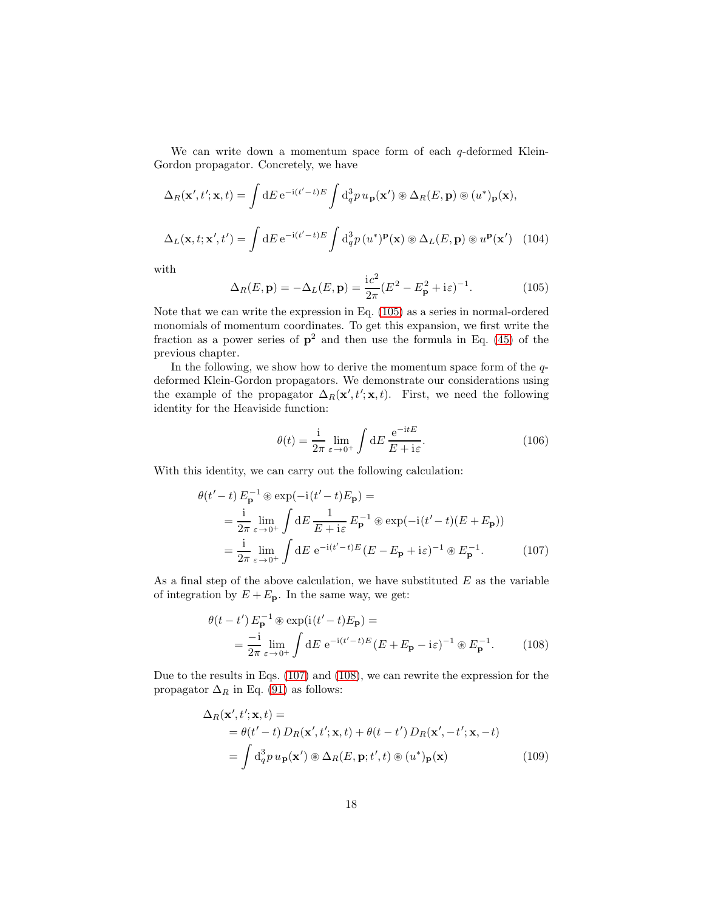We can write down a momentum space form of each $q$-deformed Klein-Gordon propagator. Concretely, we have

$$
\Delta_R(\mathbf{x}', t'; \mathbf{x}, t) = \int \mathrm{d}E \, \mathrm{e}^{-\mathrm{i}(t'-t)E} \int \mathrm{d}_q^3 p \, u_{\mathbf{p}}(\mathbf{x}') \circledast \Delta_R(E, \mathbf{p}) \circledast (u^*)_{\mathbf{p}}(\mathbf{x}),
$$

$$
\Delta_L(\mathbf{x}, t; \mathbf{x}', t') = \int \mathrm{d}E \, \mathrm{e}^{-\mathrm{i}(t'-t)E} \int \mathrm{d}_q^3 p \, (u^*)^{\mathbf{p}}(\mathbf{x}) \circledast \Delta_L(E, \mathbf{p}) \circledast u^{\mathbf{p}}(\mathbf{x}') \quad (104)
$$

with

$$
\Delta_R(E, \mathbf{p}) = -\Delta_L(E, \mathbf{p}) = \frac{\mathrm{i}c^2}{2\pi}(E^2 - E_{\mathbf{p}}^2 + \mathrm{i}\varepsilon)^{-1}. \quad (105)
$$

Note that we can write the expression in Eq. (105) as a series in normal-ordered monomials of momentum coordinates. To get this expansion, we first write the fraction as a power series of $\mathbf{p}^2$ and then use the formula in Eq. (45) of the previous chapter.

In the following, we show how to derive the momentum space form of the $q$-deformed Klein-Gordon propagators. We demonstrate our considerations using the example of the propagator $\Delta_R(\mathbf{x}', t'; \mathbf{x}, t)$. First, we need the following identity for the Heaviside function:

$$
\theta(t) = \frac{\mathrm{i}}{2\pi} \lim_{\varepsilon \to 0^+} \int \mathrm{d}E \, \frac{\mathrm{e}^{-\mathrm{i}tE}}{E + \mathrm{i}\varepsilon}. \quad (106)
$$

With this identity, we can carry out the following calculation:

$$
\begin{aligned}
&\theta(t'-t) \, E_{\mathbf{p}}^{-1} \circledast \exp(-\mathrm{i}(t'-t)E_{\mathbf{p}}) = \\
&\quad = \frac{\mathrm{i}}{2\pi} \lim_{\varepsilon \to 0^+} \int \mathrm{d}E \, \frac{1}{E + \mathrm{i}\varepsilon} \, E_{\mathbf{p}}^{-1} \circledast \exp(-\mathrm{i}(t'-t)(E + E_{\mathbf{p}})) \\
&\quad = \frac{\mathrm{i}}{2\pi} \lim_{\varepsilon \to 0^+} \int \mathrm{d}E \, \mathrm{e}^{-\mathrm{i}(t'-t)E} (E - E_{\mathbf{p}} + \mathrm{i}\varepsilon)^{-1} \circledast E_{\mathbf{p}}^{-1}. \quad (107)
\end{aligned}
$$

As a final step of the above calculation, we have substituted $E$ as the variable of integration by $E + E_{\mathbf{p}}$. In the same way, we get:

$$
\begin{aligned}
&\theta(t-t') \, E_{\mathbf{p}}^{-1} \circledast \exp(\mathrm{i}(t'-t)E_{\mathbf{p}}) = \\
&\quad = \frac{-\mathrm{i}}{2\pi} \lim_{\varepsilon \to 0^+} \int \mathrm{d}E \, \mathrm{e}^{-\mathrm{i}(t'-t)E} (E + E_{\mathbf{p}} - \mathrm{i}\varepsilon)^{-1} \circledast E_{\mathbf{p}}^{-1}. \quad (108)
\end{aligned}
$$

Due to the results in Eqs. (107) and (108), we can rewrite the expression for the propagator $\Delta_R$ in Eq. (91) as follows:

$$
\begin{aligned}
&\Delta_R(\mathbf{x}', t'; \mathbf{x}, t) = \\
&\quad = \theta(t'-t) \, D_R(\mathbf{x}', t'; \mathbf{x}, t) + \theta(t-t') \, D_R(\mathbf{x}', -t'; \mathbf{x}, -t) \\
&\quad = \int \mathrm{d}_q^3 p \, u_{\mathbf{p}}(\mathbf{x}') \circledast \Delta_R(E, \mathbf{p}; t', t) \circledast (u^*)_{\mathbf{p}}(\mathbf{x}) \quad (109)
\end{aligned}
$$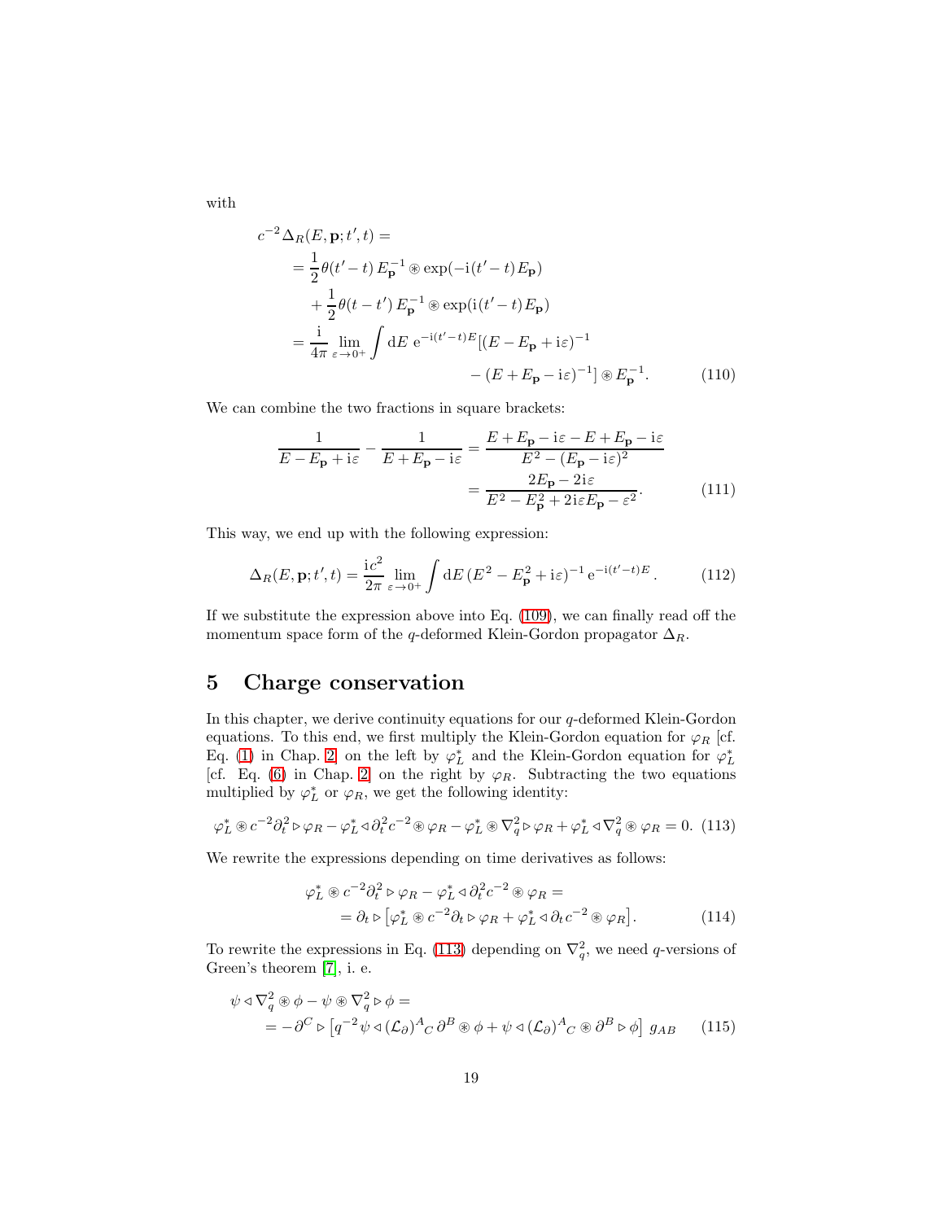with

$$
\begin{aligned}
c^{-2}\,\Delta_R(E,\mathbf{p};t',t) &= \\
&= \frac{1}{2}\theta(t'-t)\,E_{\mathbf{p}}^{-1}\circledast\exp(-\mathrm{i}(t'-t)\,E_{\mathbf{p}}) \\
&\quad+\frac{1}{2}\theta(t-t')\,E_{\mathbf{p}}^{-1}\circledast\exp(\mathrm{i}(t'-t)\,E_{\mathbf{p}}) \\
&= \frac{\mathrm{i}}{4\pi}\lim_{\varepsilon\to 0^+}\int\mathrm{d}E\;\mathrm{e}^{-\mathrm{i}(t'-t)E}[(E-E_{\mathbf{p}}+\mathrm{i}\varepsilon)^{-1} \\
&\qquad\qquad -(E+E_{\mathbf{p}}-\mathrm{i}\varepsilon)^{-1}]\circledast E_{\mathbf{p}}^{-1}.
\end{aligned}
\tag{110}
$$

We can combine the two fractions in square brackets:

$$
\begin{aligned}
\frac{1}{E-E_{\mathbf{p}}+\mathrm{i}\varepsilon}-\frac{1}{E+E_{\mathbf{p}}-\mathrm{i}\varepsilon} &= \frac{E+E_{\mathbf{p}}-\mathrm{i}\varepsilon-E+E_{\mathbf{p}}-\mathrm{i}\varepsilon}{E^2-(E_{\mathbf{p}}-\mathrm{i}\varepsilon)^2} \\
&= \frac{2E_{\mathbf{p}}-2\mathrm{i}\varepsilon}{E^2-E_{\mathbf{p}}^2+2\mathrm{i}\varepsilon E_{\mathbf{p}}-\varepsilon^2}.
\end{aligned}
\tag{111}
$$

This way, we end up with the following expression:

$$
\Delta_R(E,\mathbf{p};t',t)=\frac{\mathrm{i}c^2}{2\pi}\lim_{\varepsilon\to 0^+}\int\mathrm{d}E\,(E^2-E_{\mathbf{p}}^2+\mathrm{i}\varepsilon)^{-1}\,\mathrm{e}^{-\mathrm{i}(t'-t)E}\,. \tag{112}
$$

If we substitute the expression above into Eq. (109), we can finally read off the momentum space form of the $q$-deformed Klein-Gordon propagator $\Delta_R$.

# 5 Charge conservation

In this chapter, we derive continuity equations for our $q$-deformed Klein-Gordon equations. To this end, we first multiply the Klein-Gordon equation for $\varphi_R$ [cf. Eq. (1) in Chap. 2] on the left by $\varphi_L^*$ and the Klein-Gordon equation for $\varphi_L^*$ [cf. Eq. (6) in Chap. 2] on the right by $\varphi_R$. Subtracting the two equations multiplied by $\varphi_L^*$ or $\varphi_R$, we get the following identity:

$$
\varphi_L^*\circledast c^{-2}\partial_t^2\triangleright\varphi_R-\varphi_L^*\triangleleft\partial_t^2c^{-2}\circledast\varphi_R-\varphi_L^*\circledast\nabla_q^2\triangleright\varphi_R+\varphi_L^*\triangleleft\nabla_q^2\circledast\varphi_R=0. \tag{113}
$$

We rewrite the expressions depending on time derivatives as follows:

$$
\begin{aligned}
&\varphi_L^*\circledast c^{-2}\partial_t^2\triangleright\varphi_R-\varphi_L^*\triangleleft\partial_t^2c^{-2}\circledast\varphi_R= \\
&\qquad=\partial_t\triangleright\big[\varphi_L^*\circledast c^{-2}\partial_t\triangleright\varphi_R+\varphi_L^*\triangleleft\partial_t c^{-2}\circledast\varphi_R\big].
\end{aligned}
\tag{114}
$$

To rewrite the expressions in Eq. (113) depending on $\nabla_q^2$, we need $q$-versions of Green's theorem [7], i. e.

$$
\begin{aligned}
&\psi\triangleleft\nabla_q^2\circledast\phi-\psi\circledast\nabla_q^2\triangleright\phi= \\
&\quad=-\partial^C\triangleright\big[q^{-2}\,\psi\triangleleft(\mathcal{L}_\partial)^A{}_C\,\partial^B\circledast\phi+\psi\triangleleft(\mathcal{L}_\partial)^A{}_C\circledast\partial^B\triangleright\phi\big]\;g_{AB}
\end{aligned}
\tag{115}
$$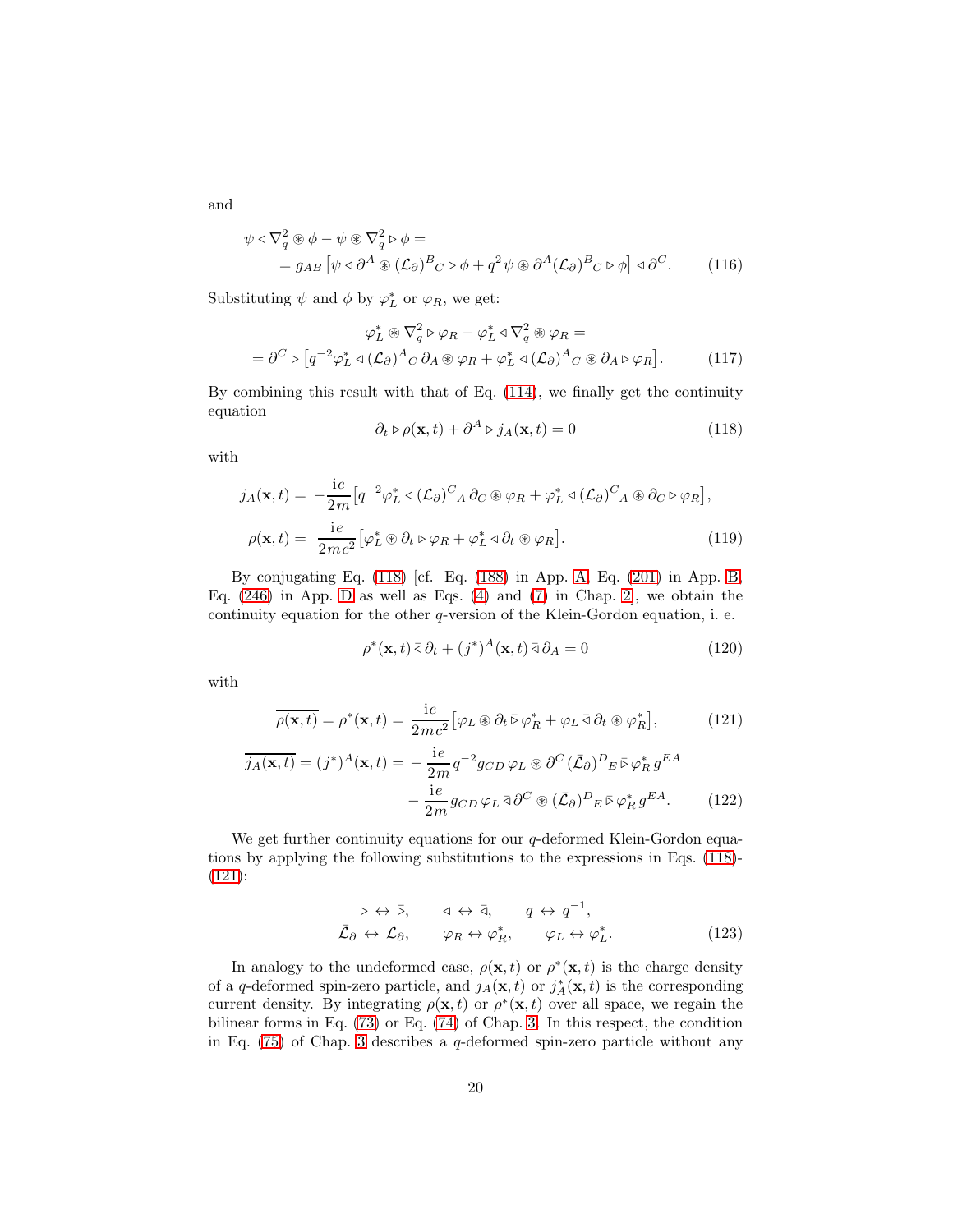and

$$\psi \triangleleft \nabla_q^2 \circledast \phi - \psi \circledast \nabla_q^2 \triangleright \phi = \\ = g_{AB} \left[ \psi \triangleleft \partial^A \circledast (\mathcal{L}_\partial)^B{}_C \triangleright \phi + q^2 \psi \circledast \partial^A (\mathcal{L}_\partial)^B{}_C \triangleright \phi \right] \triangleleft \partial^C. \tag{116}$$

Substituting $\psi$ and $\phi$ by $\varphi_L^*$ or $\varphi_R$, we get:

$$\varphi_L^* \circledast \nabla_q^2 \triangleright \varphi_R - \varphi_L^* \triangleleft \nabla_q^2 \circledast \varphi_R = \\ = \partial^C \triangleright \left[ q^{-2} \varphi_L^* \triangleleft (\mathcal{L}_\partial)^A{}_C \, \partial_A \circledast \varphi_R + \varphi_L^* \triangleleft (\mathcal{L}_\partial)^A{}_C \circledast \partial_A \triangleright \varphi_R \right]. \tag{117}$$

By combining this result with that of Eq. (114), we finally get the continuity equation

$$\partial_t \triangleright \rho(\mathbf{x}, t) + \partial^A \triangleright j_A(\mathbf{x}, t) = 0 \tag{118}$$

with

$$j_A(\mathbf{x}, t) = -\frac{\mathrm{i}e}{2m} \left[ q^{-2} \varphi_L^* \triangleleft (\mathcal{L}_\partial)^C{}_A \, \partial_C \circledast \varphi_R + \varphi_L^* \triangleleft (\mathcal{L}_\partial)^C{}_A \circledast \partial_C \triangleright \varphi_R \right],$$

$$\rho(\mathbf{x}, t) = \frac{\mathrm{i}e}{2mc^2} \left[ \varphi_L^* \circledast \partial_t \triangleright \varphi_R + \varphi_L^* \triangleleft \partial_t \circledast \varphi_R \right]. \tag{119}$$

By conjugating Eq. (118) [cf. Eq. (188) in App. A, Eq. (201) in App. B, Eq. (246) in App. D as well as Eqs. (4) and (7) in Chap. 2], we obtain the continuity equation for the other $q$-version of the Klein-Gordon equation, i. e.

$$\rho^*(\mathbf{x}, t) \,\bar{\triangleleft}\, \partial_t + (j^*)^A(\mathbf{x}, t) \,\bar{\triangleleft}\, \partial_A = 0 \tag{120}$$

with

$$\overline{\rho(\mathbf{x}, t)} = \rho^*(\mathbf{x}, t) = \frac{\mathrm{i}e}{2mc^2} \left[ \varphi_L \circledast \partial_t \,\bar{\triangleright}\, \varphi_R^* + \varphi_L \,\bar{\triangleleft}\, \partial_t \circledast \varphi_R^* \right], \tag{121}$$

$$\overline{j_A(\mathbf{x}, t)} = (j^*)^A(\mathbf{x}, t) = -\frac{\mathrm{i}e}{2m} q^{-2} g_{CD} \, \varphi_L \circledast \partial^C (\bar{\mathcal{L}}_\partial)^D{}_E \,\bar{\triangleright}\, \varphi_R^* \, g^{EA} \\ - \frac{\mathrm{i}e}{2m} g_{CD} \, \varphi_L \,\bar{\triangleleft}\, \partial^C \circledast (\bar{\mathcal{L}}_\partial)^D{}_E \,\bar{\triangleright}\, \varphi_R^* \, g^{EA}. \tag{122}$$

We get further continuity equations for our $q$-deformed Klein-Gordon equations by applying the following substitutions to the expressions in Eqs. (118)-(121):

$$\triangleright \leftrightarrow \bar{\triangleright}, \qquad \triangleleft \leftrightarrow \bar{\triangleleft}, \qquad q \leftrightarrow q^{-1}, \\ \bar{\mathcal{L}}_\partial \leftrightarrow \mathcal{L}_\partial, \qquad \varphi_R \leftrightarrow \varphi_R^*, \qquad \varphi_L \leftrightarrow \varphi_L^*. \tag{123}$$

In analogy to the undeformed case, $\rho(\mathbf{x}, t)$ or $\rho^*(\mathbf{x}, t)$ is the charge density of a $q$-deformed spin-zero particle, and $j_A(\mathbf{x}, t)$ or $j_A^*(\mathbf{x}, t)$ is the corresponding current density. By integrating $\rho(\mathbf{x}, t)$ or $\rho^*(\mathbf{x}, t)$ over all space, we regain the bilinear forms in Eq. (73) or Eq. (74) of Chap. 3. In this respect, the condition in Eq. (75) of Chap. 3 describes a $q$-deformed spin-zero particle without any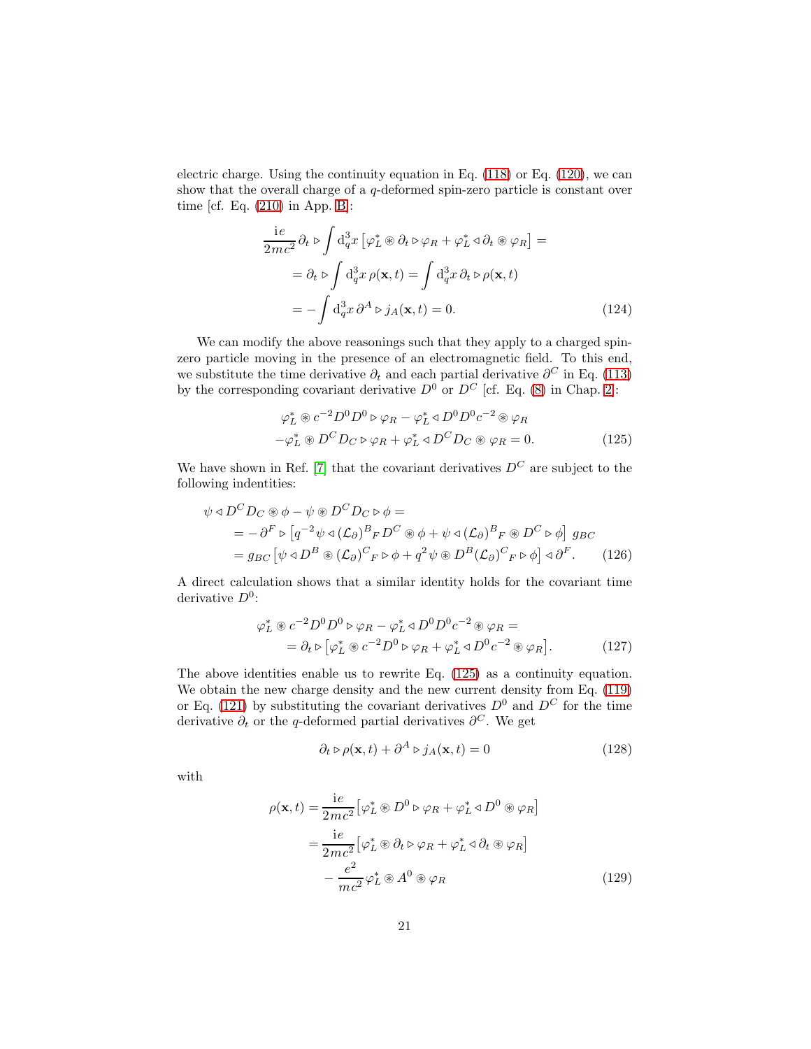electric charge. Using the continuity equation in Eq. (118) or Eq. (120), we can show that the overall charge of a $q$-deformed spin-zero particle is constant over time [cf. Eq. (210) in App. B]:

$$
\begin{aligned}
&\frac{\mathrm{i}e}{2mc^2}\,\partial_t \triangleright \int \mathrm{d}_q^3 x \left[\varphi_L^* \circledast \partial_t \triangleright \varphi_R + \varphi_L^* \triangleleft \partial_t \circledast \varphi_R\right] = \\
&\quad = \partial_t \triangleright \int \mathrm{d}_q^3 x \,\rho(\mathbf{x},t) = \int \mathrm{d}_q^3 x\, \partial_t \triangleright \rho(\mathbf{x},t) \\
&\quad = -\int \mathrm{d}_q^3 x\, \partial^A \triangleright j_A(\mathbf{x},t) = 0. \qquad (124)
\end{aligned}
$$

We can modify the above reasonings such that they apply to a charged spin-zero particle moving in the presence of an electromagnetic field. To this end, we substitute the time derivative $\partial_t$ and each partial derivative $\partial^C$ in Eq. (113) by the corresponding covariant derivative $D^0$ or $D^C$ [cf. Eq. (8) in Chap. 2]:

$$
\begin{aligned}
&\varphi_L^* \circledast c^{-2} D^0 D^0 \triangleright \varphi_R - \varphi_L^* \triangleleft D^0 D^0 c^{-2} \circledast \varphi_R \\
&- \varphi_L^* \circledast D^C D_C \triangleright \varphi_R + \varphi_L^* \triangleleft D^C D_C \circledast \varphi_R = 0. \qquad (125)
\end{aligned}
$$

We have shown in Ref. [7] that the covariant derivatives $D^C$ are subject to the following indentities:

$$
\begin{aligned}
&\psi \triangleleft D^C D_C \circledast \phi - \psi \circledast D^C D_C \triangleright \phi = \\
&\quad = -\partial^F \triangleright \left[q^{-2}\psi \triangleleft (\mathcal{L}_\partial)^B{}_F\, D^C \circledast \phi + \psi \triangleleft (\mathcal{L}_\partial)^B{}_F \circledast D^C \triangleright \phi\right] g_{BC} \\
&\quad = g_{BC}\left[\psi \triangleleft D^B \circledast (\mathcal{L}_\partial)^C{}_F \triangleright \phi + q^2\, \psi \circledast D^B (\mathcal{L}_\partial)^C{}_F \triangleright \phi\right] \triangleleft \partial^F. \qquad (126)
\end{aligned}
$$

A direct calculation shows that a similar identity holds for the covariant time derivative $D^0$:

$$
\begin{aligned}
&\varphi_L^* \circledast c^{-2} D^0 D^0 \triangleright \varphi_R - \varphi_L^* \triangleleft D^0 D^0 c^{-2} \circledast \varphi_R = \\
&\quad = \partial_t \triangleright \left[\varphi_L^* \circledast c^{-2} D^0 \triangleright \varphi_R + \varphi_L^* \triangleleft D^0 c^{-2} \circledast \varphi_R\right]. \qquad (127)
\end{aligned}
$$

The above identities enable us to rewrite Eq. (125) as a continuity equation. We obtain the new charge density and the new current density from Eq. (119) or Eq. (121) by substituting the covariant derivatives $D^0$ and $D^C$ for the time derivative $\partial_t$ or the $q$-deformed partial derivatives $\partial^C$. We get

$$
\partial_t \triangleright \rho(\mathbf{x},t) + \partial^A \triangleright j_A(\mathbf{x},t) = 0 \qquad (128)
$$

with

$$
\begin{aligned}
\rho(\mathbf{x},t) &= \frac{\mathrm{i}e}{2mc^2}\left[\varphi_L^* \circledast D^0 \triangleright \varphi_R + \varphi_L^* \triangleleft D^0 \circledast \varphi_R\right] \\
&= \frac{\mathrm{i}e}{2mc^2}\left[\varphi_L^* \circledast \partial_t \triangleright \varphi_R + \varphi_L^* \triangleleft \partial_t \circledast \varphi_R\right] \\
&\quad - \frac{e^2}{mc^2}\,\varphi_L^* \circledast A^0 \circledast \varphi_R \qquad (129)
\end{aligned}
$$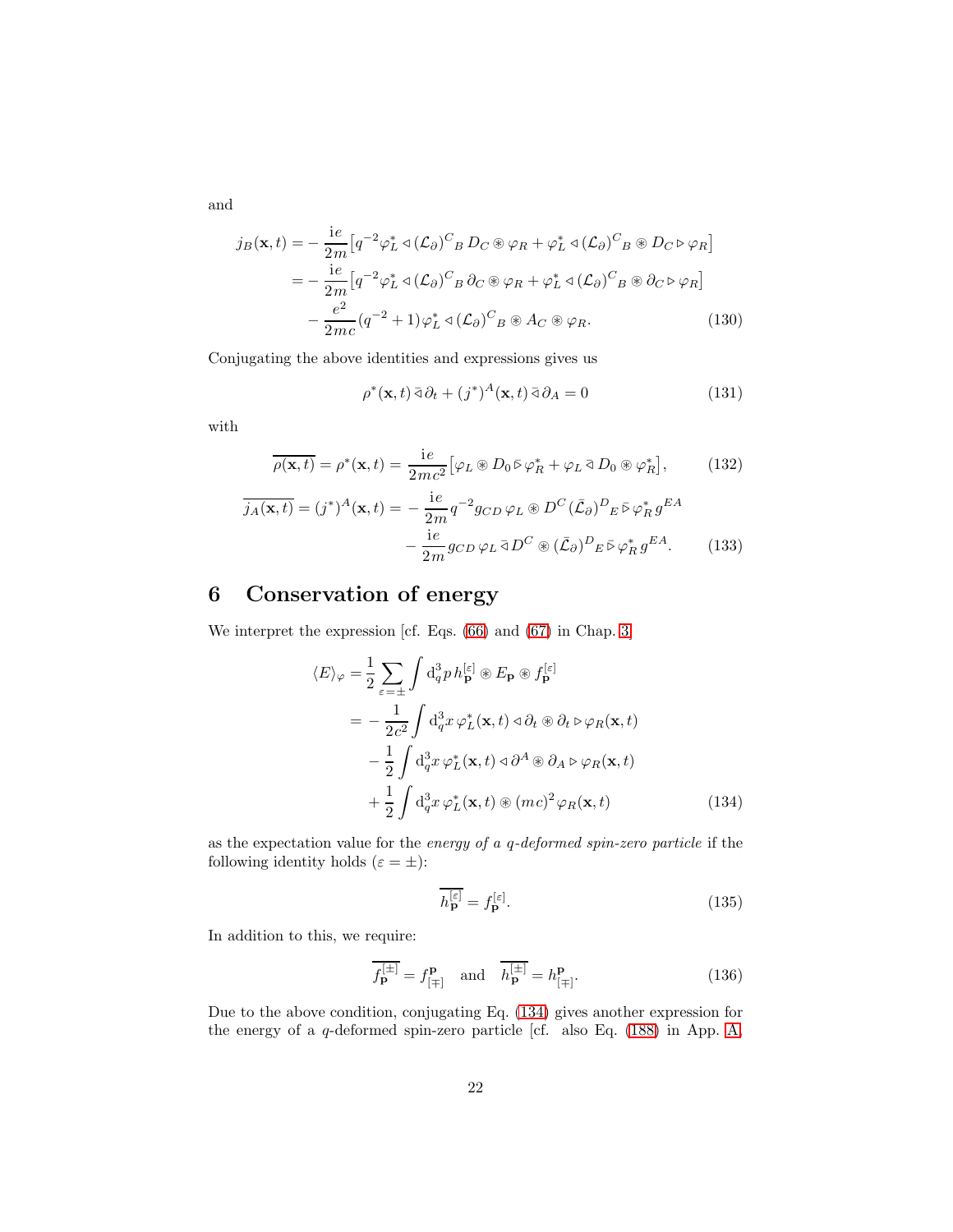and

$$
\begin{aligned}
j_B(\mathbf{x},t) = &-\frac{\mathrm{i}e}{2m}\big[q^{-2}\varphi_L^*\triangleleft(\mathcal{L}_\partial)^C{}_B\, D_C \circledast \varphi_R + \varphi_L^*\triangleleft(\mathcal{L}_\partial)^C{}_B \circledast D_C \triangleright \varphi_R\big] \\
= &-\frac{\mathrm{i}e}{2m}\big[q^{-2}\varphi_L^*\triangleleft(\mathcal{L}_\partial)^C{}_B\, \partial_C \circledast \varphi_R + \varphi_L^*\triangleleft(\mathcal{L}_\partial)^C{}_B \circledast \partial_C \triangleright \varphi_R\big] \\
&-\frac{e^2}{2mc}(q^{-2}+1)\,\varphi_L^*\triangleleft(\mathcal{L}_\partial)^C{}_B \circledast A_C \circledast \varphi_R.
\end{aligned}
\tag{130}
$$

Conjugating the above identities and expressions gives us

$$
\rho^*(\mathbf{x},t)\,\bar{\triangleleft}\,\partial_t + (j^*)^A(\mathbf{x},t)\,\bar{\triangleleft}\,\partial_A = 0 \tag{131}
$$

with

$$
\overline{\rho(\mathbf{x},t)} = \rho^*(\mathbf{x},t) = \frac{\mathrm{i}e}{2mc^2}\big[\varphi_L \circledast D_0\,\bar{\triangleright}\,\varphi_R^* + \varphi_L\,\bar{\triangleleft}\,D_0 \circledast \varphi_R^*\big], \tag{132}
$$

$$
\begin{aligned}
\overline{j_A(\mathbf{x},t)} = (j^*)^A(\mathbf{x},t) = &-\frac{\mathrm{i}e}{2m}q^{-2}g_{CD}\,\varphi_L \circledast D^C(\bar{\mathcal{L}}_\partial)^D{}_E\,\bar{\triangleright}\,\varphi_R^*\, g^{EA} \\
&-\frac{\mathrm{i}e}{2m}g_{CD}\,\varphi_L\,\bar{\triangleleft}\,D^C \circledast (\bar{\mathcal{L}}_\partial)^D{}_E\,\bar{\triangleright}\,\varphi_R^*\, g^{EA}.
\end{aligned}
\tag{133}
$$

# 6 Conservation of energy

We interpret the expression [cf. Eqs. (66) and (67) in Chap. 3]

$$
\begin{aligned}
\langle E\rangle_\varphi = &\,\frac{1}{2}\sum_{\varepsilon=\pm}\int \mathrm{d}_q^3p\, h_{\mathbf{p}}^{[\varepsilon]} \circledast E_{\mathbf{p}} \circledast f_{\mathbf{p}}^{[\varepsilon]} \\
= &-\frac{1}{2c^2}\int \mathrm{d}_q^3x\, \varphi_L^*(\mathbf{x},t)\triangleleft\partial_t \circledast \partial_t\triangleright\varphi_R(\mathbf{x},t) \\
&-\frac{1}{2}\int \mathrm{d}_q^3x\, \varphi_L^*(\mathbf{x},t)\triangleleft\partial^A \circledast \partial_A\triangleright\varphi_R(\mathbf{x},t) \\
&+\frac{1}{2}\int \mathrm{d}_q^3x\, \varphi_L^*(\mathbf{x},t) \circledast (mc)^2\varphi_R(\mathbf{x},t)
\end{aligned}
\tag{134}
$$

as the expectation value for the *energy of a q-deformed spin-zero particle* if the following identity holds ($\varepsilon = \pm$):

$$
\overline{h_{\mathbf{p}}^{[\varepsilon]}} = f_{\mathbf{p}}^{[\varepsilon]}. \tag{135}
$$

In addition to this, we require:

$$
\overline{f_{\mathbf{p}}^{[\pm]}} = f^{\mathbf{p}}_{[\mp]} \quad\text{and}\quad \overline{h_{\mathbf{p}}^{[\pm]}} = h^{\mathbf{p}}_{[\mp]}. \tag{136}
$$

Due to the above condition, conjugating Eq. (134) gives another expression for the energy of a $q$-deformed spin-zero particle [cf. also Eq. (188) in App. A]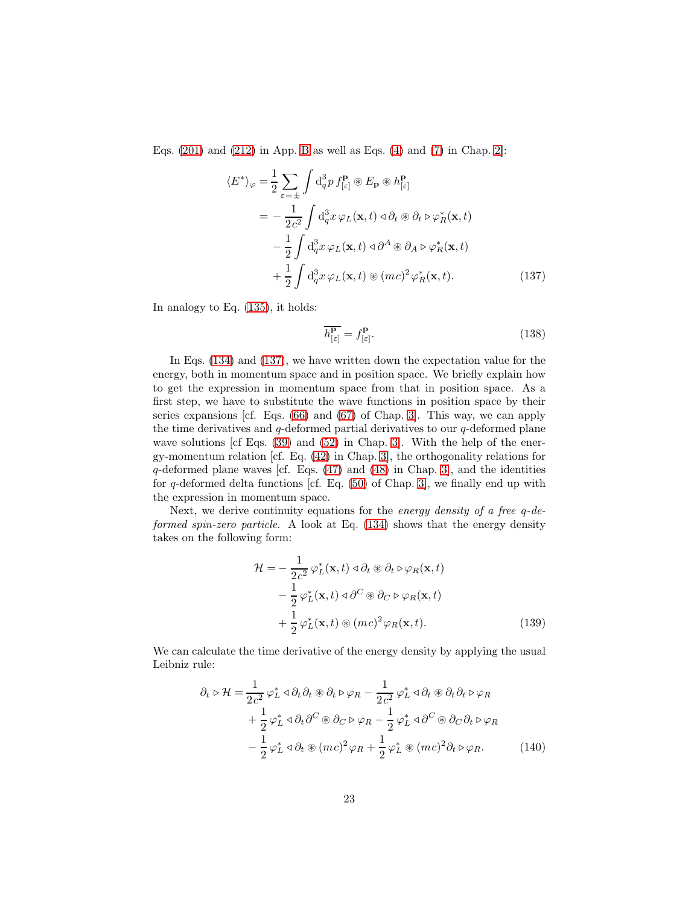Eqs. (201) and (212) in App. B as well as Eqs. (4) and (7) in Chap. 2:

$$
\begin{aligned}
\langle E^* \rangle_\varphi =& \frac{1}{2} \sum_{\varepsilon=\pm} \int \mathrm{d}_q^3 p \, f^{\mathbf{p}}_{[\varepsilon]} \circledast E_{\mathbf{p}} \circledast h^{\mathbf{p}}_{[\varepsilon]} \\
=& -\frac{1}{2c^2} \int \mathrm{d}_q^3 x \, \varphi_L(\mathbf{x},t) \triangleleft \partial_t \circledast \partial_t \triangleright \varphi^*_R(\mathbf{x},t) \\
& - \frac{1}{2} \int \mathrm{d}_q^3 x \, \varphi_L(\mathbf{x},t) \triangleleft \partial^A \circledast \partial_A \triangleright \varphi^*_R(\mathbf{x},t) \\
& + \frac{1}{2} \int \mathrm{d}_q^3 x \, \varphi_L(\mathbf{x},t) \circledast (mc)^2 \varphi^*_R(\mathbf{x},t). \qquad (137)
\end{aligned}
$$

In analogy to Eq. (135), it holds:

$$
\overline{h^{\mathbf{p}}_{[\varepsilon]}} = f^{\mathbf{p}}_{[\varepsilon]}. \qquad (138)
$$

In Eqs. (134) and (137), we have written down the expectation value for the energy, both in momentum space and in position space. We briefly explain how to get the expression in momentum space from that in position space. As a first step, we have to substitute the wave functions in position space by their series expansions [cf. Eqs. (66) and (67) of Chap. 3]. This way, we can apply the time derivatives and $q$-deformed partial derivatives to our $q$-deformed plane wave solutions [cf Eqs. (39) and (52) in Chap. 3]. With the help of the energy-momentum relation [cf. Eq. (42) in Chap. 3], the orthogonality relations for $q$-deformed plane waves [cf. Eqs. (47) and (48) in Chap. 3], and the identities for $q$-deformed delta functions [cf. Eq. (50) of Chap. 3], we finally end up with the expression in momentum space.

Next, we derive continuity equations for the *energy density of a free q-deformed spin-zero particle*. A look at Eq. (134) shows that the energy density takes on the following form:

$$
\begin{aligned}
\mathcal{H} =& -\frac{1}{2c^2} \, \varphi^*_L(\mathbf{x},t) \triangleleft \partial_t \circledast \partial_t \triangleright \varphi_R(\mathbf{x},t) \\
& - \frac{1}{2} \, \varphi^*_L(\mathbf{x},t) \triangleleft \partial^C \circledast \partial_C \triangleright \varphi_R(\mathbf{x},t) \\
& + \frac{1}{2} \, \varphi^*_L(\mathbf{x},t) \circledast (mc)^2 \varphi_R(\mathbf{x},t). \qquad (139)
\end{aligned}
$$

We can calculate the time derivative of the energy density by applying the usual Leibniz rule:

$$
\begin{aligned}
\partial_t \triangleright \mathcal{H} =& \frac{1}{2c^2} \, \varphi^*_L \triangleleft \partial_t \partial_t \circledast \partial_t \triangleright \varphi_R - \frac{1}{2c^2} \, \varphi^*_L \triangleleft \partial_t \circledast \partial_t \partial_t \triangleright \varphi_R \\
& + \frac{1}{2} \, \varphi^*_L \triangleleft \partial_t \partial^C \circledast \partial_C \triangleright \varphi_R - \frac{1}{2} \, \varphi^*_L \triangleleft \partial^C \circledast \partial_C \partial_t \triangleright \varphi_R \\
& - \frac{1}{2} \, \varphi^*_L \triangleleft \partial_t \circledast (mc)^2 \varphi_R + \frac{1}{2} \, \varphi^*_L \circledast (mc)^2 \partial_t \triangleright \varphi_R. \qquad (140)
\end{aligned}
$$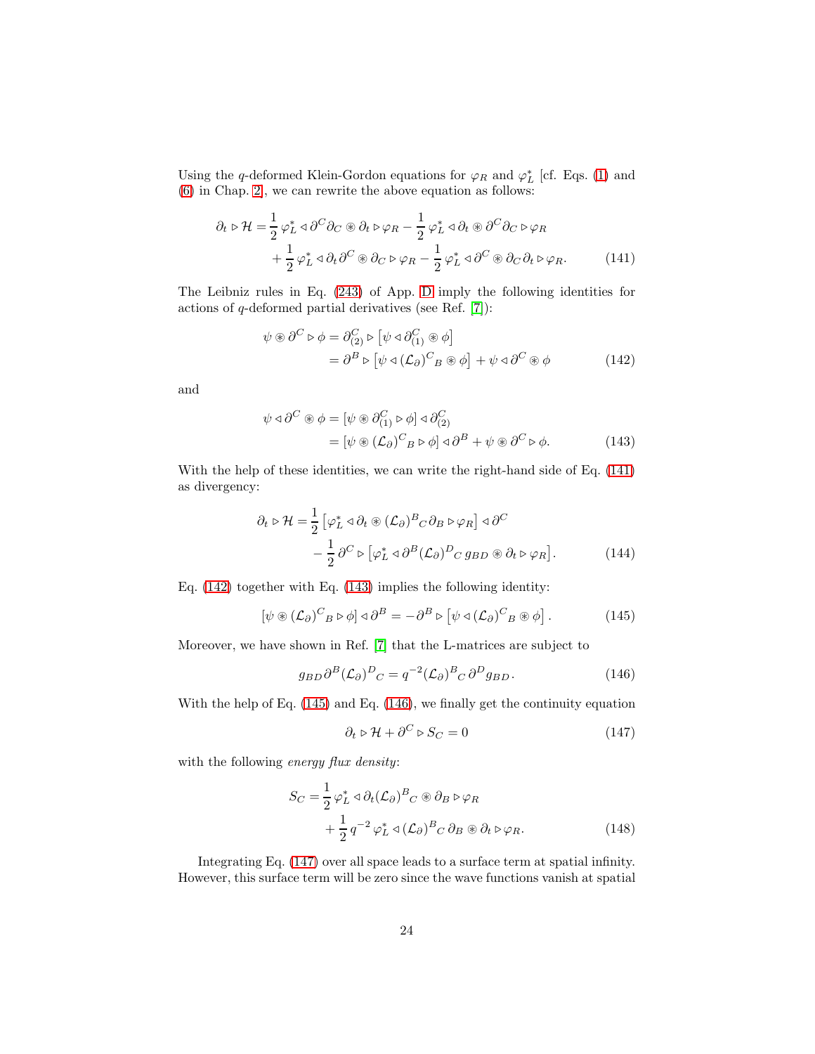Using the $q$-deformed Klein-Gordon equations for $\varphi_R$ and $\varphi^*_L$ [cf. Eqs. (1) and (6) in Chap. 2], we can rewrite the above equation as follows:

$$
\begin{aligned}
\partial_t \triangleright \mathcal{H} = &\frac{1}{2}\, \varphi^*_L \triangleleft \partial^C \partial_C \circledast \partial_t \triangleright \varphi_R - \frac{1}{2}\, \varphi^*_L \triangleleft \partial_t \circledast \partial^C \partial_C \triangleright \varphi_R \\
&+ \frac{1}{2}\, \varphi^*_L \triangleleft \partial_t \partial^C \circledast \partial_C \triangleright \varphi_R - \frac{1}{2}\, \varphi^*_L \triangleleft \partial^C \circledast \partial_C \partial_t \triangleright \varphi_R. \qquad (141)
\end{aligned}
$$

The Leibniz rules in Eq. (243) of App. D imply the following identities for actions of $q$-deformed partial derivatives (see Ref. [7]):

$$
\begin{aligned}
\psi \circledast \partial^C \triangleright \phi &= \partial^C_{(2)} \triangleright \big[ \psi \triangleleft \partial^C_{(1)} \circledast \phi \big] \\
&= \partial^B \triangleright \big[ \psi \triangleleft (\mathcal{L}_\partial)^C{}_B \circledast \phi \big] + \psi \triangleleft \partial^C \circledast \phi \qquad (142)
\end{aligned}
$$

and

$$
\begin{aligned}
\psi \triangleleft \partial^C \circledast \phi &= \big[ \psi \circledast \partial^C_{(1)} \triangleright \phi \big] \triangleleft \partial^C_{(2)} \\
&= \big[ \psi \circledast (\mathcal{L}_\partial)^C{}_B \triangleright \phi \big] \triangleleft \partial^B + \psi \circledast \partial^C \triangleright \phi. \qquad (143)
\end{aligned}
$$

With the help of these identities, we can write the right-hand side of Eq. (141) as divergency:

$$
\begin{aligned}
\partial_t \triangleright \mathcal{H} = &\frac{1}{2} \big[ \varphi^*_L \triangleleft \partial_t \circledast (\mathcal{L}_\partial)^B{}_C\, \partial_B \triangleright \varphi_R \big] \triangleleft \partial^C \\
&- \frac{1}{2}\, \partial^C \triangleright \big[ \varphi^*_L \triangleleft \partial^B (\mathcal{L}_\partial)^D{}_C\, g_{BD} \circledast \partial_t \triangleright \varphi_R \big]. \qquad (144)
\end{aligned}
$$

Eq. (142) together with Eq. (143) implies the following identity:

$$
\big[ \psi \circledast (\mathcal{L}_\partial)^C{}_B \triangleright \phi \big] \triangleleft \partial^B = - \partial^B \triangleright \big[ \psi \triangleleft (\mathcal{L}_\partial)^C{}_B \circledast \phi \big]. \qquad (145)
$$

Moreover, we have shown in Ref. [7] that the L-matrices are subject to

$$
g_{BD}\, \partial^B (\mathcal{L}_\partial)^D{}_C = q^{-2} (\mathcal{L}_\partial)^B{}_C\, \partial^D g_{BD}. \qquad (146)
$$

With the help of Eq. (145) and Eq. (146), we finally get the continuity equation

$$
\partial_t \triangleright \mathcal{H} + \partial^C \triangleright S_C = 0 \qquad (147)
$$

with the following *energy flux density*:

$$
\begin{aligned}
S_C = &\frac{1}{2}\, \varphi^*_L \triangleleft \partial_t (\mathcal{L}_\partial)^B{}_C \circledast \partial_B \triangleright \varphi_R \\
&+ \frac{1}{2}\, q^{-2}\, \varphi^*_L \triangleleft (\mathcal{L}_\partial)^B{}_C\, \partial_B \circledast \partial_t \triangleright \varphi_R. \qquad (148)
\end{aligned}
$$

Integrating Eq. (147) over all space leads to a surface term at spatial infinity. However, this surface term will be zero since the wave functions vanish at spatial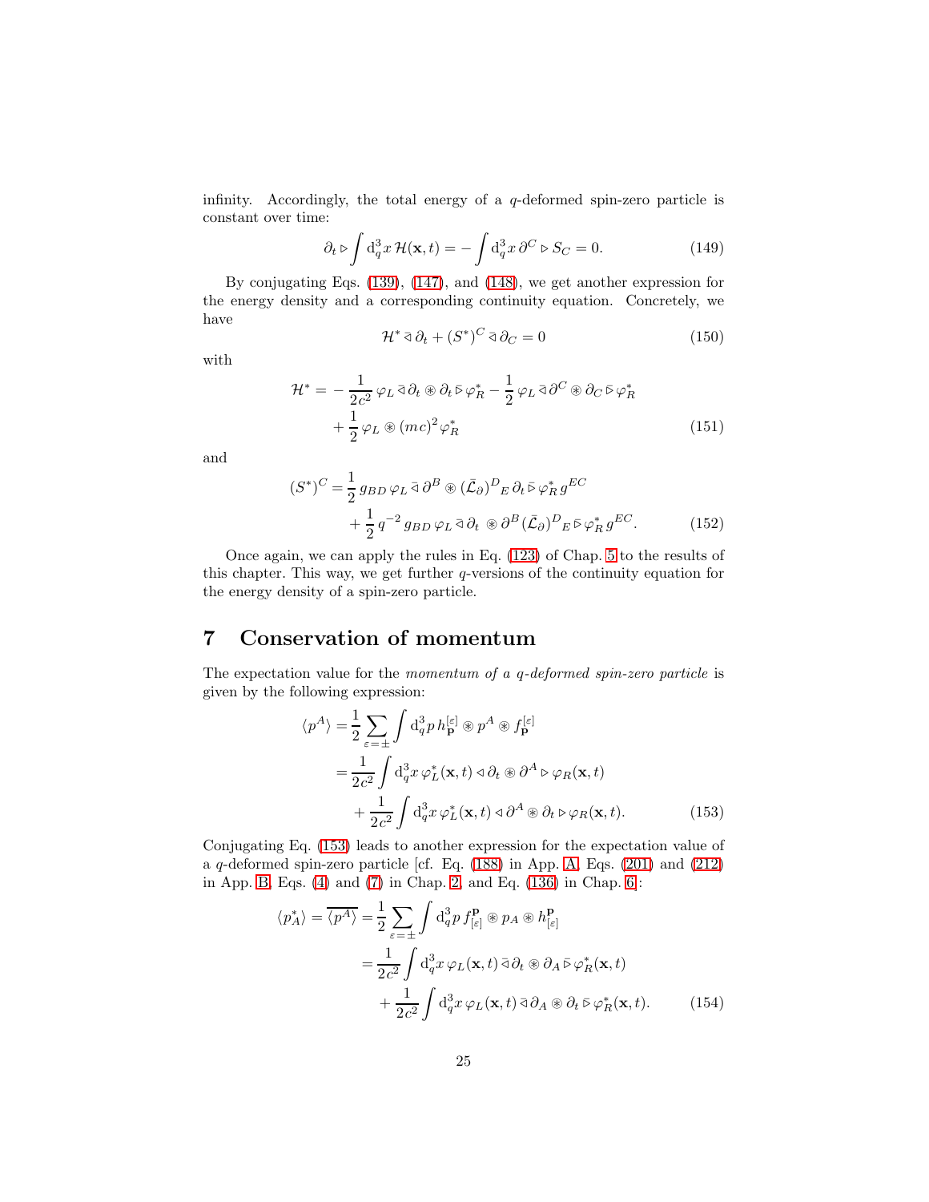infinity. Accordingly, the total energy of a $q$-deformed spin-zero particle is constant over time:

$$\partial_t \triangleright \int \mathrm{d}_q^3 x \, \mathcal{H}(\mathbf{x},t) = -\int \mathrm{d}_q^3 x \, \partial^C \triangleright S_C = 0. \tag{149}$$

By conjugating Eqs. (139), (147), and (148), we get another expression for the energy density and a corresponding continuity equation. Concretely, we have

$$\mathcal{H}^* \,\bar{\triangleleft}\, \partial_t + (S^*)^C \,\bar{\triangleleft}\, \partial_C = 0 \tag{150}$$

with

$$\begin{aligned}\mathcal{H}^* = &-\frac{1}{2c^2}\, \varphi_L \,\bar{\triangleleft}\, \partial_t \circledast \partial_t \,\bar{\triangleright}\, \varphi_R^* - \frac{1}{2}\, \varphi_L \,\bar{\triangleleft}\, \partial^C \circledast \partial_C \,\bar{\triangleright}\, \varphi_R^* \\ &+ \frac{1}{2}\, \varphi_L \circledast (mc)^2 \varphi_R^* \end{aligned} \tag{151}$$

and

$$\begin{aligned}(S^*)^C = &\,\frac{1}{2}\, g_{BD}\, \varphi_L \,\bar{\triangleleft}\, \partial^B \circledast (\bar{\mathcal{L}}_\partial)^D{}_E\, \partial_t \,\bar{\triangleright}\, \varphi_R^*\, g^{EC} \\ &+ \frac{1}{2}\, q^{-2}\, g_{BD}\, \varphi_L \,\bar{\triangleleft}\, \partial_t \circledast \partial^B (\bar{\mathcal{L}}_\partial)^D{}_E \,\bar{\triangleright}\, \varphi_R^*\, g^{EC}. \end{aligned} \tag{152}$$

Once again, we can apply the rules in Eq. (123) of Chap. 5 to the results of this chapter. This way, we get further $q$-versions of the continuity equation for the energy density of a spin-zero particle.

## 7 Conservation of momentum

The expectation value for the *momentum of a $q$-deformed spin-zero particle* is given by the following expression:

$$\begin{aligned}\langle p^A \rangle &= \frac{1}{2} \sum_{\varepsilon = \pm} \int \mathrm{d}_q^3 p \, h_{\mathbf{p}}^{[\varepsilon]} \circledast p^A \circledast f_{\mathbf{p}}^{[\varepsilon]} \\ &= \frac{1}{2c^2} \int \mathrm{d}_q^3 x \, \varphi_L^*(\mathbf{x},t) \triangleleft \partial_t \circledast \partial^A \triangleright \varphi_R(\mathbf{x},t) \\ &\quad + \frac{1}{2c^2} \int \mathrm{d}_q^3 x \, \varphi_L^*(\mathbf{x},t) \triangleleft \partial^A \circledast \partial_t \triangleright \varphi_R(\mathbf{x},t). \end{aligned} \tag{153}$$

Conjugating Eq. (153) leads to another expression for the expectation value of a $q$-deformed spin-zero particle [cf. Eq. (188) in App. A, Eqs. (201) and (212) in App. B, Eqs. (4) and (7) in Chap. 2, and Eq. (136) in Chap. 6]:

$$\begin{aligned}\langle p_A^* \rangle = \overline{\langle p^A \rangle} &= \frac{1}{2} \sum_{\varepsilon = \pm} \int \mathrm{d}_q^3 p \, f^{\mathbf{p}}_{[\varepsilon]} \circledast p_A \circledast h^{\mathbf{p}}_{[\varepsilon]} \\ &= \frac{1}{2c^2} \int \mathrm{d}_q^3 x \, \varphi_L(\mathbf{x},t) \,\bar{\triangleleft}\, \partial_t \circledast \partial_A \,\bar{\triangleright}\, \varphi_R^*(\mathbf{x},t) \\ &\quad + \frac{1}{2c^2} \int \mathrm{d}_q^3 x \, \varphi_L(\mathbf{x},t) \,\bar{\triangleleft}\, \partial_A \circledast \partial_t \,\bar{\triangleright}\, \varphi_R^*(\mathbf{x},t). \end{aligned} \tag{154}$$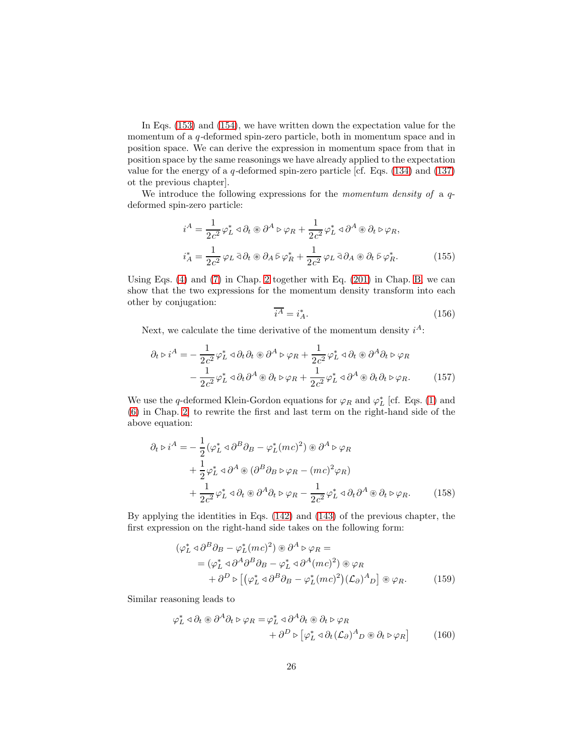In Eqs. (153) and (154), we have written down the expectation value for the momentum of a $q$-deformed spin-zero particle, both in momentum space and in position space. We can derive the expression in momentum space from that in position space by the same reasonings we have already applied to the expectation value for the energy of a $q$-deformed spin-zero particle [cf. Eqs. (134) and (137) ot the previous chapter].

We introduce the following expressions for the *momentum density of* a $q$-deformed spin-zero particle:

$$
\begin{aligned}
i^A &= \frac{1}{2c^2}\,\varphi_L^* \triangleleft \partial_t \circledast \partial^A \triangleright \varphi_R + \frac{1}{2c^2}\,\varphi_L^* \triangleleft \partial^A \circledast \partial_t \triangleright \varphi_R, \\
i_A^* &= \frac{1}{2c^2}\,\varphi_L \,\bar{\triangleleft}\, \partial_t \circledast \partial_A \,\bar{\triangleright}\, \varphi_R^* + \frac{1}{2c^2}\,\varphi_L \,\bar{\triangleleft}\, \partial_A \circledast \partial_t \,\bar{\triangleright}\, \varphi_R^*.
\end{aligned} \tag{155}
$$

Using Eqs. (4) and (7) in Chap. 2 together with Eq. (201) in Chap. B, we can show that the two expressions for the momentum density transform into each other by conjugation:

$$
\overline{i^A} = i_A^*. \tag{156}
$$

Next, we calculate the time derivative of the momentum density $i^A$:

$$
\begin{aligned}
\partial_t \triangleright i^A = &-\frac{1}{2c^2}\,\varphi_L^* \triangleleft \partial_t \partial_t \circledast \partial^A \triangleright \varphi_R + \frac{1}{2c^2}\,\varphi_L^* \triangleleft \partial_t \circledast \partial^A \partial_t \triangleright \varphi_R \\
&- \frac{1}{2c^2}\,\varphi_L^* \triangleleft \partial_t \partial^A \circledast \partial_t \triangleright \varphi_R + \frac{1}{2c^2}\,\varphi_L^* \triangleleft \partial^A \circledast \partial_t \partial_t \triangleright \varphi_R.
\end{aligned} \tag{157}
$$

We use the $q$-deformed Klein-Gordon equations for $\varphi_R$ and $\varphi_L^*$ [cf. Eqs. (1) and (6) in Chap. 2] to rewrite the first and last term on the right-hand side of the above equation:

$$
\begin{aligned}
\partial_t \triangleright i^A = &-\frac{1}{2}(\varphi_L^* \triangleleft \partial^B \partial_B - \varphi_L^* (mc)^2) \circledast \partial^A \triangleright \varphi_R \\
&+ \frac{1}{2}\,\varphi_L^* \triangleleft \partial^A \circledast (\partial^B \partial_B \triangleright \varphi_R - (mc)^2 \varphi_R) \\
&+ \frac{1}{2c^2}\,\varphi_L^* \triangleleft \partial_t \circledast \partial^A \partial_t \triangleright \varphi_R - \frac{1}{2c^2}\,\varphi_L^* \triangleleft \partial_t \partial^A \circledast \partial_t \triangleright \varphi_R.
\end{aligned} \tag{158}
$$

By applying the identities in Eqs. (142) and (143) of the previous chapter, the first expression on the right-hand side takes on the following form:

$$
\begin{aligned}
&(\varphi_L^* \triangleleft \partial^B \partial_B - \varphi_L^* (mc)^2) \circledast \partial^A \triangleright \varphi_R = \\
&\quad = (\varphi_L^* \triangleleft \partial^A \partial^B \partial_B - \varphi_L^* \triangleleft \partial^A (mc)^2) \circledast \varphi_R \\
&\qquad + \partial^D \triangleright \big[ \big(\varphi_L^* \triangleleft \partial^B \partial_B - \varphi_L^* (mc)^2\big) (\mathcal{L}_\partial)^A{}_D \big] \circledast \varphi_R.
\end{aligned} \tag{159}
$$

Similar reasoning leads to

$$
\begin{aligned}
\varphi_L^* \triangleleft \partial_t \circledast \partial^A \partial_t \triangleright \varphi_R = {}& \varphi_L^* \triangleleft \partial^A \partial_t \circledast \partial_t \triangleright \varphi_R \\
&+ \partial^D \triangleright \big[ \varphi_L^* \triangleleft \partial_t (\mathcal{L}_\partial)^A{}_D \circledast \partial_t \triangleright \varphi_R \big]
\end{aligned} \tag{160}
$$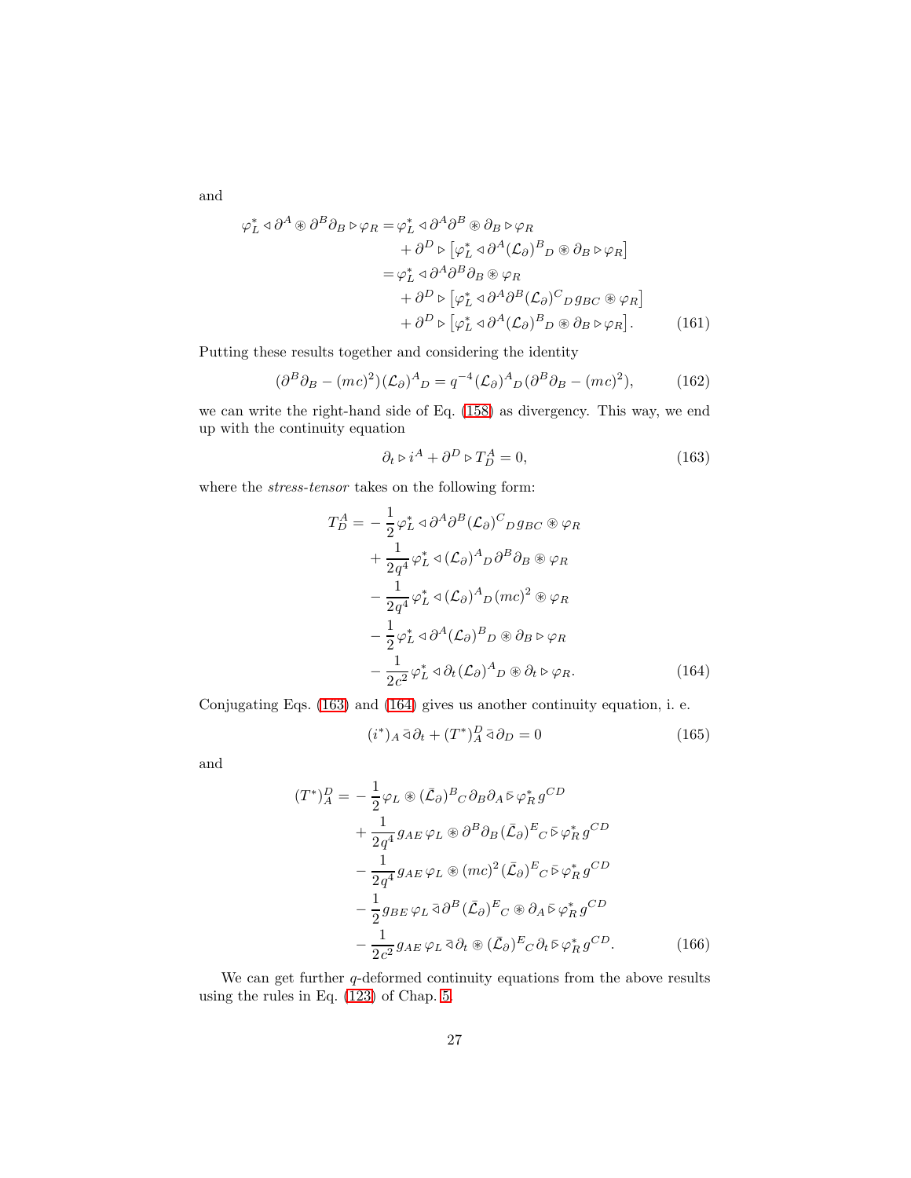and

$$
\begin{aligned}
\varphi_L^* \triangleleft \partial^A \circledast \partial^B \partial_B \triangleright \varphi_R &= \varphi_L^* \triangleleft \partial^A \partial^B \circledast \partial_B \triangleright \varphi_R \\
&\quad + \partial^D \triangleright \big[\varphi_L^* \triangleleft \partial^A (\mathcal{L}_\partial)^B{}_D \circledast \partial_B \triangleright \varphi_R\big] \\
&= \varphi_L^* \triangleleft \partial^A \partial^B \partial_B \circledast \varphi_R \\
&\quad + \partial^D \triangleright \big[\varphi_L^* \triangleleft \partial^A \partial^B (\mathcal{L}_\partial)^C{}_D \, g_{BC} \circledast \varphi_R\big] \\
&\quad + \partial^D \triangleright \big[\varphi_L^* \triangleleft \partial^A (\mathcal{L}_\partial)^B{}_D \circledast \partial_B \triangleright \varphi_R\big]. \qquad (161)
\end{aligned}
$$

Putting these results together and considering the identity

$$
(\partial^B \partial_B - (mc)^2)(\mathcal{L}_\partial)^A{}_D = q^{-4} (\mathcal{L}_\partial)^A{}_D (\partial^B \partial_B - (mc)^2), \qquad (162)
$$

we can write the right-hand side of Eq. (158) as divergency. This way, we end up with the continuity equation

$$
\partial_t \triangleright i^A + \partial^D \triangleright T^A_D = 0, \qquad (163)
$$

where the *stress-tensor* takes on the following form:

$$
\begin{aligned}
T^A_D = &- \frac{1}{2} \varphi_L^* \triangleleft \partial^A \partial^B (\mathcal{L}_\partial)^C{}_D \, g_{BC} \circledast \varphi_R \\
&+ \frac{1}{2q^4} \varphi_L^* \triangleleft (\mathcal{L}_\partial)^A{}_D \partial^B \partial_B \circledast \varphi_R \\
&- \frac{1}{2q^4} \varphi_L^* \triangleleft (\mathcal{L}_\partial)^A{}_D (mc)^2 \circledast \varphi_R \\
&- \frac{1}{2} \varphi_L^* \triangleleft \partial^A (\mathcal{L}_\partial)^B{}_D \circledast \partial_B \triangleright \varphi_R \\
&- \frac{1}{2c^2} \varphi_L^* \triangleleft \partial_t (\mathcal{L}_\partial)^A{}_D \circledast \partial_t \triangleright \varphi_R. \qquad (164)
\end{aligned}
$$

Conjugating Eqs. (163) and (164) gives us another continuity equation, i. e.

$$
(i^*)_A \,\bar{\triangleleft}\, \partial_t + (T^*)^D_A \,\bar{\triangleleft}\, \partial_D = 0 \qquad (165)
$$

and

$$
\begin{aligned}
(T^*)^D_A = &- \frac{1}{2} \varphi_L \circledast (\bar{\mathcal{L}}_\partial)^B{}_C \, \partial_B \partial_A \,\bar{\triangleright}\, \varphi_R^* \, g^{CD} \\
&+ \frac{1}{2q^4} g_{AE} \, \varphi_L \circledast \partial^B \partial_B (\bar{\mathcal{L}}_\partial)^E{}_C \,\bar{\triangleright}\, \varphi_R^* \, g^{CD} \\
&- \frac{1}{2q^4} g_{AE} \, \varphi_L \circledast (mc)^2 (\bar{\mathcal{L}}_\partial)^E{}_C \,\bar{\triangleright}\, \varphi_R^* \, g^{CD} \\
&- \frac{1}{2} g_{BE} \, \varphi_L \,\bar{\triangleleft}\, \partial^B (\bar{\mathcal{L}}_\partial)^E{}_C \circledast \partial_A \,\bar{\triangleright}\, \varphi_R^* \, g^{CD} \\
&- \frac{1}{2c^2} g_{AE} \, \varphi_L \,\bar{\triangleleft}\, \partial_t \circledast (\bar{\mathcal{L}}_\partial)^E{}_C \, \partial_t \,\bar{\triangleright}\, \varphi_R^* \, g^{CD}. \qquad (166)
\end{aligned}
$$

We can get further $q$-deformed continuity equations from the above results using the rules in Eq. (123) of Chap. 5.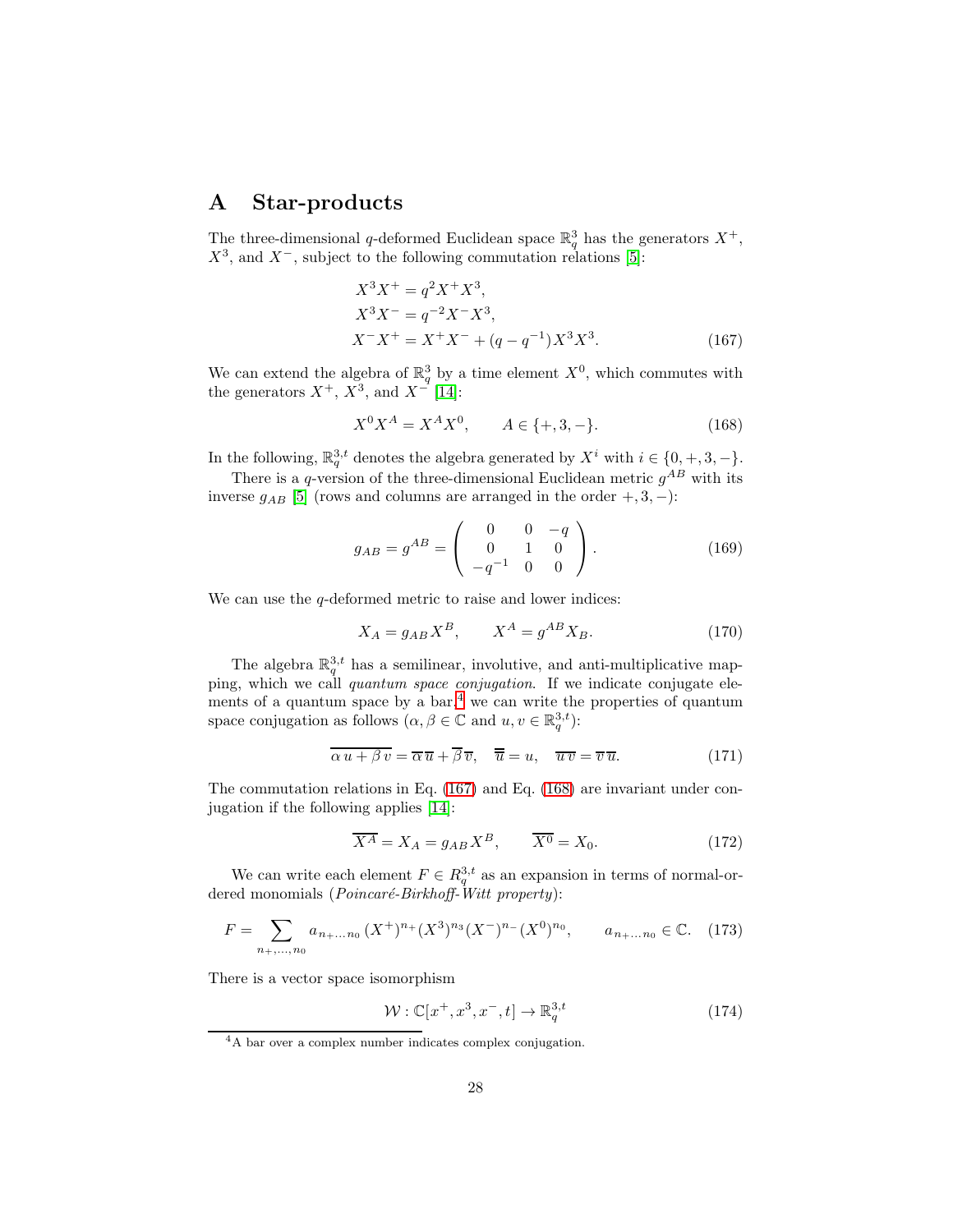## A Star-products

The three-dimensional $q$-deformed Euclidean space $\mathbb{R}_q^3$ has the generators $X^+$, $X^3$, and $X^-$, subject to the following commutation relations [5]:

$$
\begin{aligned}
X^3X^+ &= q^2X^+X^3,\\
X^3X^- &= q^{-2}X^-X^3,\\
X^-X^+ &= X^+X^- + (q-q^{-1})X^3X^3.
\end{aligned}
\tag{167}
$$

We can extend the algebra of $\mathbb{R}_q^3$ by a time element $X^0$, which commutes with the generators $X^+$, $X^3$, and $X^-$ [14]:

$$
X^0X^A = X^AX^0, \qquad A \in \{+,3,-\}. \tag{168}
$$

In the following, $\mathbb{R}_q^{3,t}$ denotes the algebra generated by $X^i$ with $i \in \{0,+,3,-\}$.

There is a $q$-version of the three-dimensional Euclidean metric $g^{AB}$ with its inverse $g_{AB}$ [5] (rows and columns are arranged in the order $+,3,-$):

$$
g_{AB} = g^{AB} = \begin{pmatrix} 0 & 0 & -q \\ 0 & 1 & 0 \\ -q^{-1} & 0 & 0 \end{pmatrix}. \tag{169}
$$

We can use the $q$-deformed metric to raise and lower indices:

$$
X_A = g_{AB}X^B, \qquad X^A = g^{AB}X_B. \tag{170}
$$

The algebra $\mathbb{R}_q^{3,t}$ has a semilinear, involutive, and anti-multiplicative mapping, which we call *quantum space conjugation*. If we indicate conjugate elements of a quantum space by a bar,[4] we can write the properties of quantum space conjugation as follows ($\alpha,\beta \in \mathbb{C}$ and $u,v \in \mathbb{R}_q^{3,t}$):

$$
\overline{\alpha\, u + \beta\, v} = \overline{\alpha}\,\overline{u} + \overline{\beta}\,\overline{v}, \quad \overline{\overline{u}} = u, \quad \overline{u\,v} = \overline{v}\,\overline{u}. \tag{171}
$$

The commutation relations in Eq. (167) and Eq. (168) are invariant under conjugation if the following applies [14]:

$$
\overline{X^A} = X_A = g_{AB}X^B, \qquad \overline{X^0} = X_0. \tag{172}
$$

We can write each element $F \in R_q^{3,t}$ as an expansion in terms of normal-ordered monomials (*Poincaré-Birkhoff-Witt property*):

$$
F = \sum_{n_+,\dots,n_0} a_{n_+\dots n_0}\,(X^+)^{n_+}(X^3)^{n_3}(X^-)^{n_-}(X^0)^{n_0}, \qquad a_{n_+\dots n_0} \in \mathbb{C}. \tag{173}
$$

There is a vector space isomorphism

$$
\mathcal{W} : \mathbb{C}[x^+,x^3,x^-,t] \to \mathbb{R}_q^{3,t} \tag{174}
$$

[4] A bar over a complex number indicates complex conjugation.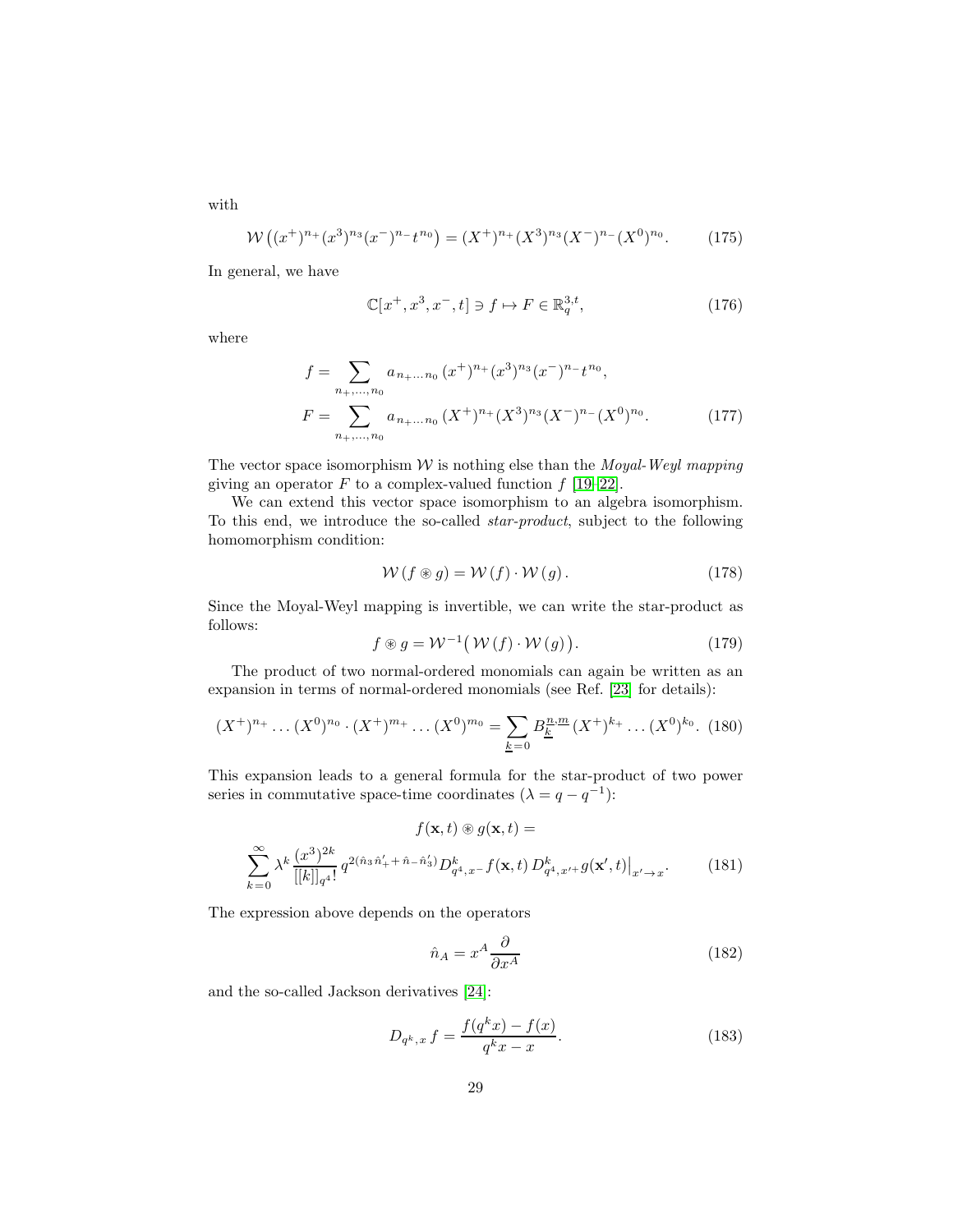with

$$\mathcal{W}\left((x^+)^{n_+}(x^3)^{n_3}(x^-)^{n_-}t^{n_0}\right) = (X^+)^{n_+}(X^3)^{n_3}(X^-)^{n_-}(X^0)^{n_0}. \tag{175}$$

In general, we have

$$\mathbb{C}[x^+, x^3, x^-, t] \ni f \mapsto F \in \mathbb{R}_q^{3,t}, \tag{176}$$

where

$$\begin{aligned} f &= \sum_{n_+,\ldots,n_0} a_{n_+\ldots n_0}\,(x^+)^{n_+}(x^3)^{n_3}(x^-)^{n_-}t^{n_0}, \\ F &= \sum_{n_+,\ldots,n_0} a_{n_+\ldots n_0}\,(X^+)^{n_+}(X^3)^{n_3}(X^-)^{n_-}(X^0)^{n_0}. \end{aligned} \tag{177}$$

The vector space isomorphism $\mathcal{W}$ is nothing else than the *Moyal-Weyl mapping* giving an operator $F$ to a complex-valued function $f$ [19–22].

We can extend this vector space isomorphism to an algebra isomorphism. To this end, we introduce the so-called *star-product*, subject to the following homomorphism condition:

$$\mathcal{W}\,(f \circledast g) = \mathcal{W}\,(f) \cdot \mathcal{W}\,(g)\,. \tag{178}$$

Since the Moyal-Weyl mapping is invertible, we can write the star-product as follows:

$$f \circledast g = \mathcal{W}^{-1}\big(\,\mathcal{W}\,(f) \cdot \mathcal{W}\,(g)\big). \tag{179}$$

The product of two normal-ordered monomials can again be written as an expansion in terms of normal-ordered monomials (see Ref. [23] for details):

$$(X^+)^{n_+}\ldots(X^0)^{n_0}\cdot(X^+)^{m_+}\ldots(X^0)^{m_0} = \sum_{\underline{k}=0} B^{\underline{n},\underline{m}}_{\underline{k}}\,(X^+)^{k_+}\ldots(X^0)^{k_0}. \tag{180}$$

This expansion leads to a general formula for the star-product of two power series in commutative space-time coordinates ($\lambda = q - q^{-1}$):

$$\begin{aligned} &f(\mathbf{x},t) \circledast g(\mathbf{x},t) = \\ &\sum_{k=0}^{\infty} \lambda^k \,\frac{(x^3)^{2k}}{[[k]]_{q^4}!}\, q^{2(\hat{n}_3\,\hat{n}'_+ +\, \hat{n}_-\hat{n}'_3)} D^k_{q^4,\,x^-} f(\mathbf{x},t)\, D^k_{q^4,\,x'^+} g(\mathbf{x'},t)\big|_{x'\to x}. \end{aligned} \tag{181}$$

The expression above depends on the operators

$$\hat{n}_A = x^A \frac{\partial}{\partial x^A} \tag{182}$$

and the so-called Jackson derivatives [24]:

$$D_{q^k,x}\, f = \frac{f(q^k x) - f(x)}{q^k x - x}. \tag{183}$$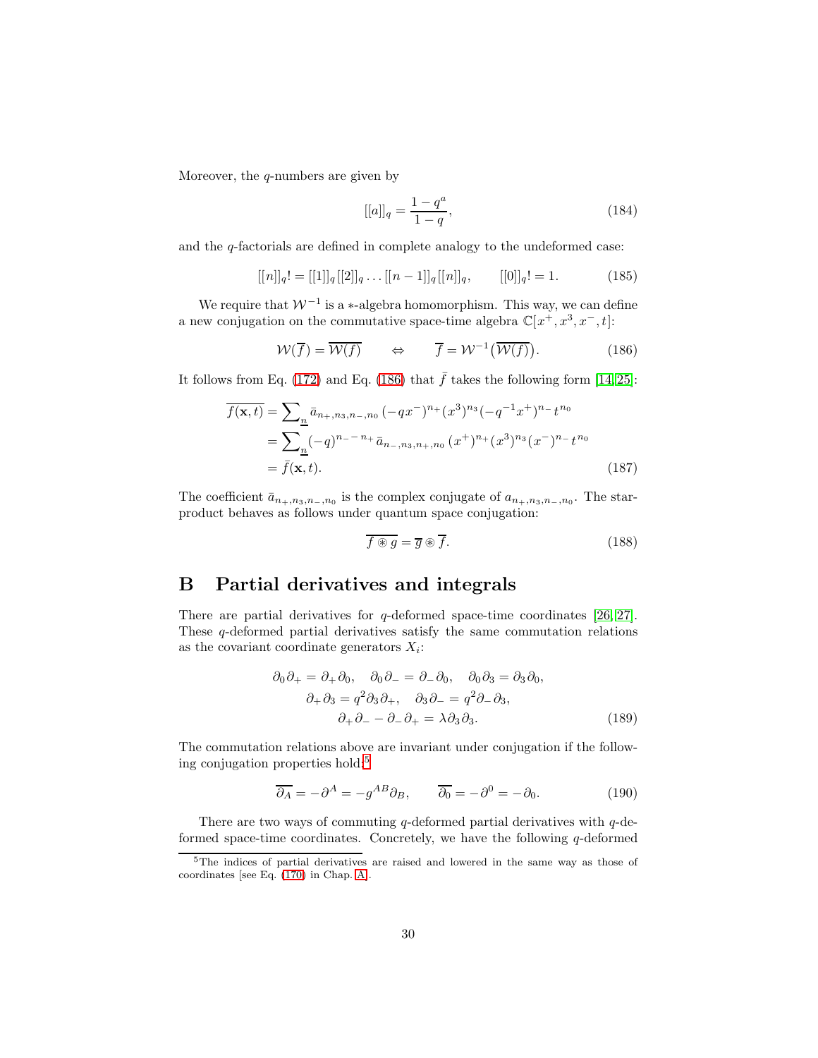Moreover, the $q$-numbers are given by

$$[[a]]_q = \frac{1-q^a}{1-q}, \tag{184}$$

and the $q$-factorials are defined in complete analogy to the undeformed case:

$$[[n]]_q! = [[1]]_q [[2]]_q \ldots [[n-1]]_q [[n]]_q, \qquad [[0]]_q! = 1. \tag{185}$$

We require that $\mathcal{W}^{-1}$ is a $*$-algebra homomorphism. This way, we can define a new conjugation on the commutative space-time algebra $\mathbb{C}[x^+, x^3, x^-, t]$:

$$\mathcal{W}(\overline{f}) = \overline{\mathcal{W}(f)} \qquad \Leftrightarrow \qquad \overline{f} = \mathcal{W}^{-1}\big(\overline{\mathcal{W}(f)}\big). \tag{186}$$

It follows from Eq. (172) and Eq. (186) that $\bar{f}$ takes the following form [14, 25]:

$$\begin{aligned}
\overline{f(\mathbf{x}, t)} &= \sum\nolimits_{\underline{n}} \bar{a}_{n_+, n_3, n_-, n_0} \, (-qx^-)^{n_+} (x^3)^{n_3} (-q^{-1}x^+)^{n_-} \, t^{n_0} \\
&= \sum\nolimits_{\underline{n}} (-q)^{n_- - n_+} \, \bar{a}_{n_-, n_3, n_+, n_0} \, (x^+)^{n_+} (x^3)^{n_3} (x^-)^{n_-} \, t^{n_0} \\
&= \bar{f}(\mathbf{x}, t).
\end{aligned} \tag{187}$$

The coefficient $\bar{a}_{n_+, n_3, n_-, n_0}$ is the complex conjugate of $a_{n_+, n_3, n_-, n_0}$. The star-product behaves as follows under quantum space conjugation:

$$\overline{f \circledast g} = \overline{g} \circledast \overline{f}. \tag{188}$$

# B Partial derivatives and integrals

There are partial derivatives for $q$-deformed space-time coordinates [26, 27]. These $q$-deformed partial derivatives satisfy the same commutation relations as the covariant coordinate generators $X_i$:

$$\begin{aligned}
\partial_0 \partial_+ = \partial_+ \partial_0, \quad \partial_0 \partial_- &= \partial_- \partial_0, \quad \partial_0 \partial_3 = \partial_3 \partial_0, \\
\partial_+ \partial_3 = q^2 \partial_3 \partial_+, &\quad \partial_3 \partial_- = q^2 \partial_- \partial_3, \\
\partial_+ \partial_- - \partial_- \partial_+ &= \lambda \partial_3 \partial_3.
\end{aligned} \tag{189}$$

The commutation relations above are invariant under conjugation if the following conjugation properties hold:[5]

$$\overline{\partial_A} = -\partial^A = -g^{AB} \partial_B, \qquad \overline{\partial_0} = -\partial^0 = -\partial_0. \tag{190}$$

There are two ways of commuting $q$-deformed partial derivatives with $q$-deformed space-time coordinates. Concretely, we have the following $q$-deformed

[5] The indices of partial derivatives are raised and lowered in the same way as those of coordinates [see Eq. (170) in Chap. A].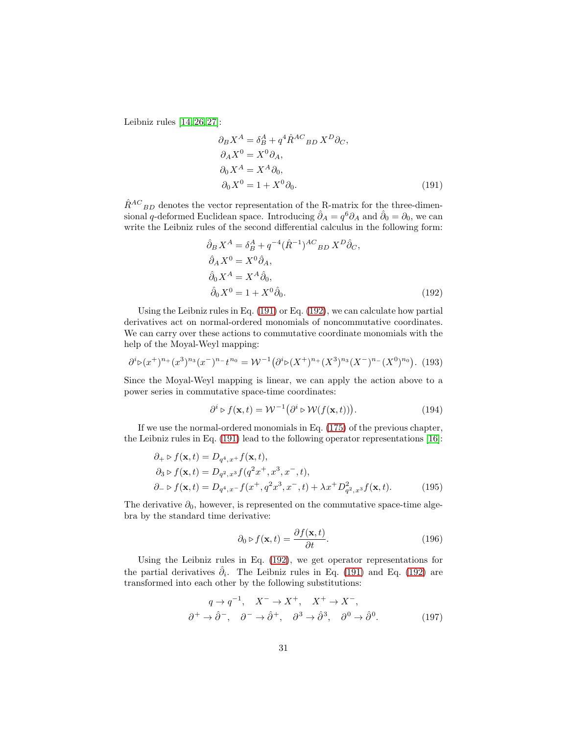Leibniz rules [14,26,27]:

$$
\begin{aligned}
\partial_B X^A &= \delta^A_B + q^4 \hat{R}^{AC}{}_{BD}\, X^D \partial_C, \\
\partial_A X^0 &= X^0 \partial_A, \\
\partial_0 X^A &= X^A \partial_0, \\
\partial_0 X^0 &= 1 + X^0 \partial_0.
\end{aligned} \tag{191}
$$

$\hat{R}^{AC}{}_{BD}$ denotes the vector representation of the R-matrix for the three-dimensional $q$-deformed Euclidean space. Introducing $\hat{\partial}_A = q^6 \partial_A$ and $\hat{\partial}_0 = \partial_0$, we can write the Leibniz rules of the second differential calculus in the following form:

$$
\begin{aligned}
\hat{\partial}_B X^A &= \delta^A_B + q^{-4} (\hat{R}^{-1})^{AC}{}_{BD}\, X^D \hat{\partial}_C, \\
\hat{\partial}_A X^0 &= X^0 \hat{\partial}_A, \\
\hat{\partial}_0 X^A &= X^A \hat{\partial}_0, \\
\hat{\partial}_0 X^0 &= 1 + X^0 \hat{\partial}_0.
\end{aligned} \tag{192}
$$

Using the Leibniz rules in Eq. (191) or Eq. (192), we can calculate how partial derivatives act on normal-ordered monomials of noncommutative coordinates. We can carry over these actions to commutative coordinate monomials with the help of the Moyal-Weyl mapping:

$$
\partial^i \triangleright (x^+)^{n_+} (x^3)^{n_3} (x^-)^{n_-} t^{n_0} = \mathcal{W}^{-1} \big( \partial^i \triangleright (X^+)^{n_+} (X^3)^{n_3} (X^-)^{n_-} (X^0)^{n_0} \big). \tag{193}
$$

Since the Moyal-Weyl mapping is linear, we can apply the action above to a power series in commutative space-time coordinates:

$$
\partial^i \triangleright f(\mathbf{x}, t) = \mathcal{W}^{-1} \big( \partial^i \triangleright \mathcal{W}(f(\mathbf{x}, t)) \big). \tag{194}
$$

If we use the normal-ordered monomials in Eq. (175) of the previous chapter, the Leibniz rules in Eq. (191) lead to the following operator representations [16]:

$$
\begin{aligned}
\partial_+ \triangleright f(\mathbf{x}, t) &= D_{q^4, x^+} f(\mathbf{x}, t), \\
\partial_3 \triangleright f(\mathbf{x}, t) &= D_{q^2, x^3} f(q^2 x^+, x^3, x^-, t), \\
\partial_- \triangleright f(\mathbf{x}, t) &= D_{q^4, x^-} f(x^+, q^2 x^3, x^-, t) + \lambda x^+ D^2_{q^2, x^3} f(\mathbf{x}, t).
\end{aligned} \tag{195}
$$

The derivative $\partial_0$, however, is represented on the commutative space-time algebra by the standard time derivative:

$$
\partial_0 \triangleright f(\mathbf{x}, t) = \frac{\partial f(\mathbf{x}, t)}{\partial t}. \tag{196}
$$

Using the Leibniz rules in Eq. (192), we get operator representations for the partial derivatives $\hat{\partial}_i$. The Leibniz rules in Eq. (191) and Eq. (192) are transformed into each other by the following substitutions:

$$
\begin{aligned}
&q \rightarrow q^{-1}, \quad X^- \rightarrow X^+, \quad X^+ \rightarrow X^-, \\
&\partial^+ \rightarrow \hat{\partial}^-, \quad \partial^- \rightarrow \hat{\partial}^+, \quad \partial^3 \rightarrow \hat{\partial}^3, \quad \partial^0 \rightarrow \hat{\partial}^0.
\end{aligned} \tag{197}
$$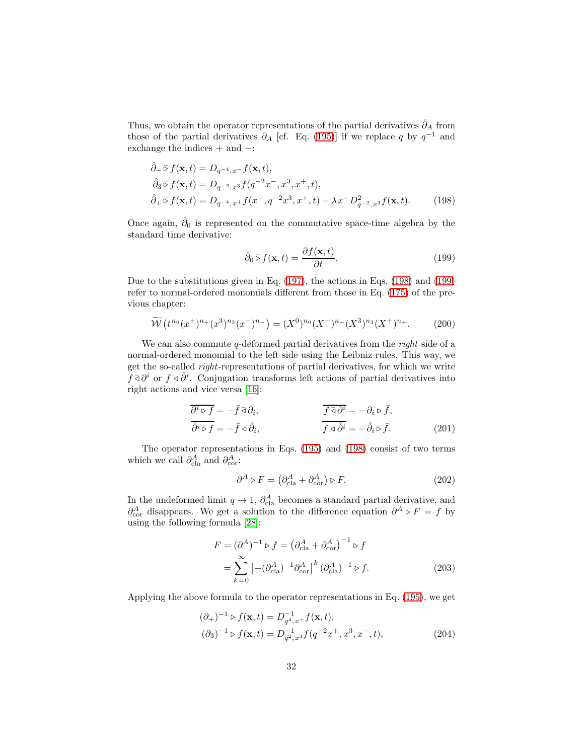Thus, we obtain the operator representations of the partial derivatives $\hat{\partial}_A$ from those of the partial derivatives $\partial_A$ [cf. Eq. (195)] if we replace $q$ by $q^{-1}$ and exchange the indices $+$ and $-$:

$$
\begin{aligned}
\hat{\partial}_- \,\bar{\triangleright}\, f(\mathbf{x},t) &= D_{q^{-4},x^-} f(\mathbf{x},t),\\
\hat{\partial}_3 \,\bar{\triangleright}\, f(\mathbf{x},t) &= D_{q^{-2},x^3} f(q^{-2}x^-, x^3, x^+, t),\\
\hat{\partial}_+ \,\bar{\triangleright}\, f(\mathbf{x},t) &= D_{q^{-4},x^+} f(x^-, q^{-2}x^3, x^+, t) - \lambda x^- D^2_{q^{-2},x^3} f(\mathbf{x},t).
\end{aligned}
\tag{198}
$$

Once again, $\hat{\partial}_0$ is represented on the commutative space-time algebra by the standard time derivative:

$$
\hat{\partial}_0 \,\bar{\triangleright}\, f(\mathbf{x},t) = \frac{\partial f(\mathbf{x},t)}{\partial t}. \tag{199}
$$

Due to the substitutions given in Eq. (197), the actions in Eqs. (198) and (199) refer to normal-ordered monomials different from those in Eq. (175) of the previous chapter:

$$
\widetilde{\mathcal{W}}\left(t^{n_0}(x^+)^{n_+}(x^3)^{n_3}(x^-)^{n_-}\right) = (X^0)^{n_0}(X^-)^{n_-}(X^3)^{n_3}(X^+)^{n_+}. \tag{200}
$$

We can also commute $q$-deformed partial derivatives from the *right* side of a normal-ordered monomial to the left side using the Leibniz rules. This way, we get the so-called *right*-representations of partial derivatives, for which we write $f \,\bar{\triangleleft}\, \partial^i$ or $f \triangleleft \hat{\partial}^i$. Conjugation transforms left actions of partial derivatives into right actions and vice versa [16]:

$$
\begin{aligned}
\overline{\partial^i \triangleright f} &= -\bar{f} \,\bar{\triangleleft}\, \partial_i, & \overline{f \,\bar{\triangleleft}\, \partial^i} &= -\partial_i \triangleright \bar{f},\\
\overline{\hat{\partial}^i \,\bar{\triangleright}\, f} &= -\bar{f} \triangleleft \hat{\partial}_i, & \overline{f \triangleleft \hat{\partial}^i} &= -\hat{\partial}_i \,\bar{\triangleright}\, \bar{f}.
\end{aligned}
\tag{201}
$$

The operator representations in Eqs. (195) and (198) consist of two terms which we call $\partial^A_{\text{cla}}$ and $\partial^A_{\text{cor}}$:

$$
\partial^A \triangleright F = \left(\partial^A_{\text{cla}} + \partial^A_{\text{cor}}\right) \triangleright F. \tag{202}
$$

In the undeformed limit $q \to 1$, $\partial^A_{\text{cla}}$ becomes a standard partial derivative, and $\partial^A_{\text{cor}}$ disappears. We get a solution to the difference equation $\partial^A \triangleright F = f$ by using the following formula [28]:

$$
\begin{aligned}
F = (\partial^A)^{-1} \triangleright f &= \left(\partial^A_{\text{cla}} + \partial^A_{\text{cor}}\right)^{-1} \triangleright f\\
&= \sum_{k=0}^{\infty} \left[-(\partial^A_{\text{cla}})^{-1}\partial^A_{\text{cor}}\right]^k (\partial^A_{\text{cla}})^{-1} \triangleright f.
\end{aligned}
\tag{203}
$$

Applying the above formula to the operator representations in Eq. (195), we get

$$
\begin{aligned}
(\partial_+)^{-1} \triangleright f(\mathbf{x},t) &= D^{-1}_{q^4,x^+} f(\mathbf{x},t),\\
(\partial_3)^{-1} \triangleright f(\mathbf{x},t) &= D^{-1}_{q^2,x^3} f(q^{-2}x^+, x^3, x^-, t),
\end{aligned}
\tag{204}
$$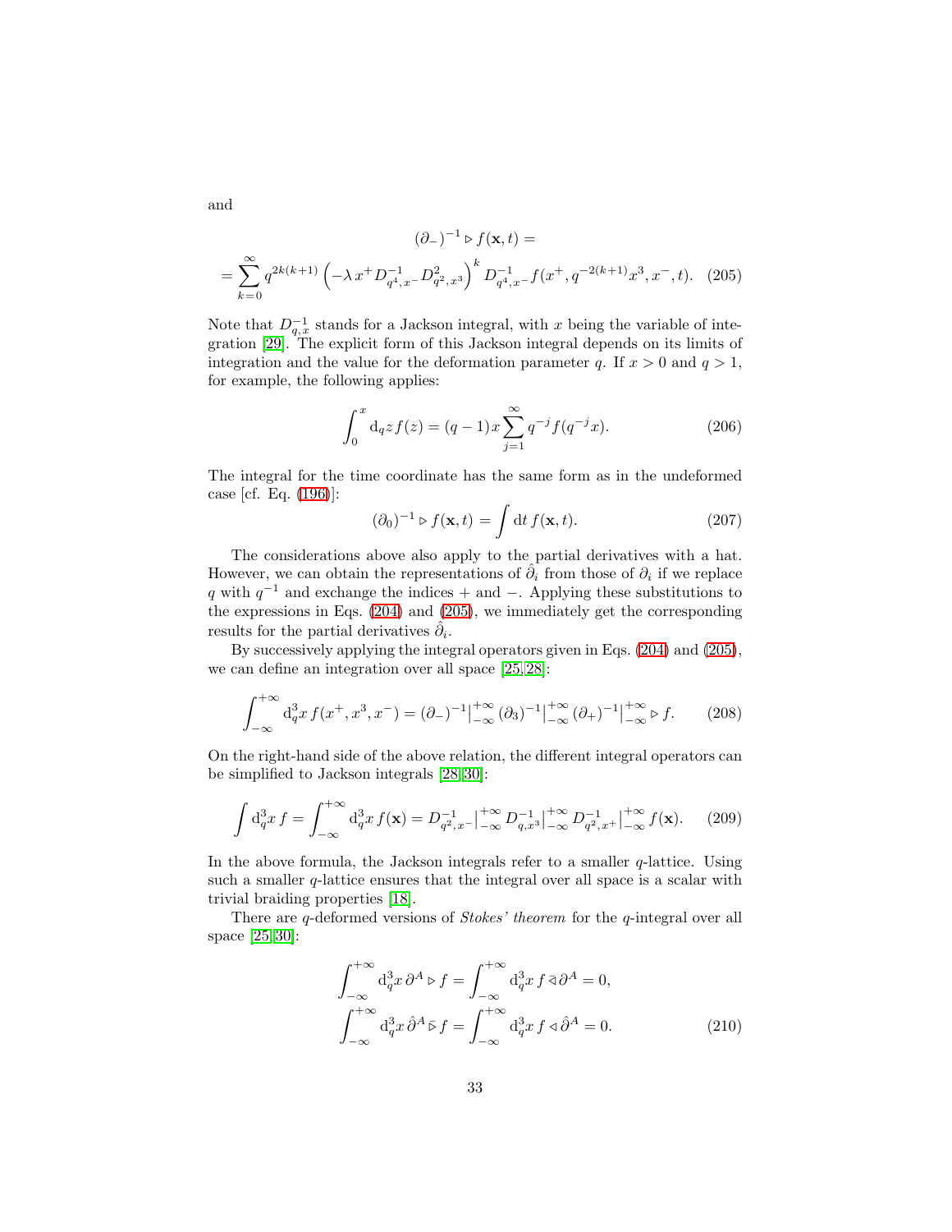and

$$
\begin{aligned}
&(\partial_-)^{-1} \triangleright f(\mathbf{x},t) = \\
&= \sum_{k=0}^{\infty} q^{2k(k+1)} \left( -\lambda \, x^+ D_{q^4,x^-}^{-1} D_{q^2,x^3}^2 \right)^k D_{q^4,x^-}^{-1} f(x^+, q^{-2(k+1)}x^3, x^-, t). \quad (205)
\end{aligned}
$$

Note that $D_{q,x}^{-1}$ stands for a Jackson integral, with $x$ being the variable of integration [29]. The explicit form of this Jackson integral depends on its limits of integration and the value for the deformation parameter $q$. If $x > 0$ and $q > 1$, for example, the following applies:

$$
\int_0^x \mathrm{d}_q z \, f(z) = (q-1)x \sum_{j=1}^{\infty} q^{-j} f(q^{-j}x). \tag{206}
$$

The integral for the time coordinate has the same form as in the undeformed case [cf. Eq. (196)]:

$$
(\partial_0)^{-1} \triangleright f(\mathbf{x},t) = \int \mathrm{d}t \, f(\mathbf{x},t). \tag{207}
$$

The considerations above also apply to the partial derivatives with a hat. However, we can obtain the representations of $\hat{\partial}_i$ from those of $\partial_i$ if we replace $q$ with $q^{-1}$ and exchange the indices $+$ and $-$. Applying these substitutions to the expressions in Eqs. (204) and (205), we immediately get the corresponding results for the partial derivatives $\hat{\partial}_i$.

By successively applying the integral operators given in Eqs. (204) and (205), we can define an integration over all space [25,28]:

$$
\int_{-\infty}^{+\infty} \mathrm{d}_q^3 x \, f(x^+, x^3, x^-) = (\partial_-)^{-1}\big|_{-\infty}^{+\infty} (\partial_3)^{-1}\big|_{-\infty}^{+\infty} (\partial_+)^{-1}\big|_{-\infty}^{+\infty} \triangleright f. \tag{208}
$$

On the right-hand side of the above relation, the different integral operators can be simplified to Jackson integrals [28,30]:

$$
\int \mathrm{d}_q^3 x \, f = \int_{-\infty}^{+\infty} \mathrm{d}_q^3 x \, f(\mathbf{x}) = D_{q^2,x^-}^{-1}\big|_{-\infty}^{+\infty} D_{q,x^3}^{-1}\big|_{-\infty}^{+\infty} D_{q^2,x^+}^{-1}\big|_{-\infty}^{+\infty} f(\mathbf{x}). \tag{209}
$$

In the above formula, the Jackson integrals refer to a smaller $q$-lattice. Using such a smaller $q$-lattice ensures that the integral over all space is a scalar with trivial braiding properties [18].

There are $q$-deformed versions of *Stokes' theorem* for the $q$-integral over all space [25,30]:

$$
\begin{aligned}
\int_{-\infty}^{+\infty} \mathrm{d}_q^3 x \, \partial^A \triangleright f &= \int_{-\infty}^{+\infty} \mathrm{d}_q^3 x \, f \,\bar{\triangleleft}\, \partial^A = 0, \\
\int_{-\infty}^{+\infty} \mathrm{d}_q^3 x \, \hat{\partial}^A \,\bar{\triangleright}\, f &= \int_{-\infty}^{+\infty} \mathrm{d}_q^3 x \, f \triangleleft \hat{\partial}^A = 0.
\end{aligned} \tag{210}
$$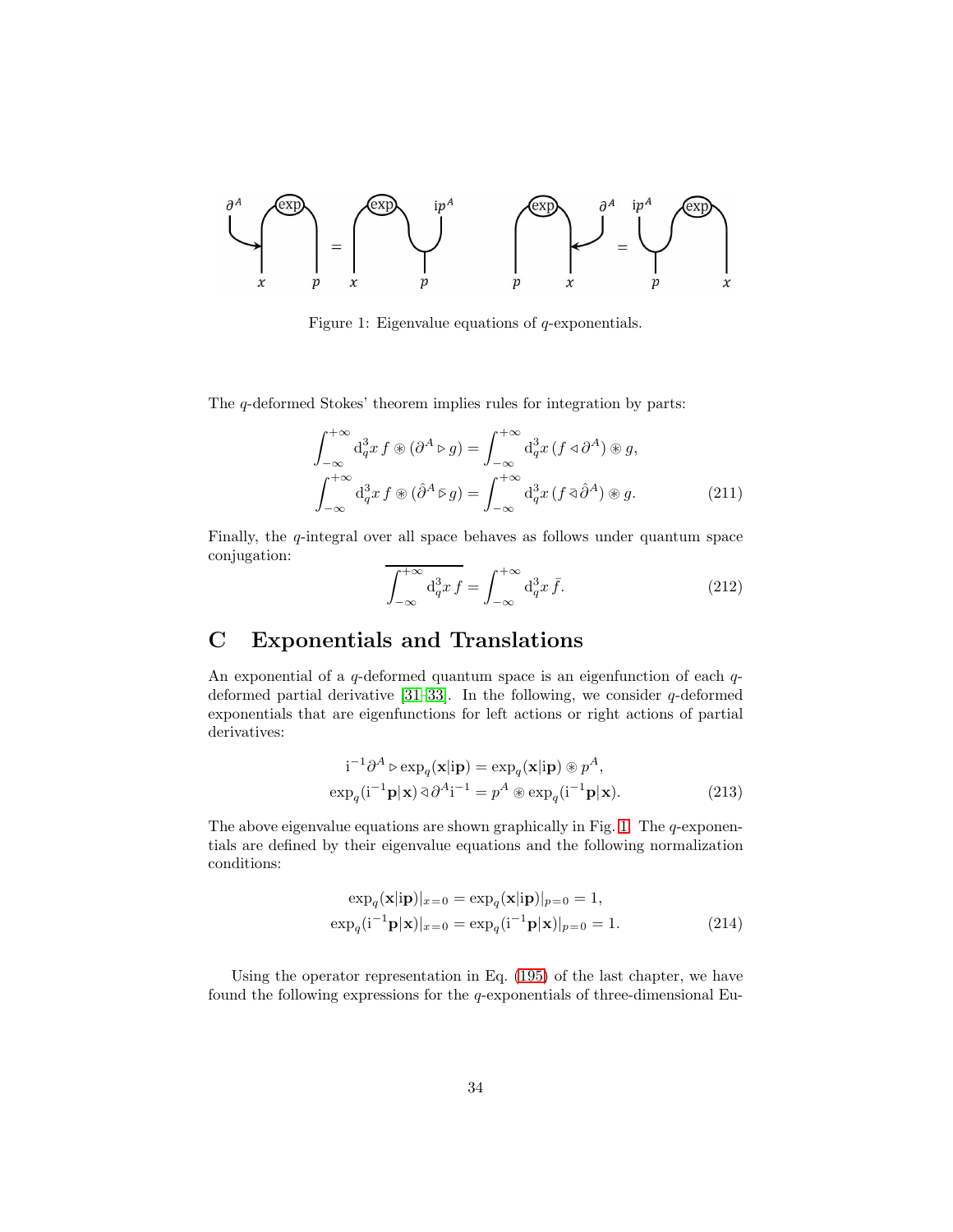Figure 1: Eigenvalue equations of $q$-exponentials.

The $q$-deformed Stokes' theorem implies rules for integration by parts:

$$\int_{-\infty}^{+\infty} \mathrm{d}_q^3 x\, f \circledast (\partial^A \triangleright g) = \int_{-\infty}^{+\infty} \mathrm{d}_q^3 x\, (f \triangleleft \partial^A) \circledast g,$$
$$\int_{-\infty}^{+\infty} \mathrm{d}_q^3 x\, f \circledast (\hat{\partial}^A \,\bar{\triangleright}\, g) = \int_{-\infty}^{+\infty} \mathrm{d}_q^3 x\, (f \,\bar{\triangleleft}\, \hat{\partial}^A) \circledast g. \tag{211}$$

Finally, the $q$-integral over all space behaves as follows under quantum space conjugation:

$$\overline{\int_{-\infty}^{+\infty} \mathrm{d}_q^3 x\, f} = \int_{-\infty}^{+\infty} \mathrm{d}_q^3 x\, \bar{f}. \tag{212}$$

# C Exponentials and Translations

An exponential of a $q$-deformed quantum space is an eigenfunction of each $q$-deformed partial derivative [31–33]. In the following, we consider $q$-deformed exponentials that are eigenfunctions for left actions or right actions of partial derivatives:

$$\mathrm{i}^{-1}\partial^A \triangleright \exp_q(\mathbf{x}|\mathrm{i}\mathbf{p}) = \exp_q(\mathbf{x}|\mathrm{i}\mathbf{p}) \circledast p^A,$$
$$\exp_q(\mathrm{i}^{-1}\mathbf{p}|\mathbf{x}) \,\bar{\triangleleft}\, \partial^A \mathrm{i}^{-1} = p^A \circledast \exp_q(\mathrm{i}^{-1}\mathbf{p}|\mathbf{x}). \tag{213}$$

The above eigenvalue equations are shown graphically in Fig. 1. The $q$-exponentials are defined by their eigenvalue equations and the following normalization conditions:

$$\exp_q(\mathbf{x}|\mathrm{i}\mathbf{p})|_{x=0} = \exp_q(\mathbf{x}|\mathrm{i}\mathbf{p})|_{p=0} = 1,$$
$$\exp_q(\mathrm{i}^{-1}\mathbf{p}|\mathbf{x})|_{x=0} = \exp_q(\mathrm{i}^{-1}\mathbf{p}|\mathbf{x})|_{p=0} = 1. \tag{214}$$

Using the operator representation in Eq. (195) of the last chapter, we have found the following expressions for the $q$-exponentials of three-dimensional Eu-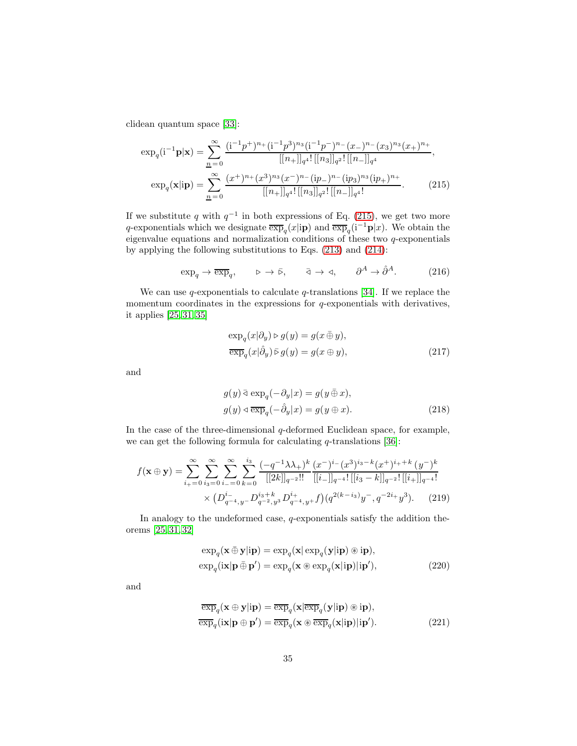clidean quantum space [33]:

$$\exp_q(\mathrm{i}^{-1}\mathbf{p}|\mathbf{x}) = \sum_{\underline{n}\,=\,0}^{\infty} \frac{(\mathrm{i}^{-1}p^+)^{n_+}(\mathrm{i}^{-1}p^3)^{n_3}(\mathrm{i}^{-1}p^-)^{n_-}(x_-)^{n_-}(x_3)^{n_3}(x_+)^{n_+}}{[[n_+]]_{q^4}!\,[[n_3]]_{q^2}!\,[[n_-]]_{q^4}},$$

$$\exp_q(\mathbf{x}|\mathrm{i}\mathbf{p}) = \sum_{\underline{n}\,=\,0}^{\infty} \frac{(x^+)^{n_+}(x^3)^{n_3}(x^-)^{n_-}(\mathrm{i}p_-)^{n_-}(\mathrm{i}p_3)^{n_3}(\mathrm{i}p_+)^{n_+}}{[[n_+]]_{q^4}!\,[[n_3]]_{q^2}!\,[[n_-]]_{q^4}!}. \tag{215}$$

If we substitute $q$ with $q^{-1}$ in both expressions of Eq. (215), we get two more $q$-exponentials which we designate $\overline{\exp}_q(x|\mathrm{i}\mathbf{p})$ and $\overline{\exp}_q(\mathrm{i}^{-1}\mathbf{p}|x)$. We obtain the eigenvalue equations and normalization conditions of these two $q$-exponentials by applying the following substitutions to Eqs. (213) and (214):

$$\exp_q \to \overline{\exp}_q, \qquad \triangleright \to \bar{\triangleright}, \qquad \bar{\triangleleft} \to \triangleleft, \qquad \partial^A \to \hat{\partial}^A. \tag{216}$$

We can use $q$-exponentials to calculate $q$-translations [34]. If we replace the momentum coordinates in the expressions for $q$-exponentials with derivatives, it applies [25,31,35]

$$\begin{aligned} \exp_q(x|\partial_y) \triangleright g(y) &= g(x \,\bar{\oplus}\, y), \\ \overline{\exp}_q(x|\hat{\partial}_y) \,\bar{\triangleright}\, g(y) &= g(x \oplus y), \end{aligned} \tag{217}$$

and

$$\begin{aligned} g(y) \,\bar{\triangleleft}\, \exp_q(-\partial_y|x) &= g(y \,\bar{\oplus}\, x), \\ g(y) \triangleleft \overline{\exp}_q(-\hat{\partial}_y|x) &= g(y \oplus x). \end{aligned} \tag{218}$$

In the case of the three-dimensional $q$-deformed Euclidean space, for example, we can get the following formula for calculating $q$-translations [36]:

$$\begin{aligned} f(\mathbf{x} \oplus \mathbf{y}) = \sum_{i_+=0}^{\infty} \sum_{i_3=0}^{\infty} \sum_{i_-=0}^{\infty} \sum_{k=0}^{i_3} \frac{(-q^{-1}\lambda\lambda_+)^k}{[[2k]]_{q^{-2}}!!} \frac{(x^-)^{i_-}(x^3)^{i_3-k}(x^+)^{i_++k}\,(y^-)^k}{[[i_-]]_{q^{-4}}!\,[[i_3-k]]_{q^{-2}}!\,[[i_+]]_{q^{-4}}!} \\ \times \big(D_{q^{-4},y^-}^{i_-} D_{q^{-2},y^3}^{i_3+k} D_{q^{-4},y^+}^{i_+} f\big)(q^{2(k-i_3)}y^-, q^{-2i_+}y^3). \end{aligned} \tag{219}$$

In analogy to the undeformed case, $q$-exponentials satisfy the addition theorems [25,31,32]

$$\begin{aligned} \exp_q(\mathbf{x} \,\bar{\oplus}\, \mathbf{y}|\mathrm{i}\mathbf{p}) &= \exp_q(\mathbf{x}|\exp_q(\mathbf{y}|\mathrm{i}\mathbf{p}) \circledast \mathrm{i}\mathbf{p}), \\ \exp_q(\mathrm{i}\mathbf{x}|\mathbf{p} \,\bar{\oplus}\, \mathbf{p}') &= \exp_q(\mathbf{x} \circledast \exp_q(\mathbf{x}|\mathrm{i}\mathbf{p})|\mathrm{i}\mathbf{p}'), \end{aligned} \tag{220}$$

and

$$\begin{aligned} \overline{\exp}_q(\mathbf{x} \oplus \mathbf{y}|\mathrm{i}\mathbf{p}) &= \overline{\exp}_q(\mathbf{x}|\overline{\exp}_q(\mathbf{y}|\mathrm{i}\mathbf{p}) \circledast \mathrm{i}\mathbf{p}), \\ \overline{\exp}_q(\mathrm{i}\mathbf{x}|\mathbf{p} \oplus \mathbf{p}') &= \overline{\exp}_q(\mathbf{x} \circledast \overline{\exp}_q(\mathbf{x}|\mathrm{i}\mathbf{p})|\mathrm{i}\mathbf{p}'). \end{aligned} \tag{221}$$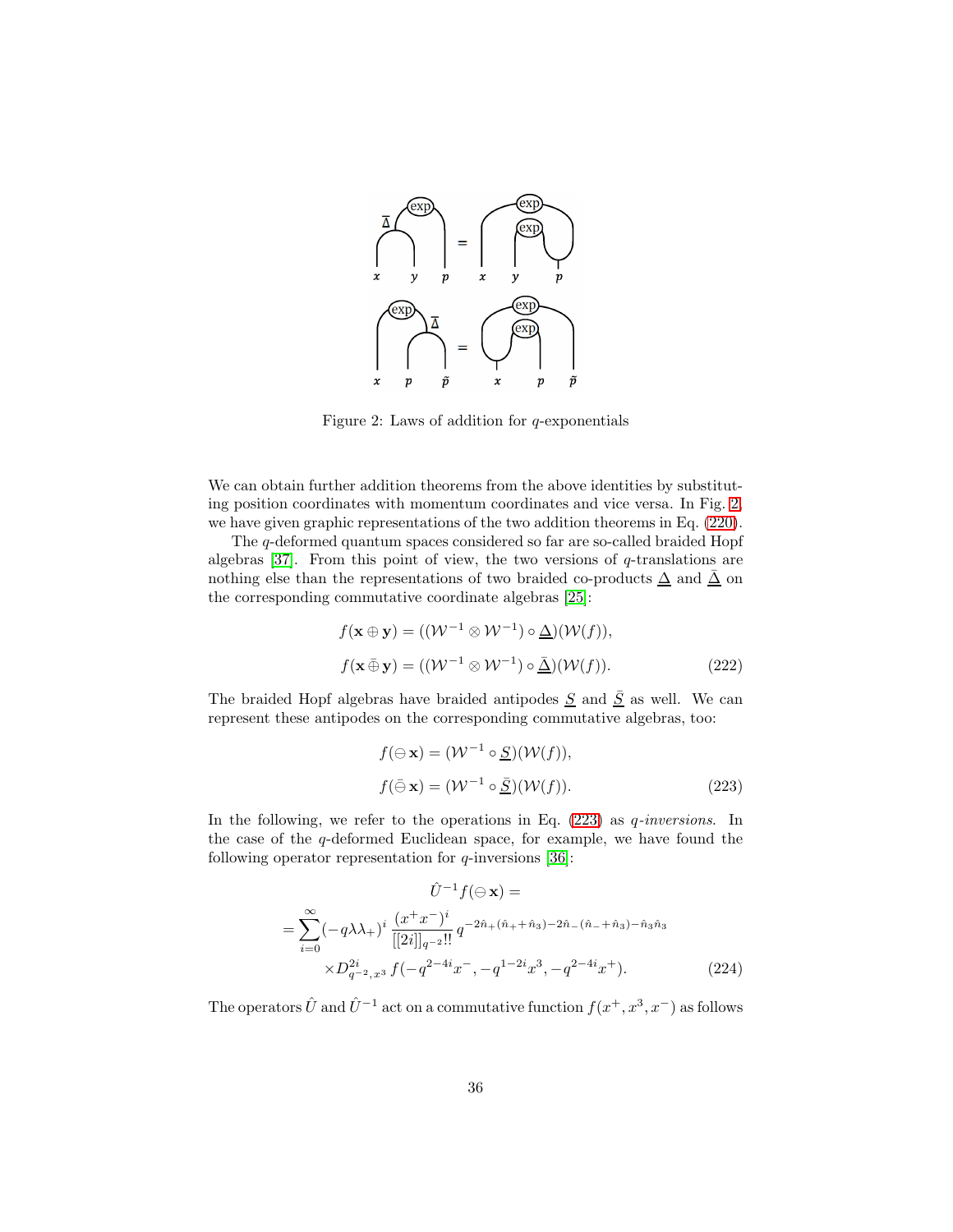Figure 2: Laws of addition for $q$-exponentials

We can obtain further addition theorems from the above identities by substituting position coordinates with momentum coordinates and vice versa. In Fig. 2, we have given graphic representations of the two addition theorems in Eq. (220).

The $q$-deformed quantum spaces considered so far are so-called braided Hopf algebras [37]. From this point of view, the two versions of $q$-translations are nothing else than the representations of two braided co-products $\underline{\Delta}$ and $\underline{\bar{\Delta}}$ on the corresponding commutative coordinate algebras [25]:

$$
\begin{aligned}
f(\mathbf{x} \oplus \mathbf{y}) &= ((\mathcal{W}^{-1} \otimes \mathcal{W}^{-1}) \circ \underline{\Delta})(\mathcal{W}(f)), \\
f(\mathbf{x} \,\bar{\oplus}\, \mathbf{y}) &= ((\mathcal{W}^{-1} \otimes \mathcal{W}^{-1}) \circ \underline{\bar{\Delta}})(\mathcal{W}(f)).
\end{aligned} \tag{222}
$$

The braided Hopf algebras have braided antipodes $\underline{S}$ and $\underline{\bar{S}}$ as well. We can represent these antipodes on the corresponding commutative algebras, too:

$$
\begin{aligned}
f(\ominus\, \mathbf{x}) &= (\mathcal{W}^{-1} \circ \underline{S})(\mathcal{W}(f)), \\
f(\bar{\ominus}\, \mathbf{x}) &= (\mathcal{W}^{-1} \circ \underline{\bar{S}})(\mathcal{W}(f)).
\end{aligned} \tag{223}
$$

In the following, we refer to the operations in Eq. (223) as *$q$-inversions*. In the case of the $q$-deformed Euclidean space, for example, we have found the following operator representation for $q$-inversions [36]:

$$
\begin{aligned}
&\hat{U}^{-1} f(\ominus\, \mathbf{x}) = \\
&= \sum_{i=0}^{\infty} (-q\lambda\lambda_+)^i \, \frac{(x^+x^-)^i}{[[2i]]_{q^{-2}}!!} \, q^{-2\hat{n}_+(\hat{n}_+ + \hat{n}_3) - 2\hat{n}_-(\hat{n}_- + \hat{n}_3) - \hat{n}_3\hat{n}_3} \\
&\qquad \times D_{q^{-2},x^3}^{2i} \, f(-q^{2-4i}x^-, -q^{1-2i}x^3, -q^{2-4i}x^+).
\end{aligned} \tag{224}
$$

The operators $\hat{U}$ and $\hat{U}^{-1}$ act on a commutative function $f(x^+, x^3, x^-)$ as follows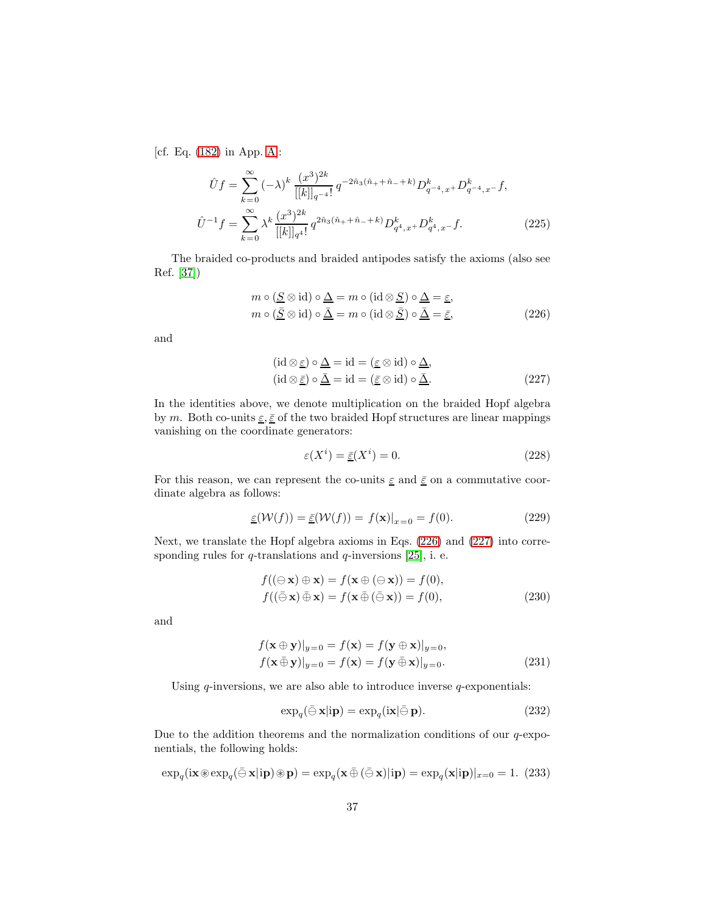[cf. Eq. (182) in App. A]:

$$
\begin{aligned}
\hat{U} f &= \sum_{k=0}^{\infty} (-\lambda)^k \, \frac{(x^3)^{2k}}{[[k]]_{q^{-4}}!} \, q^{-2\hat{n}_3(\hat{n}_+ + \hat{n}_- + k)} D^k_{q^{-4},x^+} D^k_{q^{-4},x^-} f, \\
\hat{U}^{-1} f &= \sum_{k=0}^{\infty} \lambda^k \, \frac{(x^3)^{2k}}{[[k]]_{q^4}!} \, q^{2\hat{n}_3(\hat{n}_+ + \hat{n}_- + k)} D^k_{q^4,x^+} D^k_{q^4,x^-} f.
\end{aligned}
\tag{225}
$$

The braided co-products and braided antipodes satisfy the axioms (also see Ref. [37])

$$
\begin{aligned}
m \circ (\underline{S} \otimes \mathrm{id}) \circ \underline{\Delta} &= m \circ (\mathrm{id} \otimes \underline{S}) \circ \underline{\Delta} = \underline{\varepsilon}, \\
m \circ (\underline{\bar{S}} \otimes \mathrm{id}) \circ \underline{\bar{\Delta}} &= m \circ (\mathrm{id} \otimes \underline{\bar{S}}) \circ \underline{\bar{\Delta}} = \underline{\bar{\varepsilon}},
\end{aligned}
\tag{226}
$$

and

$$
\begin{aligned}
(\mathrm{id} \otimes \underline{\varepsilon}) \circ \underline{\Delta} &= \mathrm{id} = (\underline{\varepsilon} \otimes \mathrm{id}) \circ \underline{\Delta}, \\
(\mathrm{id} \otimes \underline{\bar{\varepsilon}}) \circ \underline{\bar{\Delta}} &= \mathrm{id} = (\underline{\bar{\varepsilon}} \otimes \mathrm{id}) \circ \underline{\bar{\Delta}}.
\end{aligned}
\tag{227}
$$

In the identities above, we denote multiplication on the braided Hopf algebra by $m$. Both co-units $\underline{\varepsilon}, \underline{\bar{\varepsilon}}$ of the two braided Hopf structures are linear mappings vanishing on the coordinate generators:

$$
\varepsilon(X^i) = \underline{\bar{\varepsilon}}(X^i) = 0.
\tag{228}
$$

For this reason, we can represent the co-units $\underline{\varepsilon}$ and $\underline{\bar{\varepsilon}}$ on a commutative coordinate algebra as follows:

$$
\underline{\varepsilon}(\mathcal{W}(f)) = \underline{\bar{\varepsilon}}(\mathcal{W}(f)) = f(\mathbf{x})|_{x=0} = f(0).
\tag{229}
$$

Next, we translate the Hopf algebra axioms in Eqs. (226) and (227) into corresponding rules for $q$-translations and $q$-inversions [25], i. e.

$$
\begin{aligned}
f((\ominus\, \mathbf{x}) \oplus \mathbf{x}) &= f(\mathbf{x} \oplus (\ominus\, \mathbf{x})) = f(0), \\
f((\bar{\ominus}\, \mathbf{x}) \,\bar{\oplus}\, \mathbf{x}) &= f(\mathbf{x} \,\bar{\oplus}\, (\bar{\ominus}\, \mathbf{x})) = f(0),
\end{aligned}
\tag{230}
$$

and

$$
\begin{aligned}
f(\mathbf{x} \oplus \mathbf{y})|_{y=0} &= f(\mathbf{x}) = f(\mathbf{y} \oplus \mathbf{x})|_{y=0}, \\
f(\mathbf{x} \,\bar{\oplus}\, \mathbf{y})|_{y=0} &= f(\mathbf{x}) = f(\mathbf{y} \,\bar{\oplus}\, \mathbf{x})|_{y=0}.
\end{aligned}
\tag{231}
$$

Using $q$-inversions, we are also able to introduce inverse $q$-exponentials:

$$
\exp_q(\bar{\ominus}\, \mathbf{x}|\mathrm{i}\mathbf{p}) = \exp_q(\mathrm{i}\mathbf{x}|\bar{\ominus}\, \mathbf{p}).
\tag{232}
$$

Due to the addition theorems and the normalization conditions of our $q$-exponentials, the following holds:

$$
\exp_q(\mathrm{i}\mathbf{x} \circledast \exp_q(\bar{\ominus}\, \mathbf{x}|\mathrm{i}\mathbf{p}) \circledast \mathbf{p}) = \exp_q(\mathbf{x} \,\bar{\oplus}\, (\bar{\ominus}\, \mathbf{x})|\mathrm{i}\mathbf{p}) = \exp_q(\mathbf{x}|\mathrm{i}\mathbf{p})|_{x=0} = 1.
\tag{233}
$$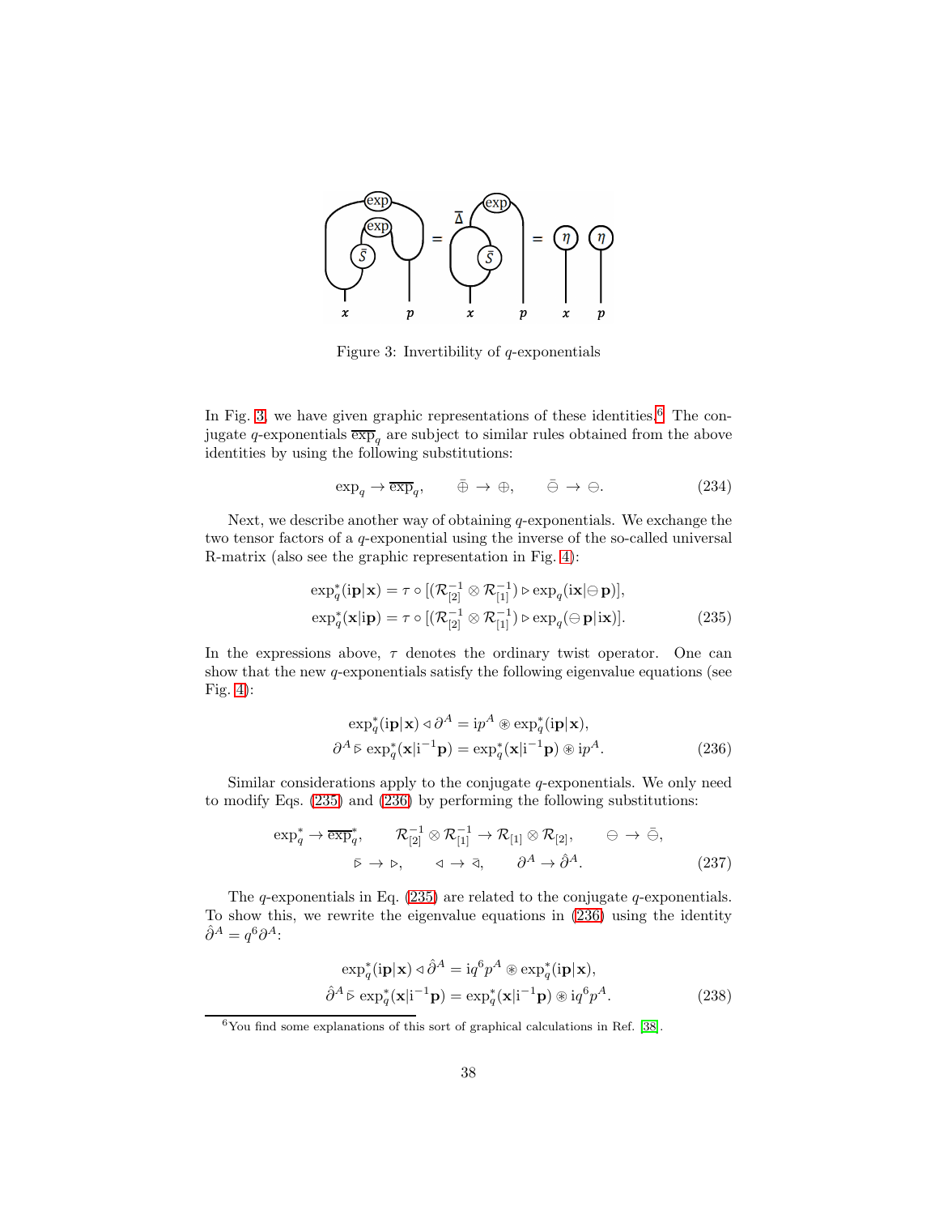Figure 3: Invertibility of $q$-exponentials

In Fig. 3, we have given graphic representations of these identities.[6] The conjugate $q$-exponentials $\overline{\exp}_q$ are subject to similar rules obtained from the above identities by using the following substitutions:

$$\exp_q \to \overline{\exp}_q, \qquad \bar{\oplus} \to \oplus, \qquad \bar{\ominus} \to \ominus. \tag{234}$$

Next, we describe another way of obtaining $q$-exponentials. We exchange the two tensor factors of a $q$-exponential using the inverse of the so-called universal R-matrix (also see the graphic representation in Fig. 4):

$$\begin{aligned}
\exp_q^*(\mathrm{i}\mathbf{p}|\mathbf{x}) &= \tau \circ [(\mathcal{R}^{-1}_{[2]} \otimes \mathcal{R}^{-1}_{[1]}) \triangleright \exp_q(\mathrm{i}\mathbf{x}|\ominus \mathbf{p})], \\
\exp_q^*(\mathbf{x}|\mathrm{i}\mathbf{p}) &= \tau \circ [(\mathcal{R}^{-1}_{[2]} \otimes \mathcal{R}^{-1}_{[1]}) \triangleright \exp_q(\ominus \mathbf{p}|\mathrm{i}\mathbf{x})].
\end{aligned} \tag{235}$$

In the expressions above, $\tau$ denotes the ordinary twist operator. One can show that the new $q$-exponentials satisfy the following eigenvalue equations (see Fig. 4):

$$\begin{aligned}
\exp_q^*(\mathrm{i}\mathbf{p}|\mathbf{x}) \triangleleft \partial^A &= \mathrm{i}p^A \circledast \exp_q^*(\mathrm{i}\mathbf{p}|\mathbf{x}), \\
\partial^A \,\bar{\triangleright}\, \exp_q^*(\mathbf{x}|\mathrm{i}^{-1}\mathbf{p}) &= \exp_q^*(\mathbf{x}|\mathrm{i}^{-1}\mathbf{p}) \circledast \mathrm{i}p^A.
\end{aligned} \tag{236}$$

Similar considerations apply to the conjugate $q$-exponentials. We only need to modify Eqs. (235) and (236) by performing the following substitutions:

$$\begin{aligned}
&\exp_q^* \to \overline{\exp}{}_q^*, \qquad \mathcal{R}^{-1}_{[2]} \otimes \mathcal{R}^{-1}_{[1]} \to \mathcal{R}_{[1]} \otimes \mathcal{R}_{[2]}, \qquad \ominus \to \bar{\ominus}, \\
&\bar{\triangleright} \to \triangleright, \qquad \triangleleft \to \bar{\triangleleft}, \qquad \partial^A \to \hat{\partial}^A.
\end{aligned} \tag{237}$$

The $q$-exponentials in Eq. (235) are related to the conjugate $q$-exponentials. To show this, we rewrite the eigenvalue equations in (236) using the identity $\hat{\partial}^A = q^6 \partial^A$:

$$\begin{aligned}
\exp_q^*(\mathrm{i}\mathbf{p}|\mathbf{x}) \triangleleft \hat{\partial}^A &= \mathrm{i}q^6 p^A \circledast \exp_q^*(\mathrm{i}\mathbf{p}|\mathbf{x}), \\
\hat{\partial}^A \,\bar{\triangleright}\, \exp_q^*(\mathbf{x}|\mathrm{i}^{-1}\mathbf{p}) &= \exp_q^*(\mathbf{x}|\mathrm{i}^{-1}\mathbf{p}) \circledast \mathrm{i}q^6 p^A.
\end{aligned} \tag{238}$$

[6] You find some explanations of this sort of graphical calculations in Ref. [38].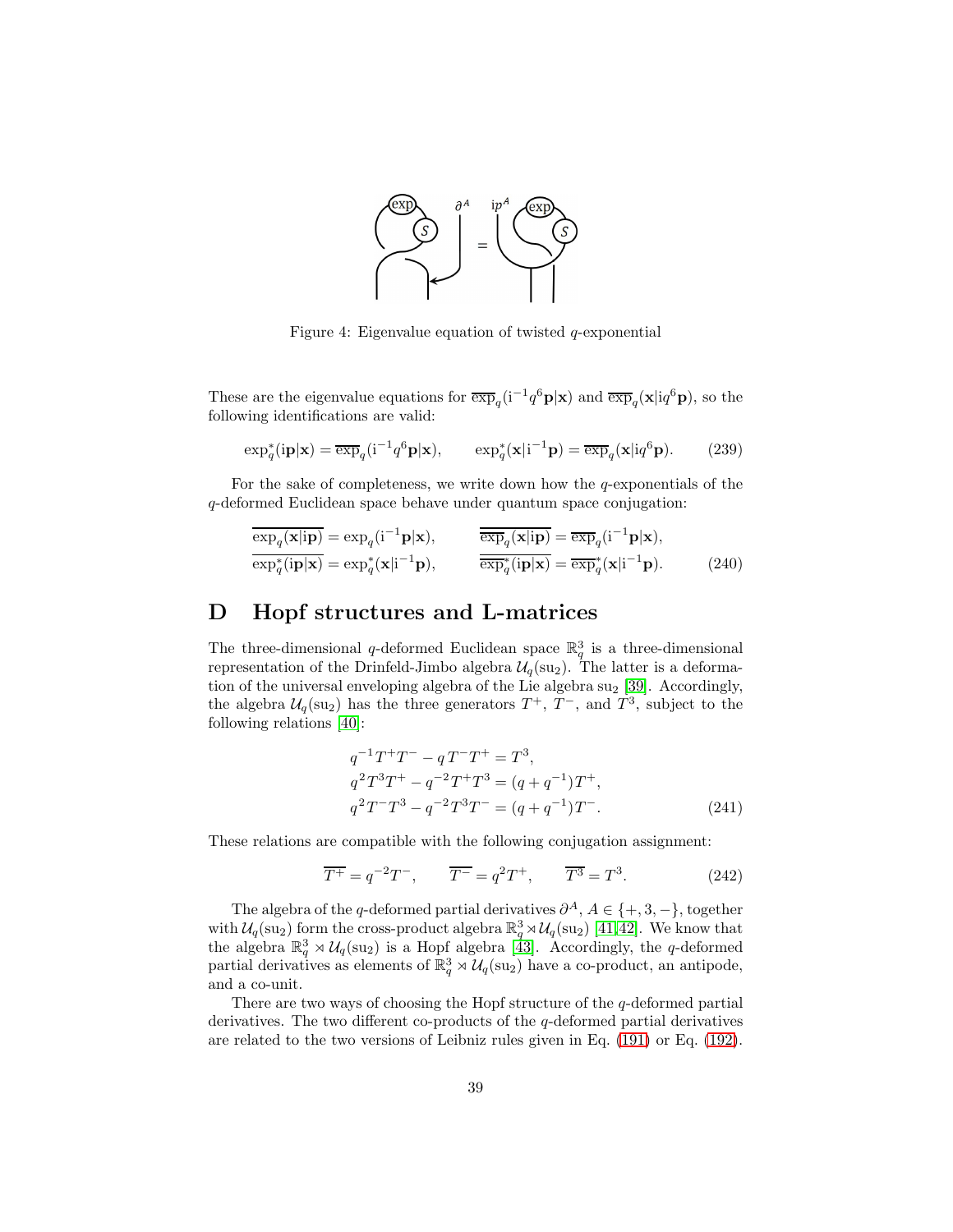Figure 4: Eigenvalue equation of twisted $q$-exponential

These are the eigenvalue equations for $\overline{\exp}_q(\mathrm{i}^{-1}q^6\mathbf{p}|\mathbf{x})$ and $\overline{\exp}_q(\mathbf{x}|\mathrm{i}q^6\mathbf{p})$, so the following identifications are valid:

$$
\exp_q^*(\mathrm{i}\mathbf{p}|\mathbf{x}) = \overline{\exp}_q(\mathrm{i}^{-1}q^6\mathbf{p}|\mathbf{x}), \qquad \exp_q^*(\mathbf{x}|\mathrm{i}^{-1}\mathbf{p}) = \overline{\exp}_q(\mathbf{x}|\mathrm{i}q^6\mathbf{p}). \tag{239}
$$

For the sake of completeness, we write down how the $q$-exponentials of the $q$-deformed Euclidean space behave under quantum space conjugation:

$$
\begin{aligned}
\overline{\exp_q(\mathbf{x}|\mathrm{i}\mathbf{p})} &= \exp_q(\mathrm{i}^{-1}\mathbf{p}|\mathbf{x}), \qquad & \overline{\overline{\exp}_q(\mathbf{x}|\mathrm{i}\mathbf{p})} &= \overline{\exp}_q(\mathrm{i}^{-1}\mathbf{p}|\mathbf{x}), \\
\overline{\exp_q^*(\mathrm{i}\mathbf{p}|\mathbf{x})} &= \exp_q^*(\mathbf{x}|\mathrm{i}^{-1}\mathbf{p}), \qquad & \overline{\overline{\exp}_q^*(\mathrm{i}\mathbf{p}|\mathbf{x})} &= \overline{\exp}_q^*(\mathbf{x}|\mathrm{i}^{-1}\mathbf{p}).
\end{aligned} \tag{240}
$$

# D Hopf structures and L-matrices

The three-dimensional $q$-deformed Euclidean space $\mathbb{R}_q^3$ is a three-dimensional representation of the Drinfeld-Jimbo algebra $\mathcal{U}_q(\mathrm{su}_2)$. The latter is a deformation of the universal enveloping algebra of the Lie algebra $\mathrm{su}_2$ [39]. Accordingly, the algebra $\mathcal{U}_q(\mathrm{su}_2)$ has the three generators $T^+$, $T^-$, and $T^3$, subject to the following relations [40]:

$$
\begin{aligned}
&q^{-1}T^+T^- - q\,T^-T^+ = T^3, \\
&q^2T^3T^+ - q^{-2}T^+T^3 = (q+q^{-1})T^+, \\
&q^2T^-T^3 - q^{-2}T^3T^- = (q+q^{-1})T^-.
\end{aligned} \tag{241}
$$

These relations are compatible with the following conjugation assignment:

$$
\overline{T^+} = q^{-2}T^-, \qquad \overline{T^-} = q^2T^+, \qquad \overline{T^3} = T^3. \tag{242}
$$

The algebra of the $q$-deformed partial derivatives $\partial^A$, $A \in \{+,3,-\}$, together with $\mathcal{U}_q(\mathrm{su}_2)$ form the cross-product algebra $\mathbb{R}_q^3 \rtimes \mathcal{U}_q(\mathrm{su}_2)$ [41,42]. We know that the algebra $\mathbb{R}_q^3 \rtimes \mathcal{U}_q(\mathrm{su}_2)$ is a Hopf algebra [43]. Accordingly, the $q$-deformed partial derivatives as elements of $\mathbb{R}_q^3 \rtimes \mathcal{U}_q(\mathrm{su}_2)$ have a co-product, an antipode, and a co-unit.

There are two ways of choosing the Hopf structure of the $q$-deformed partial derivatives. The two different co-products of the $q$-deformed partial derivatives are related to the two versions of Leibniz rules given in Eq. (191) or Eq. (192).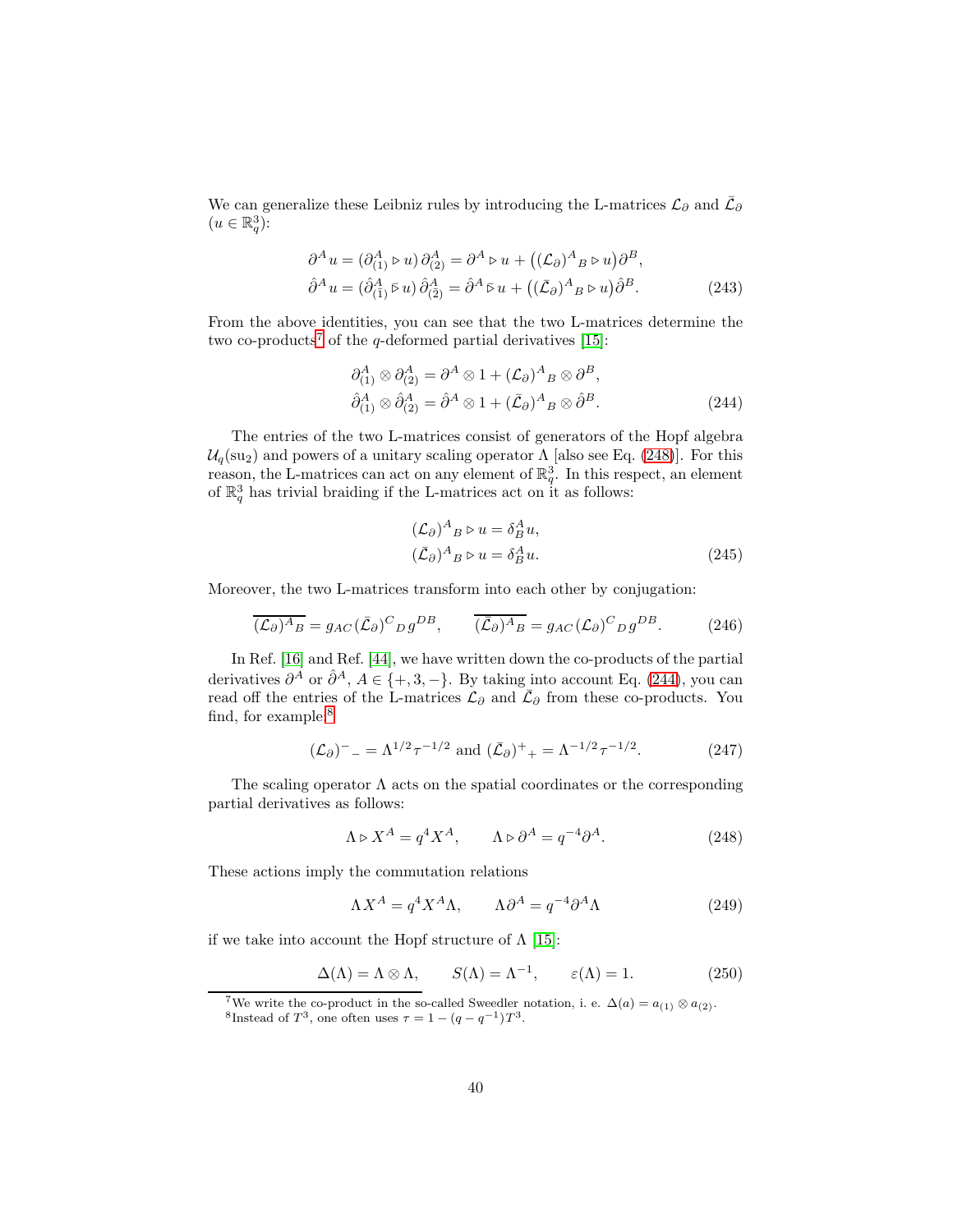We can generalize these Leibniz rules by introducing the L-matrices $\mathcal{L}_\partial$ and $\bar{\mathcal{L}}_\partial$ ($u \in \mathbb{R}_q^3$):

$$
\begin{aligned}
\partial^A u &= (\partial^A_{(1)} \triangleright u)\, \partial^A_{(2)} = \partial^A \triangleright u + \big((\mathcal{L}_\partial)^A{}_B \triangleright u\big)\partial^B, \\
\hat{\partial}^A u &= (\hat{\partial}^A_{(\bar{1})} \,\bar{\triangleright}\, u)\, \hat{\partial}^A_{(\bar{2})} = \hat{\partial}^A \,\bar{\triangleright}\, u + \big((\bar{\mathcal{L}}_\partial)^A{}_B \triangleright u\big)\hat{\partial}^B.
\end{aligned} \tag{243}
$$

From the above identities, you can see that the two L-matrices determine the two co-products[7] of the $q$-deformed partial derivatives [15]:

$$
\begin{aligned}
\partial^A_{(1)} \otimes \partial^A_{(2)} &= \partial^A \otimes 1 + (\mathcal{L}_\partial)^A{}_B \otimes \partial^B, \\
\hat{\partial}^A_{(\bar{1})} \otimes \hat{\partial}^A_{(\bar{2})} &= \hat{\partial}^A \otimes 1 + (\bar{\mathcal{L}}_\partial)^A{}_B \otimes \hat{\partial}^B.
\end{aligned} \tag{244}
$$

The entries of the two L-matrices consist of generators of the Hopf algebra $\mathcal{U}_q(\mathrm{su}_2)$ and powers of a unitary scaling operator $\Lambda$ [also see Eq. (248)]. For this reason, the L-matrices can act on any element of $\mathbb{R}_q^3$. In this respect, an element of $\mathbb{R}_q^3$ has trivial braiding if the L-matrices act on it as follows:

$$
\begin{aligned}
(\mathcal{L}_\partial)^A{}_B \triangleright u &= \delta^A_B\, u, \\
(\bar{\mathcal{L}}_\partial)^A{}_B \triangleright u &= \delta^A_B\, u.
\end{aligned} \tag{245}
$$

Moreover, the two L-matrices transform into each other by conjugation:

$$
\overline{(\mathcal{L}_\partial)^A{}_B} = g_{AC}\, (\bar{\mathcal{L}}_\partial)^C{}_D\, g^{DB}, \qquad \overline{(\bar{\mathcal{L}}_\partial)^A{}_B} = g_{AC}\, (\mathcal{L}_\partial)^C{}_D\, g^{DB}. \tag{246}
$$

In Ref. [16] and Ref. [44], we have written down the co-products of the partial derivatives $\partial^A$ or $\hat{\partial}^A$, $A \in \{+, 3, -\}$. By taking into account Eq. (244), you can read off the entries of the L-matrices $\mathcal{L}_\partial$ and $\bar{\mathcal{L}}_\partial$ from these co-products. You find, for example:[8]

$$
(\mathcal{L}_\partial)^-{}_- = \Lambda^{1/2}\tau^{-1/2} \text{ and } (\bar{\mathcal{L}}_\partial)^+{}_+ = \Lambda^{-1/2}\tau^{-1/2}. \tag{247}
$$

The scaling operator $\Lambda$ acts on the spatial coordinates or the corresponding partial derivatives as follows:

$$
\Lambda \triangleright X^A = q^4 X^A, \qquad \Lambda \triangleright \partial^A = q^{-4}\partial^A. \tag{248}
$$

These actions imply the commutation relations

$$
\Lambda X^A = q^4 X^A \Lambda, \qquad \Lambda \partial^A = q^{-4}\partial^A \Lambda \tag{249}
$$

if we take into account the Hopf structure of $\Lambda$ [15]:

$$
\Delta(\Lambda) = \Lambda \otimes \Lambda, \qquad S(\Lambda) = \Lambda^{-1}, \qquad \varepsilon(\Lambda) = 1. \tag{250}
$$

---

[7] We write the co-product in the so-called Sweedler notation, i. e. $\Delta(a) = a_{(1)} \otimes a_{(2)}$.

[8] Instead of $T^3$, one often uses $\tau = 1 - (q - q^{-1})T^3$.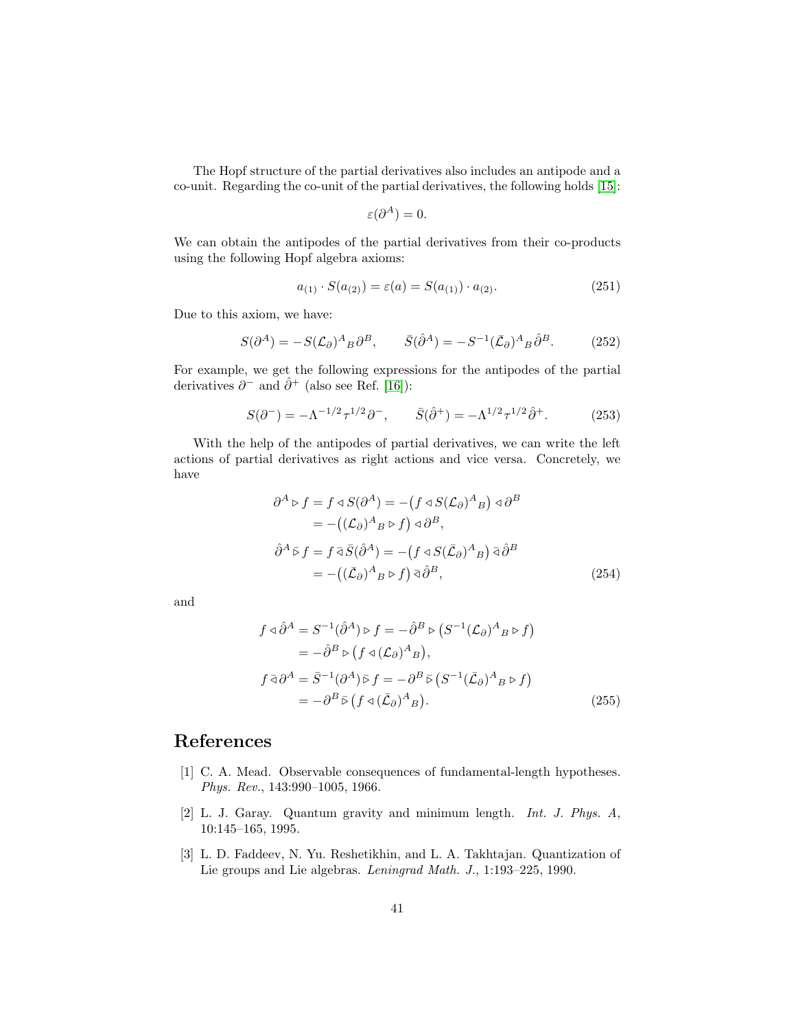The Hopf structure of the partial derivatives also includes an antipode and a co-unit. Regarding the co-unit of the partial derivatives, the following holds [15]:

$$\varepsilon(\partial^A) = 0.$$

We can obtain the antipodes of the partial derivatives from their co-products using the following Hopf algebra axioms:

$$a_{(1)} \cdot S(a_{(2)}) = \varepsilon(a) = S(a_{(1)}) \cdot a_{(2)}. \tag{251}$$

Due to this axiom, we have:

$$S(\partial^A) = -S(\mathcal{L}_\partial)^A{}_B \, \partial^B, \qquad \bar{S}(\hat{\partial}^A) = -S^{-1}(\bar{\mathcal{L}}_\partial)^A{}_B \, \hat{\partial}^B. \tag{252}$$

For example, we get the following expressions for the antipodes of the partial derivatives $\partial^-$ and $\hat{\partial}^+$ (also see Ref. [16]):

$$S(\partial^-) = -\Lambda^{-1/2}\tau^{1/2}\partial^-, \qquad \bar{S}(\hat{\partial}^+) = -\Lambda^{1/2}\tau^{1/2}\hat{\partial}^+. \tag{253}$$

With the help of the antipodes of partial derivatives, we can write the left actions of partial derivatives as right actions and vice versa. Concretely, we have

$$\begin{aligned}
\partial^A \triangleright f &= f \triangleleft S(\partial^A) = -\big(f \triangleleft S(\mathcal{L}_\partial)^A{}_B\big) \triangleleft \partial^B \\
&= -\big((\mathcal{L}_\partial)^A{}_B \triangleright f\big) \triangleleft \partial^B, \\
\hat{\partial}^A \,\bar{\triangleright}\, f &= f \,\bar{\triangleleft}\, \bar{S}(\hat{\partial}^A) = -\big(f \triangleleft S(\bar{\mathcal{L}}_\partial)^A{}_B\big) \,\bar{\triangleleft}\, \hat{\partial}^B \\
&= -\big((\bar{\mathcal{L}}_\partial)^A{}_B \triangleright f\big) \,\bar{\triangleleft}\, \hat{\partial}^B,
\end{aligned} \tag{254}$$

and

$$\begin{aligned}
f \triangleleft \hat{\partial}^A &= S^{-1}(\hat{\partial}^A) \triangleright f = -\hat{\partial}^B \triangleright \big(S^{-1}(\mathcal{L}_\partial)^A{}_B \triangleright f\big) \\
&= -\hat{\partial}^B \triangleright \big(f \triangleleft (\mathcal{L}_\partial)^A{}_B\big), \\
f \,\bar{\triangleleft}\, \partial^A &= \bar{S}^{-1}(\partial^A) \,\bar{\triangleright}\, f = -\partial^B \,\bar{\triangleright}\, \big(S^{-1}(\bar{\mathcal{L}}_\partial)^A{}_B \triangleright f\big) \\
&= -\partial^B \,\bar{\triangleright}\, \big(f \triangleleft (\bar{\mathcal{L}}_\partial)^A{}_B\big).
\end{aligned} \tag{255}$$

# References

[1] C. A. Mead. Observable consequences of fundamental-length hypotheses. *Phys. Rev.*, 143:990–1005, 1966.

[2] L. J. Garay. Quantum gravity and minimum length. *Int. J. Phys. A*, 10:145–165, 1995.

[3] L. D. Faddeev, N. Yu. Reshetikhin, and L. A. Takhtajan. Quantization of Lie groups and Lie algebras. *Leningrad Math. J.*, 1:193–225, 1990.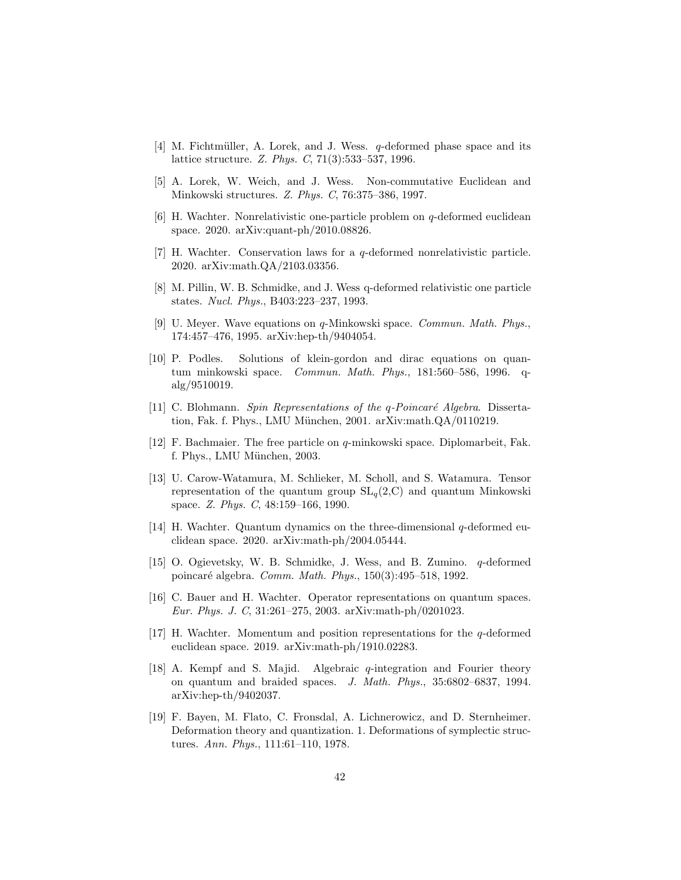[4] M. Fichtmüller, A. Lorek, and J. Wess. $q$-deformed phase space and its lattice structure. *Z. Phys. C*, 71(3):533–537, 1996.

[5] A. Lorek, W. Weich, and J. Wess. Non-commutative Euclidean and Minkowski structures. *Z. Phys. C*, 76:375–386, 1997.

[6] H. Wachter. Nonrelativistic one-particle problem on $q$-deformed euclidean space. 2020. arXiv:quant-ph/2010.08826.

[7] H. Wachter. Conservation laws for a $q$-deformed nonrelativistic particle. 2020. arXiv:math.QA/2103.03356.

[8] M. Pillin, W. B. Schmidke, and J. Wess q-deformed relativistic one particle states. *Nucl. Phys.*, B403:223–237, 1993.

[9] U. Meyer. Wave equations on $q$-Minkowski space. *Commun. Math. Phys.*, 174:457–476, 1995. arXiv:hep-th/9404054.

[10] P. Podles. Solutions of klein-gordon and dirac equations on quantum minkowski space. *Commun. Math. Phys.*, 181:560–586, 1996. q-alg/9510019.

[11] C. Blohmann. *Spin Representations of the q-Poincaré Algebra*. Dissertation, Fak. f. Phys., LMU München, 2001. arXiv:math.QA/0110219.

[12] F. Bachmaier. The free particle on $q$-minkowski space. Diplomarbeit, Fak. f. Phys., LMU München, 2003.

[13] U. Carow-Watamura, M. Schlieker, M. Scholl, and S. Watamura. Tensor representation of the quantum group $\mathrm{SL}_q(2,\mathrm{C})$ and quantum Minkowski space. *Z. Phys. C*, 48:159–166, 1990.

[14] H. Wachter. Quantum dynamics on the three-dimensional $q$-deformed euclidean space. 2020. arXiv:math-ph/2004.05444.

[15] O. Ogievetsky, W. B. Schmidke, J. Wess, and B. Zumino. $q$-deformed poincaré algebra. *Comm. Math. Phys.*, 150(3):495–518, 1992.

[16] C. Bauer and H. Wachter. Operator representations on quantum spaces. *Eur. Phys. J. C*, 31:261–275, 2003. arXiv:math-ph/0201023.

[17] H. Wachter. Momentum and position representations for the $q$-deformed euclidean space. 2019. arXiv:math-ph/1910.02283.

[18] A. Kempf and S. Majid. Algebraic $q$-integration and Fourier theory on quantum and braided spaces. *J. Math. Phys.*, 35:6802–6837, 1994. arXiv:hep-th/9402037.

[19] F. Bayen, M. Flato, C. Fronsdal, A. Lichnerowicz, and D. Sternheimer. Deformation theory and quantization. 1. Deformations of symplectic structures. *Ann. Phys.*, 111:61–110, 1978.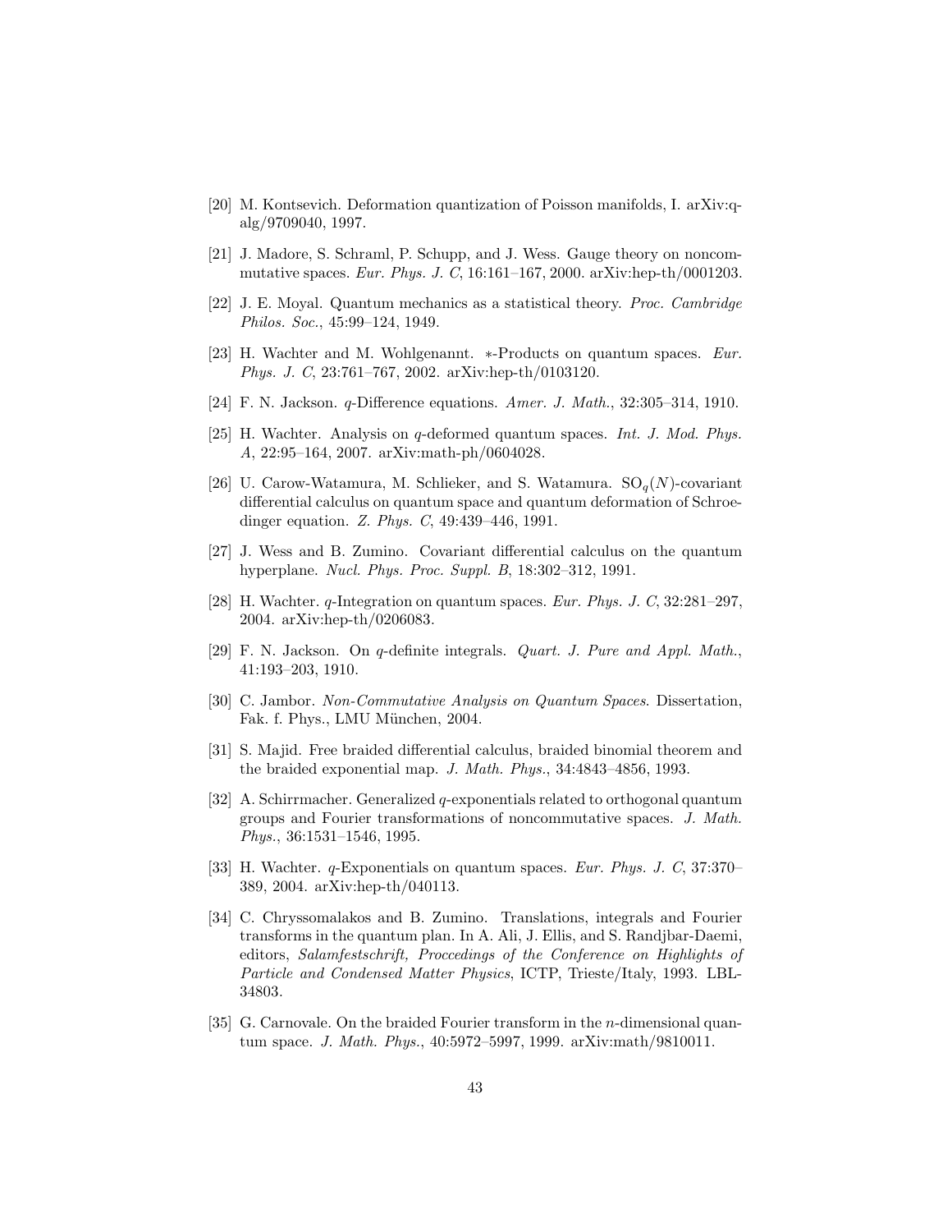[20] M. Kontsevich. Deformation quantization of Poisson manifolds, I. arXiv:q-alg/9709040, 1997.

[21] J. Madore, S. Schraml, P. Schupp, and J. Wess. Gauge theory on noncommutative spaces. *Eur. Phys. J. C*, 16:161–167, 2000. arXiv:hep-th/0001203.

[22] J. E. Moyal. Quantum mechanics as a statistical theory. *Proc. Cambridge Philos. Soc.*, 45:99–124, 1949.

[23] H. Wachter and M. Wohlgenannt. $*$-Products on quantum spaces. *Eur. Phys. J. C*, 23:761–767, 2002. arXiv:hep-th/0103120.

[24] F. N. Jackson. $q$-Difference equations. *Amer. J. Math.*, 32:305–314, 1910.

[25] H. Wachter. Analysis on $q$-deformed quantum spaces. *Int. J. Mod. Phys. A*, 22:95–164, 2007. arXiv:math-ph/0604028.

[26] U. Carow-Watamura, M. Schlieker, and S. Watamura. $\mathrm{SO}_q(N)$-covariant differential calculus on quantum space and quantum deformation of Schroedinger equation. *Z. Phys. C*, 49:439–446, 1991.

[27] J. Wess and B. Zumino. Covariant differential calculus on the quantum hyperplane. *Nucl. Phys. Proc. Suppl. B*, 18:302–312, 1991.

[28] H. Wachter. $q$-Integration on quantum spaces. *Eur. Phys. J. C*, 32:281–297, 2004. arXiv:hep-th/0206083.

[29] F. N. Jackson. On $q$-definite integrals. *Quart. J. Pure and Appl. Math.*, 41:193–203, 1910.

[30] C. Jambor. *Non-Commutative Analysis on Quantum Spaces*. Dissertation, Fak. f. Phys., LMU München, 2004.

[31] S. Majid. Free braided differential calculus, braided binomial theorem and the braided exponential map. *J. Math. Phys.*, 34:4843–4856, 1993.

[32] A. Schirrmacher. Generalized $q$-exponentials related to orthogonal quantum groups and Fourier transformations of noncommutative spaces. *J. Math. Phys.*, 36:1531–1546, 1995.

[33] H. Wachter. $q$-Exponentials on quantum spaces. *Eur. Phys. J. C*, 37:370–389, 2004. arXiv:hep-th/040113.

[34] C. Chryssomalakos and B. Zumino. Translations, integrals and Fourier transforms in the quantum plan. In A. Ali, J. Ellis, and S. Randjbar-Daemi, editors, *Salamfestschrift, Proccedings of the Conference on Highlights of Particle and Condensed Matter Physics*, ICTP, Trieste/Italy, 1993. LBL-34803.

[35] G. Carnovale. On the braided Fourier transform in the $n$-dimensional quantum space. *J. Math. Phys.*, 40:5972–5997, 1999. arXiv:math/9810011.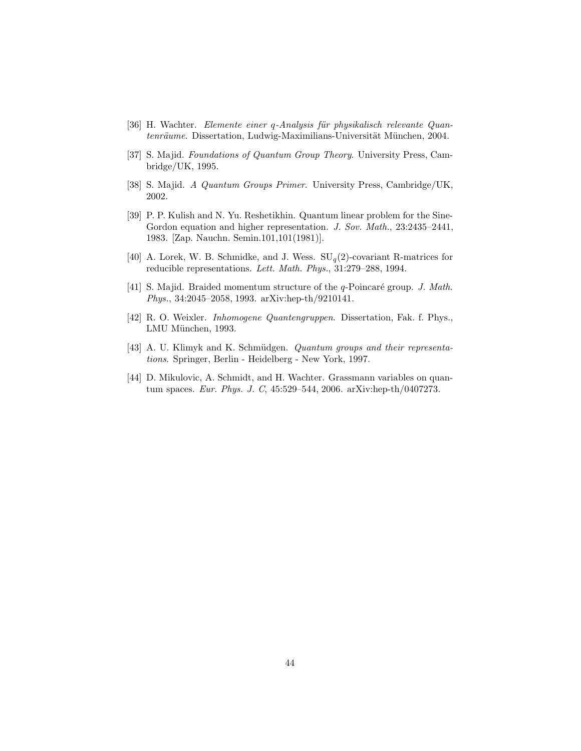[36] H. Wachter. *Elemente einer q-Analysis für physikalisch relevante Quantenräume*. Dissertation, Ludwig-Maximilians-Universität München, 2004.

[37] S. Majid. *Foundations of Quantum Group Theory*. University Press, Cambridge/UK, 1995.

[38] S. Majid. *A Quantum Groups Primer*. University Press, Cambridge/UK, 2002.

[39] P. P. Kulish and N. Yu. Reshetikhin. Quantum linear problem for the Sine-Gordon equation and higher representation. *J. Sov. Math.*, 23:2435–2441, 1983. [Zap. Nauchn. Semin.101,101(1981)].

[40] A. Lorek, W. B. Schmidke, and J. Wess. $\mathrm{SU}_q(2)$-covariant R-matrices for reducible representations. *Lett. Math. Phys.*, 31:279–288, 1994.

[41] S. Majid. Braided momentum structure of the $q$-Poincaré group. *J. Math. Phys.*, 34:2045–2058, 1993. arXiv:hep-th/9210141.

[42] R. O. Weixler. *Inhomogene Quantengruppen*. Dissertation, Fak. f. Phys., LMU München, 1993.

[43] A. U. Klimyk and K. Schmüdgen. *Quantum groups and their representations*. Springer, Berlin - Heidelberg - New York, 1997.

[44] D. Mikulovic, A. Schmidt, and H. Wachter. Grassmann variables on quantum spaces. *Eur. Phys. J. C*, 45:529–544, 2006. arXiv:hep-th/0407273.